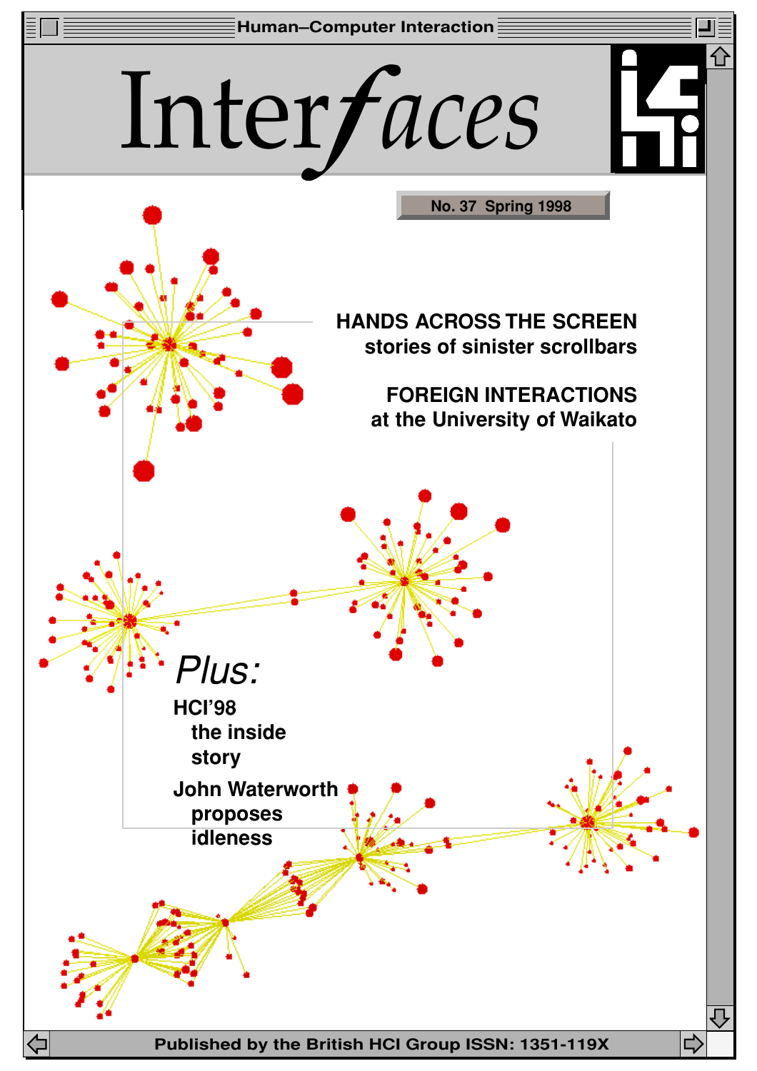Human–Computer Interaction

# Interfaces

No. 37 Spring 1998

## HANDS ACROSS THE SCREEN
stories of sinister scrollbars

## FOREIGN INTERACTIONS
at the University of Waikato

*Plus:*

**HCI'98**
the inside story

**John Waterworth**
proposes idleness

Published by the British HCI Group ISSN: 1351-119X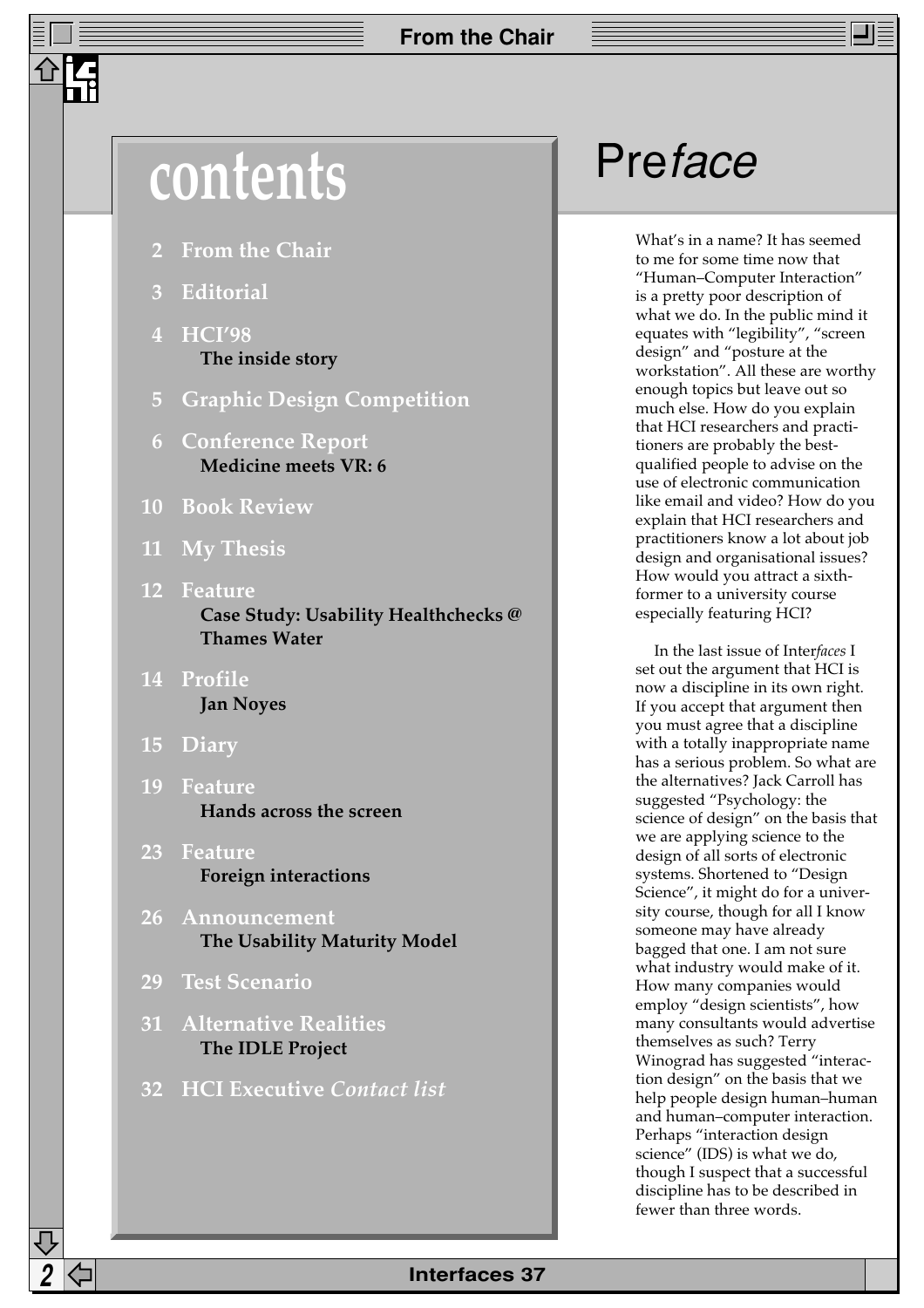# contents

- 2 From the Chair
- 3 Editorial
- 4 HCI'98
  **The inside story**
- 5 Graphic Design Competition
- 6 Conference Report
  **Medicine meets VR: 6**
- 10 Book Review
- 11 My Thesis
- 12 Feature
  **Case Study: Usability Healthchecks @ Thames Water**
- 14 Profile
  **Jan Noyes**
- 15 Diary
- 19 Feature
  **Hands across the screen**
- 23 Feature
  **Foreign interactions**
- 26 Announcement
  **The Usability Maturity Model**
- 29 Test Scenario
- 31 Alternative Realities
  **The IDLE Project**
- 32 HCI Executive *Contact list*

# Pre*face*

What's in a name? It has seemed to me for some time now that "Human–Computer Interaction" is a pretty poor description of what we do. In the public mind it equates with "legibility", "screen design" and "posture at the workstation". All these are worthy enough topics but leave out so much else. How do you explain that HCI researchers and practitioners are probably the best-qualified people to advise on the use of electronic communication like email and video? How do you explain that HCI researchers and practitioners know a lot about job design and organisational issues? How would you attract a sixth-former to a university course especially featuring HCI?

In the last issue of Inter*faces* I set out the argument that HCI is now a discipline in its own right. If you accept that argument then you must agree that a discipline with a totally inappropriate name has a serious problem. So what are the alternatives? Jack Carroll has suggested "Psychology: the science of design" on the basis that we are applying science to the design of all sorts of electronic systems. Shortened to "Design Science", it might do for a university course, though for all I know someone may have already bagged that one. I am not sure what industry would make of it. How many companies would employ "design scientists", how many consultants would advertise themselves as such? Terry Winograd has suggested "interaction design" on the basis that we help people design human–human and human–computer interaction. Perhaps "interaction design science" (IDS) is what we do, though I suspect that a successful discipline has to be described in fewer than three words.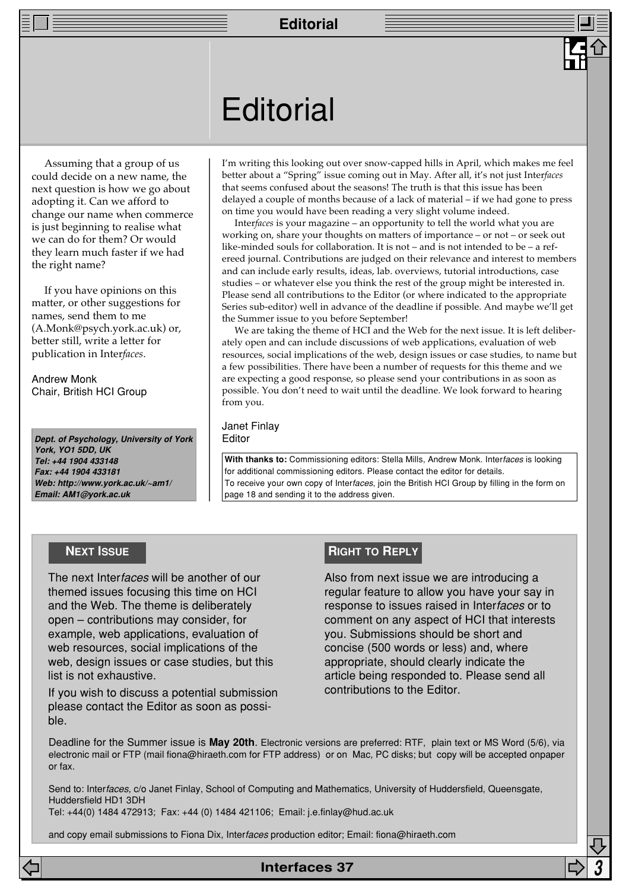# Editorial

Assuming that a group of us could decide on a new name, the next question is how we go about adopting it. Can we afford to change our name when commerce is just beginning to realise what we can do for them? Or would they learn much faster if we had the right name?

If you have opinions on this matter, or other suggestions for names, send them to me (A.Monk@psych.york.ac.uk) or, better still, write a letter for publication in Inter*faces*.

Andrew Monk
Chair, British HCI Group

***Dept. of Psychology, University of York***
***York, YO1 5DD, UK***
***Tel: +44 1904 433148***
***Fax: +44 1904 433181***
***Web: http://www.york.ac.uk/~am1/***
***Email: AM1@york.ac.uk***

I'm writing this looking out over snow-capped hills in April, which makes me feel better about a "Spring" issue coming out in May. After all, it's not just Inter*faces* that seems confused about the seasons! The truth is that this issue has been delayed a couple of months because of a lack of material – if we had gone to press on time you would have been reading a very slight volume indeed.

Inter*faces* is your magazine – an opportunity to tell the world what you are working on, share your thoughts on matters of importance – or not – or seek out like-minded souls for collaboration. It is not – and is not intended to be – a refereed journal. Contributions are judged on their relevance and interest to members and can include early results, ideas, lab. overviews, tutorial introductions, case studies – or whatever else you think the rest of the group might be interested in. Please send all contributions to the Editor (or where indicated to the appropriate Series sub-editor) well in advance of the deadline if possible. And maybe we'll get the Summer issue to you before September!

We are taking the theme of HCI and the Web for the next issue. It is left deliberately open and can include discussions of web applications, evaluation of web resources, social implications of the web, design issues or case studies, to name but a few possibilities. There have been a number of requests for this theme and we are expecting a good response, so please send your contributions in as soon as possible. You don't need to wait until the deadline. We look forward to hearing from you.

Janet Finlay
Editor

**With thanks to:** Commissioning editors: Stella Mills, Andrew Monk. Inter*faces* is looking for additional commissioning editors. Please contact the editor for details.
To receive your own copy of Inter*faces*, join the British HCI Group by filling in the form on page 18 and sending it to the address given.

## Next Issue

The next Inter*faces* will be another of our themed issues focusing this time on HCI and the Web. The theme is deliberately open – contributions may consider, for example, web applications, evaluation of web resources, social implications of the web, design issues or case studies, but this list is not exhaustive.

If you wish to discuss a potential submission please contact the Editor as soon as possible.

## Right to Reply

Also from next issue we are introducing a regular feature to allow you have your say in response to issues raised in Inter*faces* or to comment on any aspect of HCI that interests you. Submissions should be short and concise (500 words or less) and, where appropriate, should clearly indicate the article being responded to. Please send all contributions to the Editor.

Deadline for the Summer issue is **May 20th**. Electronic versions are preferred: RTF, plain text or MS Word (5/6), via electronic mail or FTP (mail fiona@hiraeth.com for FTP address) or on Mac, PC disks; but copy will be accepted onpaper or fax.

Send to: Inter*faces*, c/o Janet Finlay, School of Computing and Mathematics, University of Huddersfield, Queensgate, Huddersfield HD1 3DH
Tel: +44(0) 1484 472913; Fax: +44 (0) 1484 421106; Email: j.e.finlay@hud.ac.uk

and copy email submissions to Fiona Dix, Inter*faces* production editor; Email: fiona@hiraeth.com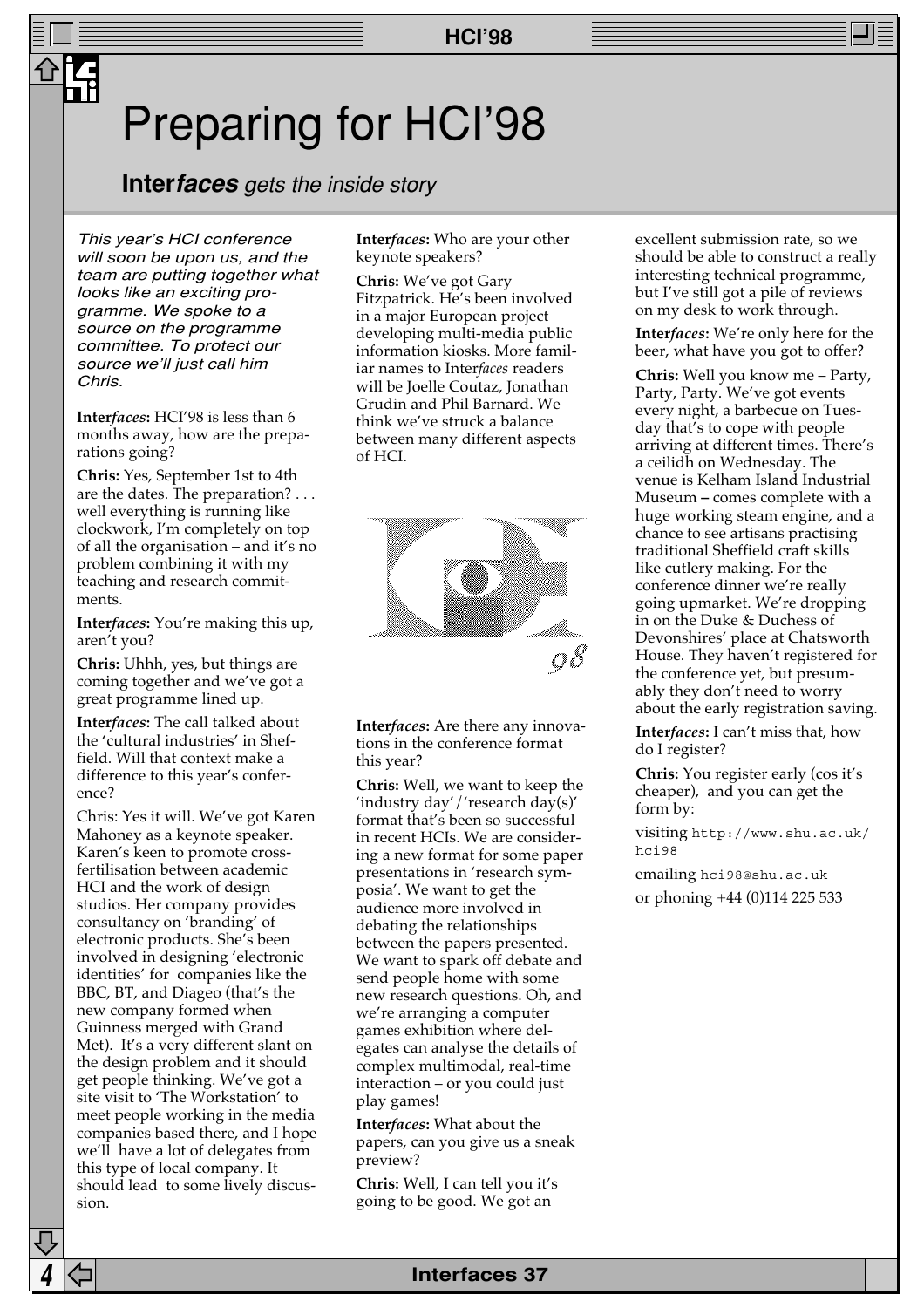# Preparing for HCI'98

## Inter*faces* gets the inside story

*This year's HCI conference will soon be upon us, and the team are putting together what looks like an exciting programme. We spoke to a source on the programme committee. To protect our source we'll just call him Chris.*

**Inter*faces*:** HCI'98 is less than 6 months away, how are the preparations going?

**Chris:** Yes, September 1st to 4th are the dates. The preparation? . . . well everything is running like clockwork, I'm completely on top of all the organisation – and it's no problem combining it with my teaching and research commitments.

**Inter*faces*:** You're making this up, aren't you?

**Chris:** Uhhh, yes, but things are coming together and we've got a great programme lined up.

**Inter*faces*:** The call talked about the 'cultural industries' in Sheffield. Will that context make a difference to this year's conference?

Chris: Yes it will. We've got Karen Mahoney as a keynote speaker. Karen's keen to promote cross-fertilisation between academic HCI and the work of design studios. Her company provides consultancy on 'branding' of electronic products. She's been involved in designing 'electronic identities' for companies like the BBC, BT, and Diageo (that's the new company formed when Guinness merged with Grand Met). It's a very different slant on the design problem and it should get people thinking. We've got a site visit to 'The Workstation' to meet people working in the media companies based there, and I hope we'll have a lot of delegates from this type of local company. It should lead to some lively discussion.

**Inter*faces*:** Who are your other keynote speakers?

**Chris:** We've got Gary Fitzpatrick. He's been involved in a major European project developing multi-media public information kiosks. More familiar names to Inter*faces* readers will be Joelle Coutaz, Jonathan Grudin and Phil Barnard. We think we've struck a balance between many different aspects of HCI.

**Inter*faces*:** Are there any innovations in the conference format this year?

**Chris:** Well, we want to keep the 'industry day'/'research day(s)' format that's been so successful in recent HCIs. We are considering a new format for some paper presentations in 'research symposia'. We want to get the audience more involved in debating the relationships between the papers presented. We want to spark off debate and send people home with some new research questions. Oh, and we're arranging a computer games exhibition where delegates can analyse the details of complex multimodal, real-time interaction – or you could just play games!

**Inter*faces*:** What about the papers, can you give us a sneak preview?

**Chris:** Well, I can tell you it's going to be good. We got an excellent submission rate, so we should be able to construct a really interesting technical programme, but I've still got a pile of reviews on my desk to work through.

**Inter*faces*:** We're only here for the beer, what have you got to offer?

**Chris:** Well you know me – Party, Party, Party. We've got events every night, a barbecue on Tuesday that's to cope with people arriving at different times. There's a ceilidh on Wednesday. The venue is Kelham Island Industrial Museum – comes complete with a huge working steam engine, and a chance to see artisans practising traditional Sheffield craft skills like cutlery making. For the conference dinner we're really going upmarket. We're dropping in on the Duke & Duchess of Devonshires' place at Chatsworth House. They haven't registered for the conference yet, but presumably they don't need to worry about the early registration saving.

**Inter*faces*:** I can't miss that, how do I register?

**Chris:** You register early (cos it's cheaper), and you can get the form by:

visiting `http://www.shu.ac.uk/hci98`

emailing `hci98@shu.ac.uk`

or phoning +44 (0)114 225 533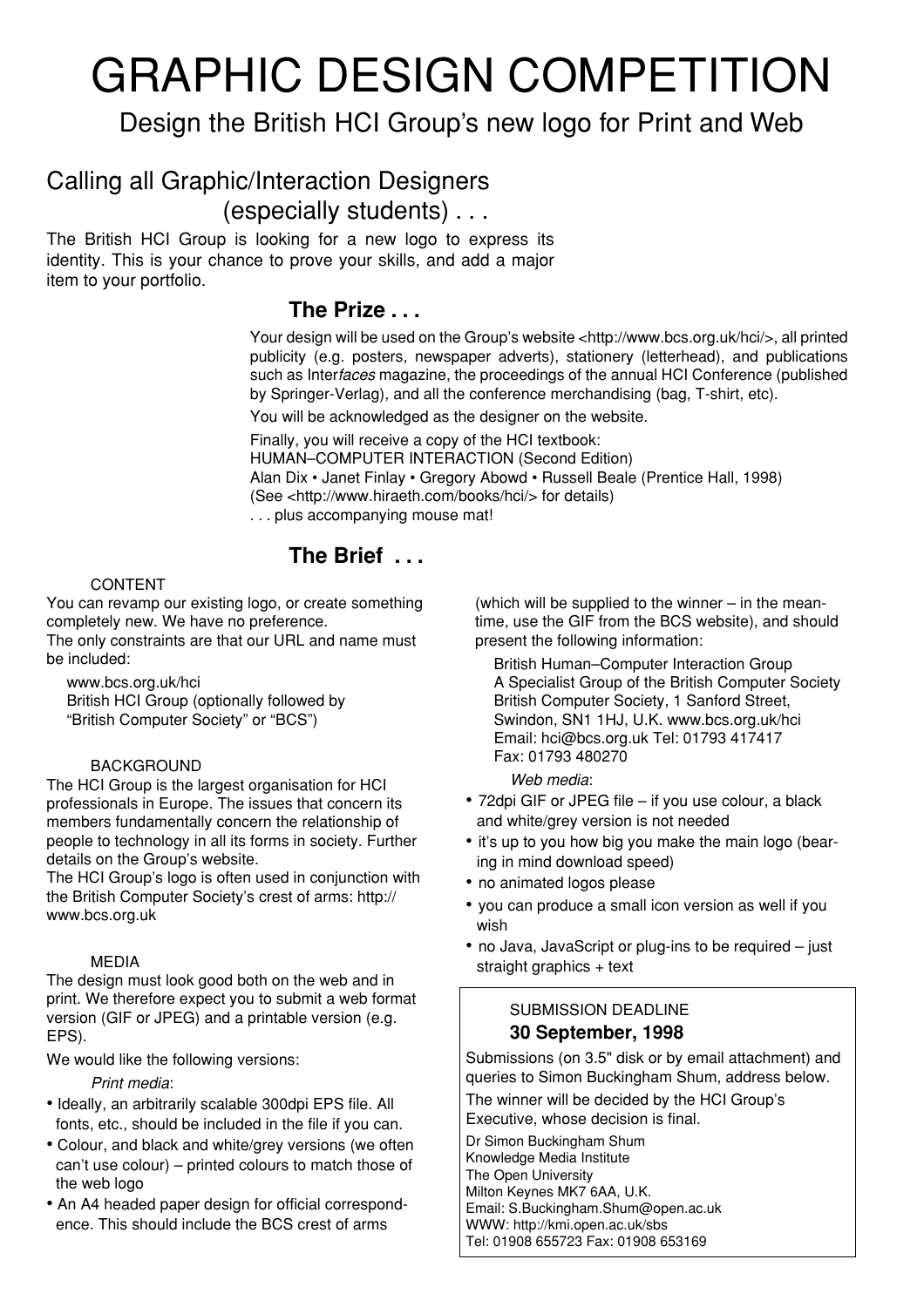# GRAPHIC DESIGN COMPETITION

## Design the British HCI Group's new logo for Print and Web

## Calling all Graphic/Interaction Designers (especially students) . . .

The British HCI Group is looking for a new logo to express its identity. This is your chance to prove your skills, and add a major item to your portfolio.

### The Prize . . .

Your design will be used on the Group's website <http://www.bcs.org.uk/hci/>, all printed publicity (e.g. posters, newspaper adverts), stationery (letterhead), and publications such as Inter*faces* magazine, the proceedings of the annual HCI Conference (published by Springer-Verlag), and all the conference merchandising (bag, T-shirt, etc).

You will be acknowledged as the designer on the website.

Finally, you will receive a copy of the HCI textbook:
HUMAN–COMPUTER INTERACTION (Second Edition)
Alan Dix • Janet Finlay • Gregory Abowd • Russell Beale (Prentice Hall, 1998)
(See <http://www.hiraeth.com/books/hci/> for details)
. . . plus accompanying mouse mat!

### The Brief . . .

CONTENT

You can revamp our existing logo, or create something completely new. We have no preference.
The only constraints are that our URL and name must be included:

www.bcs.org.uk/hci
British HCI Group (optionally followed by "British Computer Society" or "BCS")

BACKGROUND

The HCI Group is the largest organisation for HCI professionals in Europe. The issues that concern its members fundamentally concern the relationship of people to technology in all its forms in society. Further details on the Group's website.
The HCI Group's logo is often used in conjunction with the British Computer Society's crest of arms: http://www.bcs.org.uk

MEDIA

The design must look good both on the web and in print. We therefore expect you to submit a web format version (GIF or JPEG) and a printable version (e.g. EPS).

We would like the following versions:

*Print media*:

- Ideally, an arbitrarily scalable 300dpi EPS file. All fonts, etc., should be included in the file if you can.
- Colour, and black and white/grey versions (we often can't use colour) – printed colours to match those of the web logo
- An A4 headed paper design for official correspondence. This should include the BCS crest of arms (which will be supplied to the winner – in the meantime, use the GIF from the BCS website), and should present the following information:

British Human–Computer Interaction Group
A Specialist Group of the British Computer Society
British Computer Society, 1 Sanford Street,
Swindon, SN1 1HJ, U.K. www.bcs.org.uk/hci
Email: hci@bcs.org.uk Tel: 01793 417417
Fax: 01793 480270

*Web media*:

- 72dpi GIF or JPEG file – if you use colour, a black and white/grey version is not needed
- it's up to you how big you make the main logo (bearing in mind download speed)
- no animated logos please
- you can produce a small icon version as well if you wish
- no Java, JavaScript or plug-ins to be required – just straight graphics + text

SUBMISSION DEADLINE
**30 September, 1998**

Submissions (on 3.5" disk or by email attachment) and queries to Simon Buckingham Shum, address below.

The winner will be decided by the HCI Group's Executive, whose decision is final.

Dr Simon Buckingham Shum
Knowledge Media Institute
The Open University
Milton Keynes MK7 6AA, U.K.
Email: S.Buckingham.Shum@open.ac.uk
WWW: http://kmi.open.ac.uk/sbs
Tel: 01908 655723 Fax: 01908 653169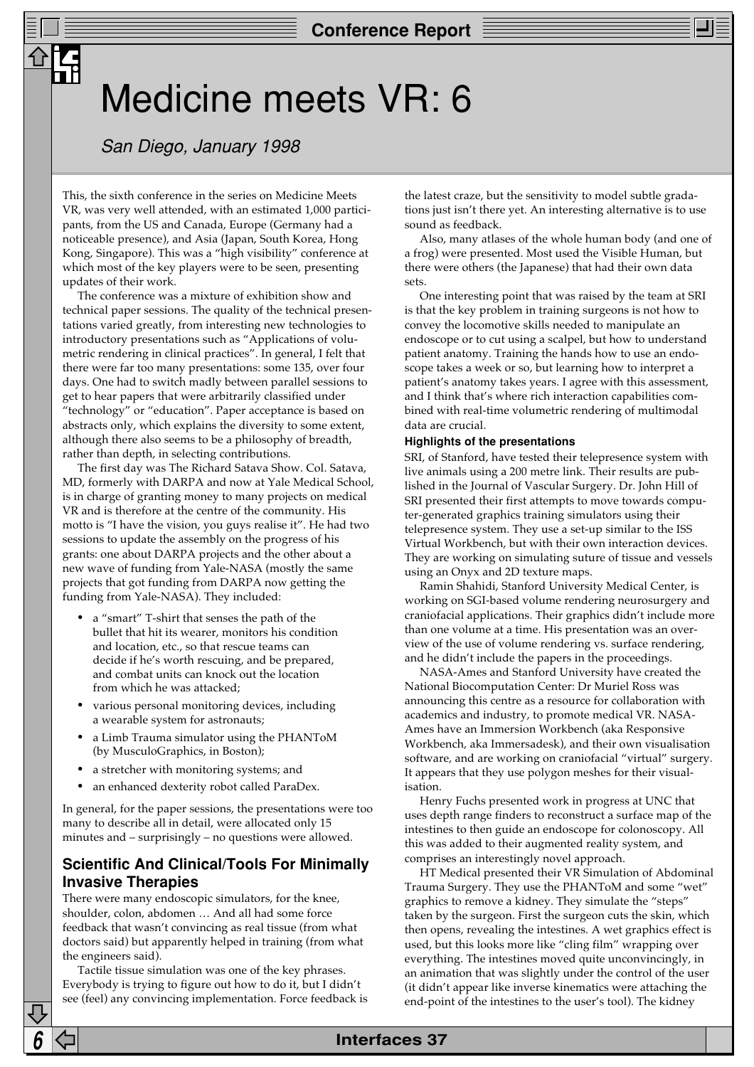# Medicine meets VR: 6

*San Diego, January 1998*

This, the sixth conference in the series on Medicine Meets VR, was very well attended, with an estimated 1,000 participants, from the US and Canada, Europe (Germany had a noticeable presence), and Asia (Japan, South Korea, Hong Kong, Singapore). This was a "high visibility" conference at which most of the key players were to be seen, presenting updates of their work.

The conference was a mixture of exhibition show and technical paper sessions. The quality of the technical presentations varied greatly, from interesting new technologies to introductory presentations such as "Applications of volumetric rendering in clinical practices". In general, I felt that there were far too many presentations: some 135, over four days. One had to switch madly between parallel sessions to get to hear papers that were arbitrarily classified under "technology" or "education". Paper acceptance is based on abstracts only, which explains the diversity to some extent, although there also seems to be a philosophy of breadth, rather than depth, in selecting contributions.

The first day was The Richard Satava Show. Col. Satava, MD, formerly with DARPA and now at Yale Medical School, is in charge of granting money to many projects on medical VR and is therefore at the centre of the community. His motto is "I have the vision, you guys realise it". He had two sessions to update the assembly on the progress of his grants: one about DARPA projects and the other about a new wave of funding from Yale-NASA (mostly the same projects that got funding from DARPA now getting the funding from Yale-NASA). They included:

- a "smart" T-shirt that senses the path of the bullet that hit its wearer, monitors his condition and location, etc., so that rescue teams can decide if he's worth rescuing, and be prepared, and combat units can knock out the location from which he was attacked;
- various personal monitoring devices, including a wearable system for astronauts;
- a Limb Trauma simulator using the PHANToM (by MusculoGraphics, in Boston);
- a stretcher with monitoring systems; and
- an enhanced dexterity robot called ParaDex.

In general, for the paper sessions, the presentations were too many to describe all in detail, were allocated only 15 minutes and – surprisingly – no questions were allowed.

## Scientific And Clinical/Tools For Minimally Invasive Therapies

There were many endoscopic simulators, for the knee, shoulder, colon, abdomen … And all had some force feedback that wasn't convincing as real tissue (from what doctors said) but apparently helped in training (from what the engineers said).

Tactile tissue simulation was one of the key phrases. Everybody is trying to figure out how to do it, but I didn't see (feel) any convincing implementation. Force feedback is the latest craze, but the sensitivity to model subtle gradations just isn't there yet. An interesting alternative is to use sound as feedback.

Also, many atlases of the whole human body (and one of a frog) were presented. Most used the Visible Human, but there were others (the Japanese) that had their own data sets.

One interesting point that was raised by the team at SRI is that the key problem in training surgeons is not how to convey the locomotive skills needed to manipulate an endoscope or to cut using a scalpel, but how to understand patient anatomy. Training the hands how to use an endoscope takes a week or so, but learning how to interpret a patient's anatomy takes years. I agree with this assessment, and I think that's where rich interaction capabilities combined with real-time volumetric rendering of multimodal data are crucial.

### Highlights of the presentations

SRI, of Stanford, have tested their telepresence system with live animals using a 200 metre link. Their results are published in the Journal of Vascular Surgery. Dr. John Hill of SRI presented their first attempts to move towards computer-generated graphics training simulators using their telepresence system. They use a set-up similar to the ISS Virtual Workbench, but with their own interaction devices. They are working on simulating suture of tissue and vessels using an Onyx and 2D texture maps.

Ramin Shahidi, Stanford University Medical Center, is working on SGI-based volume rendering neurosurgery and craniofacial applications. Their graphics didn't include more than one volume at a time. His presentation was an overview of the use of volume rendering vs. surface rendering, and he didn't include the papers in the proceedings.

NASA-Ames and Stanford University have created the National Biocomputation Center: Dr Muriel Ross was announcing this centre as a resource for collaboration with academics and industry, to promote medical VR. NASA-Ames have an Immersion Workbench (aka Responsive Workbench, aka Immersadesk), and their own visualisation software, and are working on craniofacial "virtual" surgery. It appears that they use polygon meshes for their visualisation.

Henry Fuchs presented work in progress at UNC that uses depth range finders to reconstruct a surface map of the intestines to then guide an endoscope for colonoscopy. All this was added to their augmented reality system, and comprises an interestingly novel approach.

HT Medical presented their VR Simulation of Abdominal Trauma Surgery. They use the PHANToM and some "wet" graphics to remove a kidney. They simulate the "steps" taken by the surgeon. First the surgeon cuts the skin, which then opens, revealing the intestines. A wet graphics effect is used, but this looks more like "cling film" wrapping over everything. The intestines moved quite unconvincingly, in an animation that was slightly under the control of the user (it didn't appear like inverse kinematics were attaching the end-point of the intestines to the user's tool). The kidney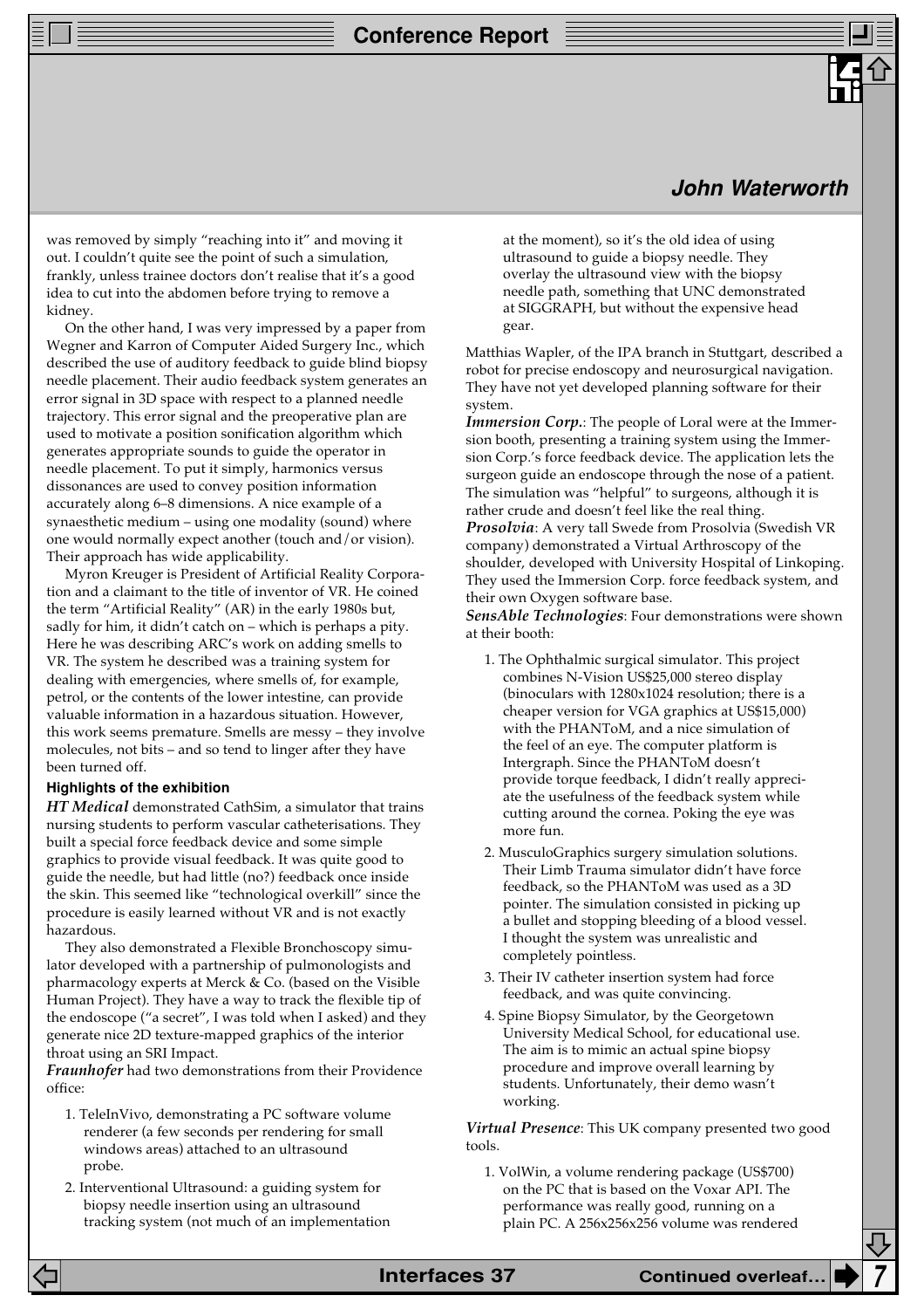was removed by simply "reaching into it" and moving it out. I couldn't quite see the point of such a simulation, frankly, unless trainee doctors don't realise that it's a good idea to cut into the abdomen before trying to remove a kidney.

On the other hand, I was very impressed by a paper from Wegner and Karron of Computer Aided Surgery Inc., which described the use of auditory feedback to guide blind biopsy needle placement. Their audio feedback system generates an error signal in 3D space with respect to a planned needle trajectory. This error signal and the preoperative plan are used to motivate a position sonification algorithm which generates appropriate sounds to guide the operator in needle placement. To put it simply, harmonics versus dissonances are used to convey position information accurately along 6–8 dimensions. A nice example of a synaesthetic medium – using one modality (sound) where one would normally expect another (touch and/or vision). Their approach has wide applicability.

Myron Kreuger is President of Artificial Reality Corporation and a claimant to the title of inventor of VR. He coined the term "Artificial Reality" (AR) in the early 1980s but, sadly for him, it didn't catch on – which is perhaps a pity. Here he was describing ARC's work on adding smells to VR. The system he described was a training system for dealing with emergencies, where smells of, for example, petrol, or the contents of the lower intestine, can provide valuable information in a hazardous situation. However, this work seems premature. Smells are messy – they involve molecules, not bits – and so tend to linger after they have been turned off.

#### Highlights of the exhibition

***HT Medical*** demonstrated CathSim, a simulator that trains nursing students to perform vascular catheterisations. They built a special force feedback device and some simple graphics to provide visual feedback. It was quite good to guide the needle, but had little (no?) feedback once inside the skin. This seemed like "technological overkill" since the procedure is easily learned without VR and is not exactly hazardous.

They also demonstrated a Flexible Bronchoscopy simulator developed with a partnership of pulmonologists and pharmacology experts at Merck & Co. (based on the Visible Human Project). They have a way to track the flexible tip of the endoscope ("a secret", I was told when I asked) and they generate nice 2D texture-mapped graphics of the interior throat using an SRI Impact.

***Fraunhofer*** had two demonstrations from their Providence office:

1. TeleInVivo, demonstrating a PC software volume renderer (a few seconds per rendering for small windows areas) attached to an ultrasound probe.
2. Interventional Ultrasound: a guiding system for biopsy needle insertion using an ultrasound tracking system (not much of an implementation at the moment), so it's the old idea of using ultrasound to guide a biopsy needle. They overlay the ultrasound view with the biopsy needle path, something that UNC demonstrated at SIGGRAPH, but without the expensive head gear.

Matthias Wapler, of the IPA branch in Stuttgart, described a robot for precise endoscopy and neurosurgical navigation. They have not yet developed planning software for their system.

***Immersion Corp.***: The people of Loral were at the Immersion booth, presenting a training system using the Immersion Corp.'s force feedback device. The application lets the surgeon guide an endoscope through the nose of a patient. The simulation was "helpful" to surgeons, although it is rather crude and doesn't feel like the real thing.

***Prosolvia***: A very tall Swede from Prosolvia (Swedish VR company) demonstrated a Virtual Arthroscopy of the shoulder, developed with University Hospital of Linkoping. They used the Immersion Corp. force feedback system, and their own Oxygen software base.

***SensAble Technologies***: Four demonstrations were shown at their booth:

1. The Ophthalmic surgical simulator. This project combines N-Vision US$25,000 stereo display (binoculars with 1280x1024 resolution; there is a cheaper version for VGA graphics at US$15,000) with the PHANToM, and a nice simulation of the feel of an eye. The computer platform is Intergraph. Since the PHANToM doesn't provide torque feedback, I didn't really appreciate the usefulness of the feedback system while cutting around the cornea. Poking the eye was more fun.
2. MusculoGraphics surgery simulation solutions. Their Limb Trauma simulator didn't have force feedback, so the PHANToM was used as a 3D pointer. The simulation consisted in picking up a bullet and stopping bleeding of a blood vessel. I thought the system was unrealistic and completely pointless.
3. Their IV catheter insertion system had force feedback, and was quite convincing.
4. Spine Biopsy Simulator, by the Georgetown University Medical School, for educational use. The aim is to mimic an actual spine biopsy procedure and improve overall learning by students. Unfortunately, their demo wasn't working.

***Virtual Presence***: This UK company presented two good tools.

1. VolWin, a volume rendering package (US$700) on the PC that is based on the Voxar API. The performance was really good, running on a plain PC. A 256x256x256 volume was rendered

Continued overleaf…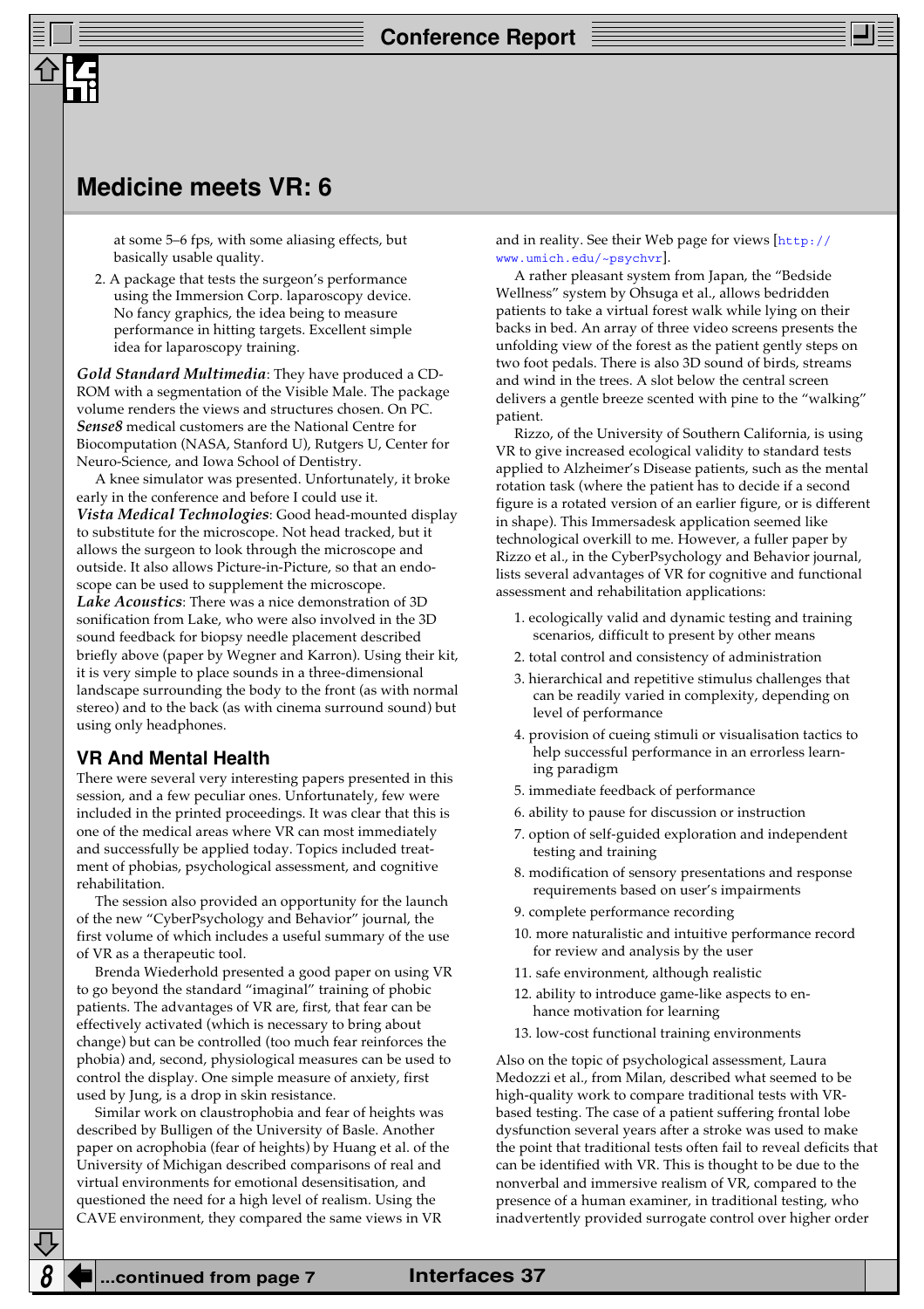at some 5–6 fps, with some aliasing effects, but basically usable quality.

2. A package that tests the surgeon's performance using the Immersion Corp. laparoscopy device. No fancy graphics, the idea being to measure performance in hitting targets. Excellent simple idea for laparoscopy training.

***Gold Standard Multimedia***: They have produced a CD-ROM with a segmentation of the Visible Male. The package volume renders the views and structures chosen. On PC.

***Sense8*** medical customers are the National Centre for Biocomputation (NASA, Stanford U), Rutgers U, Center for Neuro-Science, and Iowa School of Dentistry.

A knee simulator was presented. Unfortunately, it broke early in the conference and before I could use it.

***Vista Medical Technologies***: Good head-mounted display to substitute for the microscope. Not head tracked, but it allows the surgeon to look through the microscope and outside. It also allows Picture-in-Picture, so that an endoscope can be used to supplement the microscope.

***Lake Acoustics***: There was a nice demonstration of 3D sonification from Lake, who were also involved in the 3D sound feedback for biopsy needle placement described briefly above (paper by Wegner and Karron). Using their kit, it is very simple to place sounds in a three-dimensional landscape surrounding the body to the front (as with normal stereo) and to the back (as with cinema surround sound) but using only headphones.

## VR And Mental Health

There were several very interesting papers presented in this session, and a few peculiar ones. Unfortunately, few were included in the printed proceedings. It was clear that this is one of the medical areas where VR can most immediately and successfully be applied today. Topics included treatment of phobias, psychological assessment, and cognitive rehabilitation.

The session also provided an opportunity for the launch of the new "CyberPsychology and Behavior" journal, the first volume of which includes a useful summary of the use of VR as a therapeutic tool.

Brenda Wiederhold presented a good paper on using VR to go beyond the standard "imaginal" training of phobic patients. The advantages of VR are, first, that fear can be effectively activated (which is necessary to bring about change) but can be controlled (too much fear reinforces the phobia) and, second, physiological measures can be used to control the display. One simple measure of anxiety, first used by Jung, is a drop in skin resistance.

Similar work on claustrophobia and fear of heights was described by Bulligen of the University of Basle. Another paper on acrophobia (fear of heights) by Huang et al. of the University of Michigan described comparisons of real and virtual environments for emotional desensitisation, and questioned the need for a high level of realism. Using the CAVE environment, they compared the same views in VR and in reality. See their Web page for views [http://www.umich.edu/~psychvr].

A rather pleasant system from Japan, the "Bedside Wellness" system by Ohsuga et al., allows bedridden patients to take a virtual forest walk while lying on their backs in bed. An array of three video screens presents the unfolding view of the forest as the patient gently steps on two foot pedals. There is also 3D sound of birds, streams and wind in the trees. A slot below the central screen delivers a gentle breeze scented with pine to the "walking" patient.

Rizzo, of the University of Southern California, is using VR to give increased ecological validity to standard tests applied to Alzheimer's Disease patients, such as the mental rotation task (where the patient has to decide if a second figure is a rotated version of an earlier figure, or is different in shape). This Immersadesk application seemed like technological overkill to me. However, a fuller paper by Rizzo et al., in the CyberPsychology and Behavior journal, lists several advantages of VR for cognitive and functional assessment and rehabilitation applications:

1. ecologically valid and dynamic testing and training scenarios, difficult to present by other means
2. total control and consistency of administration
3. hierarchical and repetitive stimulus challenges that can be readily varied in complexity, depending on level of performance
4. provision of cueing stimuli or visualisation tactics to help successful performance in an errorless learning paradigm
5. immediate feedback of performance
6. ability to pause for discussion or instruction
7. option of self-guided exploration and independent testing and training
8. modification of sensory presentations and response requirements based on user's impairments
9. complete performance recording
10. more naturalistic and intuitive performance record for review and analysis by the user
11. safe environment, although realistic
12. ability to introduce game-like aspects to enhance motivation for learning
13. low-cost functional training environments

Also on the topic of psychological assessment, Laura Medozzi et al., from Milan, described what seemed to be high-quality work to compare traditional tests with VR-based testing. The case of a patient suffering frontal lobe dysfunction several years after a stroke was used to make the point that traditional tests often fail to reveal deficits that can be identified with VR. This is thought to be due to the nonverbal and immersive realism of VR, compared to the presence of a human examiner, in traditional testing, who inadvertently provided surrogate control over higher order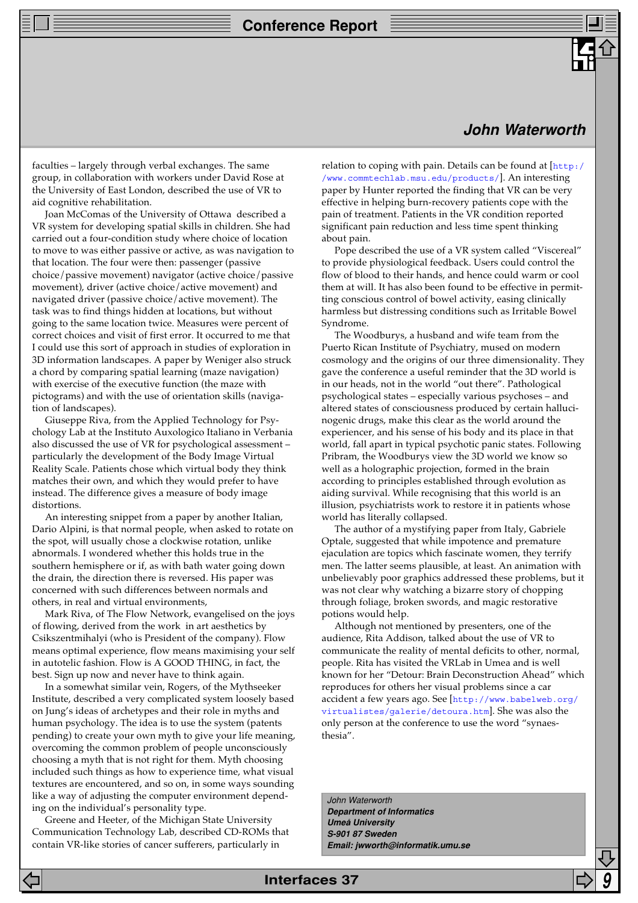faculties – largely through verbal exchanges. The same group, in collaboration with workers under David Rose at the University of East London, described the use of VR to aid cognitive rehabilitation.

Joan McComas of the University of Ottawa described a VR system for developing spatial skills in children. She had carried out a four-condition study where choice of location to move to was either passive or active, as was navigation to that location. The four were then: passenger (passive choice/passive movement) navigator (active choice/passive movement), driver (active choice/active movement) and navigated driver (passive choice/active movement). The task was to find things hidden at locations, but without going to the same location twice. Measures were percent of correct choices and visit of first error. It occurred to me that I could use this sort of approach in studies of exploration in 3D information landscapes. A paper by Weniger also struck a chord by comparing spatial learning (maze navigation) with exercise of the executive function (the maze with pictograms) and with the use of orientation skills (navigation of landscapes).

Giuseppe Riva, from the Applied Technology for Psychology Lab at the Instituto Auxologico Italiano in Verbania also discussed the use of VR for psychological assessment – particularly the development of the Body Image Virtual Reality Scale. Patients chose which virtual body they think matches their own, and which they would prefer to have instead. The difference gives a measure of body image distortions.

An interesting snippet from a paper by another Italian, Dario Alpini, is that normal people, when asked to rotate on the spot, will usually chose a clockwise rotation, unlike abnormals. I wondered whether this holds true in the southern hemisphere or if, as with bath water going down the drain, the direction there is reversed. His paper was concerned with such differences between normals and others, in real and virtual environments,

Mark Riva, of The Flow Network, evangelised on the joys of flowing, derived from the work in art aesthetics by Csikszentmihalyi (who is President of the company). Flow means optimal experience, flow means maximising your self in autotelic fashion. Flow is A GOOD THING, in fact, the best. Sign up now and never have to think again.

In a somewhat similar vein, Rogers, of the Mythseeker Institute, described a very complicated system loosely based on Jung's ideas of archetypes and their role in myths and human psychology. The idea is to use the system (patents pending) to create your own myth to give your life meaning, overcoming the common problem of people unconsciously choosing a myth that is not right for them. Myth choosing included such things as how to experience time, what visual textures are encountered, and so on, in some ways sounding like a way of adjusting the computer environment depending on the individual's personality type.

Greene and Heeter, of the Michigan State University Communication Technology Lab, described CD-ROMs that contain VR-like stories of cancer sufferers, particularly in relation to coping with pain. Details can be found at [http://www.commtechlab.msu.edu/products/]. An interesting paper by Hunter reported the finding that VR can be very effective in helping burn-recovery patients cope with the pain of treatment. Patients in the VR condition reported significant pain reduction and less time spent thinking about pain.

Pope described the use of a VR system called "Viscereal" to provide physiological feedback. Users could control the flow of blood to their hands, and hence could warm or cool them at will. It has also been found to be effective in permitting conscious control of bowel activity, easing clinically harmless but distressing conditions such as Irritable Bowel Syndrome.

The Woodburys, a husband and wife team from the Puerto Rican Institute of Psychiatry, mused on modern cosmology and the origins of our three dimensionality. They gave the conference a useful reminder that the 3D world is in our heads, not in the world "out there". Pathological psychological states – especially various psychoses – and altered states of consciousness produced by certain hallucinogenic drugs, make this clear as the world around the experiencer, and his sense of his body and its place in that world, fall apart in typical psychotic panic states. Following Pribram, the Woodburys view the 3D world we know so well as a holographic projection, formed in the brain according to principles established through evolution as aiding survival. While recognising that this world is an illusion, psychiatrists work to restore it in patients whose world has literally collapsed.

The author of a mystifying paper from Italy, Gabriele Optale, suggested that while impotence and premature ejaculation are topics which fascinate women, they terrify men. The latter seems plausible, at least. An animation with unbelievably poor graphics addressed these problems, but it was not clear why watching a bizarre story of chopping through foliage, broken swords, and magic restorative potions would help.

Although not mentioned by presenters, one of the audience, Rita Addison, talked about the use of VR to communicate the reality of mental deficits to other, normal, people. Rita has visited the VRLab in Umea and is well known for her "Detour: Brain Deconstruction Ahead" which reproduces for others her visual problems since a car accident a few years ago. See [http://www.babelweb.org/virtualistes/galerie/detoura.htm]. She was also the only person at the conference to use the word "synaesthesia".

John Waterworth
**Department of Informatics**
**Umeå University**
**S-901 87 Sweden**
**Email: jwworth@informatik.umu.se**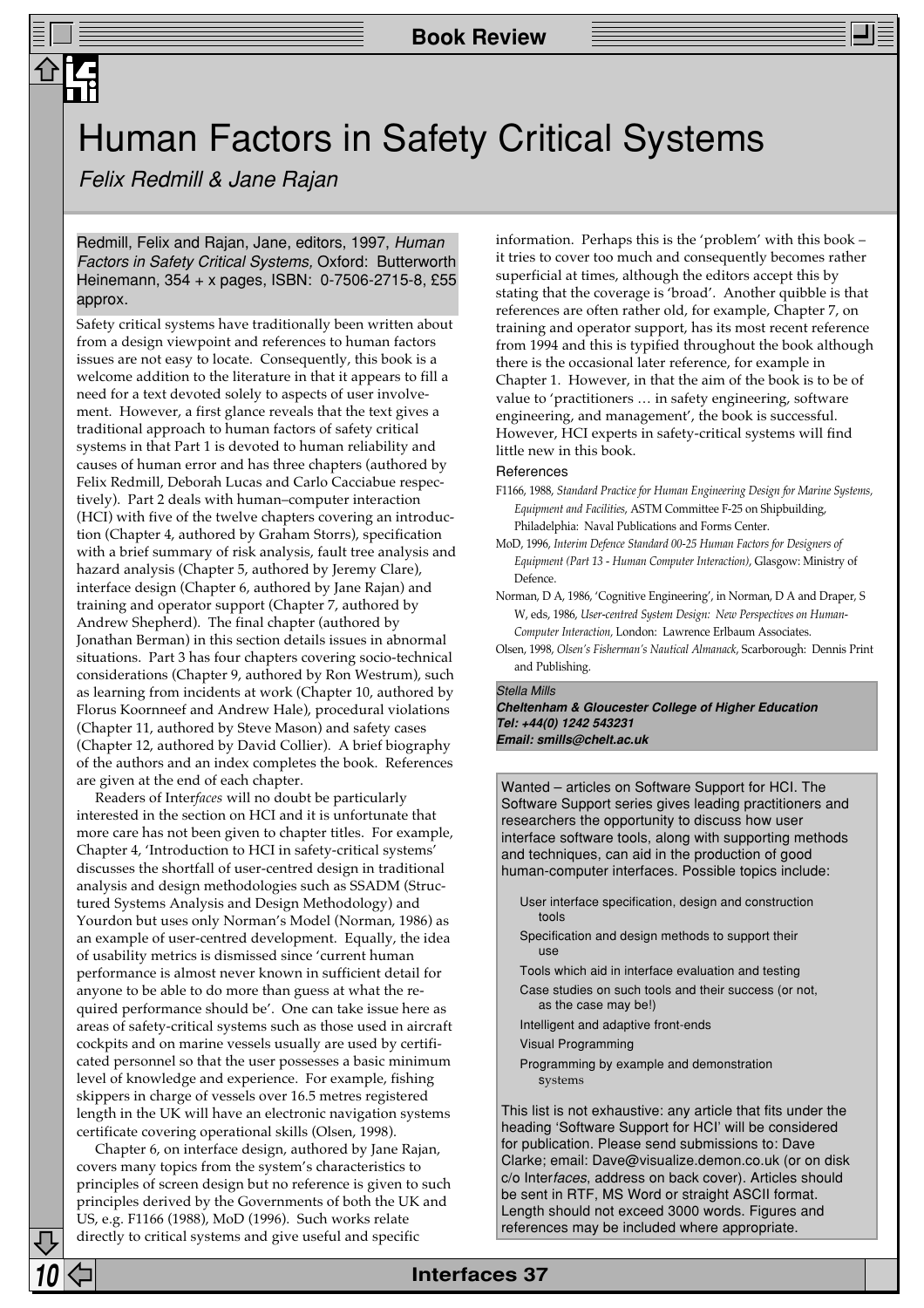# Human Factors in Safety Critical Systems

*Felix Redmill & Jane Rajan*

Redmill, Felix and Rajan, Jane, editors, 1997, *Human Factors in Safety Critical Systems*, Oxford: Butterworth Heinemann, 354 + x pages, ISBN: 0-7506-2715-8, £55 approx.

Safety critical systems have traditionally been written about from a design viewpoint and references to human factors issues are not easy to locate. Consequently, this book is a welcome addition to the literature in that it appears to fill a need for a text devoted solely to aspects of user involvement. However, a first glance reveals that the text gives a traditional approach to human factors of safety critical systems in that Part 1 is devoted to human reliability and causes of human error and has three chapters (authored by Felix Redmill, Deborah Lucas and Carlo Cacciabue respectively). Part 2 deals with human–computer interaction (HCI) with five of the twelve chapters covering an introduction (Chapter 4, authored by Graham Storrs), specification with a brief summary of risk analysis, fault tree analysis and hazard analysis (Chapter 5, authored by Jeremy Clare), interface design (Chapter 6, authored by Jane Rajan) and training and operator support (Chapter 7, authored by Andrew Shepherd). The final chapter (authored by Jonathan Berman) in this section details issues in abnormal situations. Part 3 has four chapters covering socio-technical considerations (Chapter 9, authored by Ron Westrum), such as learning from incidents at work (Chapter 10, authored by Florus Koornneef and Andrew Hale), procedural violations (Chapter 11, authored by Steve Mason) and safety cases (Chapter 12, authored by David Collier). A brief biography of the authors and an index completes the book. References are given at the end of each chapter.

Readers of Inter*faces* will no doubt be particularly interested in the section on HCI and it is unfortunate that more care has not been given to chapter titles. For example, Chapter 4, 'Introduction to HCI in safety-critical systems' discusses the shortfall of user-centred design in traditional analysis and design methodologies such as SSADM (Structured Systems Analysis and Design Methodology) and Yourdon but uses only Norman's Model (Norman, 1986) as an example of user-centred development. Equally, the idea of usability metrics is dismissed since 'current human performance is almost never known in sufficient detail for anyone to be able to do more than guess at what the required performance should be'. One can take issue here as areas of safety-critical systems such as those used in aircraft cockpits and on marine vessels usually are used by certificated personnel so that the user possesses a basic minimum level of knowledge and experience. For example, fishing skippers in charge of vessels over 16.5 metres registered length in the UK will have an electronic navigation systems certificate covering operational skills (Olsen, 1998).

Chapter 6, on interface design, authored by Jane Rajan, covers many topics from the system's characteristics to principles of screen design but no reference is given to such principles derived by the Governments of both the UK and US, e.g. F1166 (1988), MoD (1996). Such works relate directly to critical systems and give useful and specific information. Perhaps this is the 'problem' with this book – it tries to cover too much and consequently becomes rather superficial at times, although the editors accept this by stating that the coverage is 'broad'. Another quibble is that references are often rather old, for example, Chapter 7, on training and operator support, has its most recent reference from 1994 and this is typified throughout the book although there is the occasional later reference, for example in Chapter 1. However, in that the aim of the book is to be of value to 'practitioners … in safety engineering, software engineering, and management', the book is successful. However, HCI experts in safety-critical systems will find little new in this book.

## References

F1166, 1988, *Standard Practice for Human Engineering Design for Marine Systems, Equipment and Facilities*, ASTM Committee F-25 on Shipbuilding, Philadelphia: Naval Publications and Forms Center.

MoD, 1996, *Interim Defence Standard 00-25 Human Factors for Designers of Equipment (Part 13 - Human Computer Interaction)*, Glasgow: Ministry of Defence.

Norman, D A, 1986, 'Cognitive Engineering', in Norman, D A and Draper, S W, eds, 1986, *User-centred System Design: New Perspectives on Human-Computer Interaction*, London: Lawrence Erlbaum Associates.

Olsen, 1998, *Olsen's Fisherman's Nautical Almanack*, Scarborough: Dennis Print and Publishing.

*Stella Mills*
**Cheltenham & Gloucester College of Higher Education**
**Tel: +44(0) 1242 543231**
**Email: smills@chelt.ac.uk**

---

Wanted – articles on Software Support for HCI. The Software Support series gives leading practitioners and researchers the opportunity to discuss how user interface software tools, along with supporting methods and techniques, can aid in the production of good human-computer interfaces. Possible topics include:

- User interface specification, design and construction tools
- Specification and design methods to support their use
- Tools which aid in interface evaluation and testing
- Case studies on such tools and their success (or not, as the case may be!)
- Intelligent and adaptive front-ends
- Visual Programming
- Programming by example and demonstration systems

This list is not exhaustive: any article that fits under the heading 'Software Support for HCI' will be considered for publication. Please send submissions to: Dave Clarke; email: Dave@visualize.demon.co.uk (or on disk c/o Inter*faces*, address on back cover). Articles should be sent in RTF, MS Word or straight ASCII format. Length should not exceed 3000 words. Figures and references may be included where appropriate.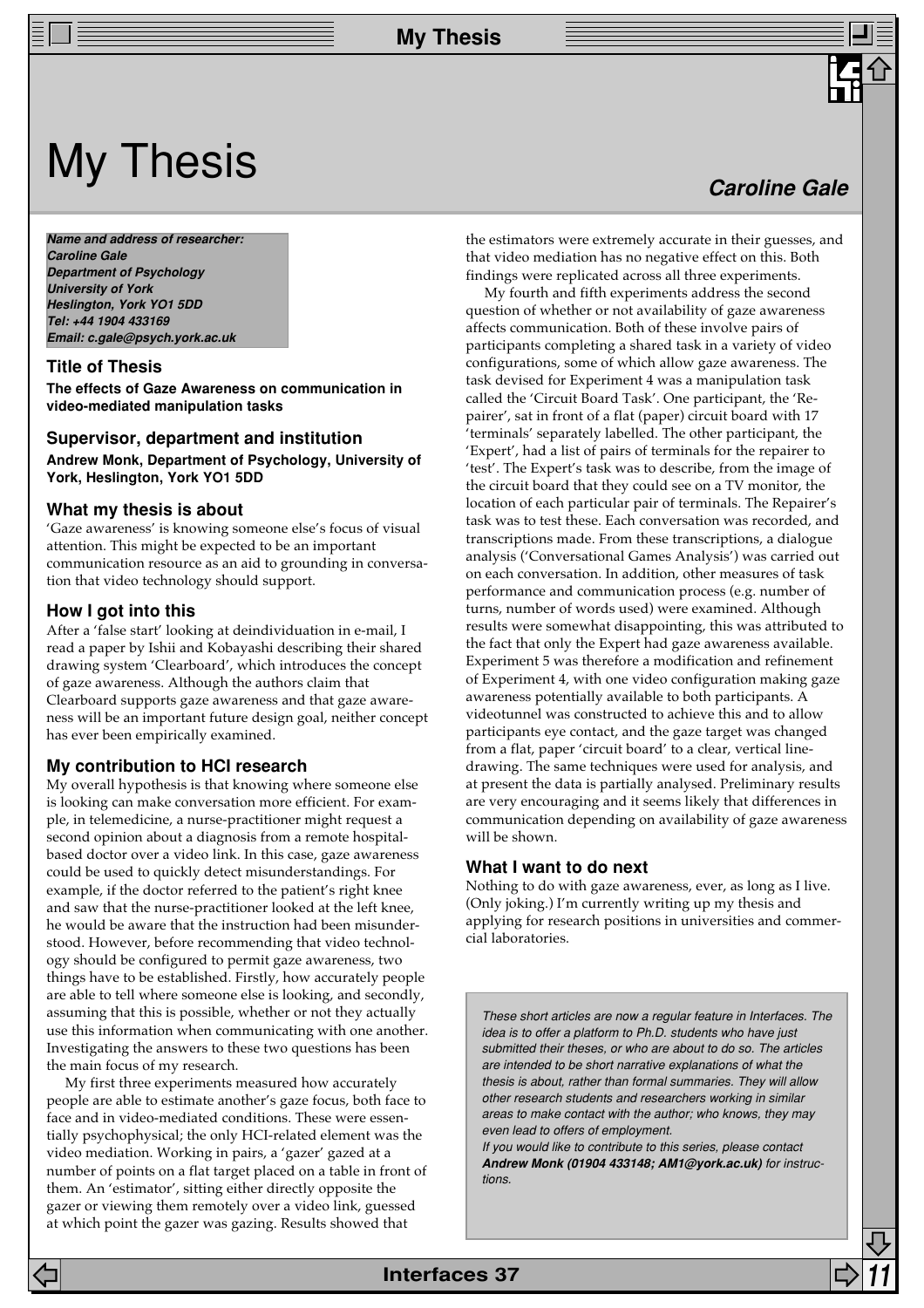# My Thesis

## Caroline Gale

**Name and address of researcher:**
**Caroline Gale**
**Department of Psychology**
**University of York**
**Heslington, York YO1 5DD**
**Tel: +44 1904 433169**
**Email: c.gale@psych.york.ac.uk**

### Title of Thesis

**The effects of Gaze Awareness on communication in video-mediated manipulation tasks**

### Supervisor, department and institution

**Andrew Monk, Department of Psychology, University of York, Heslington, York YO1 5DD**

### What my thesis is about

'Gaze awareness' is knowing someone else's focus of visual attention. This might be expected to be an important communication resource as an aid to grounding in conversation that video technology should support.

### How I got into this

After a 'false start' looking at deindividuation in e-mail, I read a paper by Ishii and Kobayashi describing their shared drawing system 'Clearboard', which introduces the concept of gaze awareness. Although the authors claim that Clearboard supports gaze awareness and that gaze awareness will be an important future design goal, neither concept has ever been empirically examined.

### My contribution to HCI research

My overall hypothesis is that knowing where someone else is looking can make conversation more efficient. For example, in telemedicine, a nurse-practitioner might request a second opinion about a diagnosis from a remote hospital-based doctor over a video link. In this case, gaze awareness could be used to quickly detect misunderstandings. For example, if the doctor referred to the patient's right knee and saw that the nurse-practitioner looked at the left knee, he would be aware that the instruction had been misunderstood. However, before recommending that video technology should be configured to permit gaze awareness, two things have to be established. Firstly, how accurately people are able to tell where someone else is looking, and secondly, assuming that this is possible, whether or not they actually use this information when communicating with one another. Investigating the answers to these two questions has been the main focus of my research.

My first three experiments measured how accurately people are able to estimate another's gaze focus, both face to face and in video-mediated conditions. These were essentially psychophysical; the only HCI-related element was the video mediation. Working in pairs, a 'gazer' gazed at a number of points on a flat target placed on a table in front of them. An 'estimator', sitting either directly opposite the gazer or viewing them remotely over a video link, guessed at which point the gazer was gazing. Results showed that the estimators were extremely accurate in their guesses, and that video mediation has no negative effect on this. Both findings were replicated across all three experiments.

My fourth and fifth experiments address the second question of whether or not availability of gaze awareness affects communication. Both of these involve pairs of participants completing a shared task in a variety of video configurations, some of which allow gaze awareness. The task devised for Experiment 4 was a manipulation task called the 'Circuit Board Task'. One participant, the 'Repairer', sat in front of a flat (paper) circuit board with 17 'terminals' separately labelled. The other participant, the 'Expert', had a list of pairs of terminals for the repairer to 'test'. The Expert's task was to describe, from the image of the circuit board that they could see on a TV monitor, the location of each particular pair of terminals. The Repairer's task was to test these. Each conversation was recorded, and transcriptions made. From these transcriptions, a dialogue analysis ('Conversational Games Analysis') was carried out on each conversation. In addition, other measures of task performance and communication process (e.g. number of turns, number of words used) were examined. Although results were somewhat disappointing, this was attributed to the fact that only the Expert had gaze awareness available. Experiment 5 was therefore a modification and refinement of Experiment 4, with one video configuration making gaze awareness potentially available to both participants. A videotunnel was constructed to achieve this and to allow participants eye contact, and the gaze target was changed from a flat, paper 'circuit board' to a clear, vertical line-drawing. The same techniques were used for analysis, and at present the data is partially analysed. Preliminary results are very encouraging and it seems likely that differences in communication depending on availability of gaze awareness will be shown.

### What I want to do next

Nothing to do with gaze awareness, ever, as long as I live. (Only joking.) I'm currently writing up my thesis and applying for research positions in universities and commercial laboratories.

*These short articles are now a regular feature in Interfaces. The idea is to offer a platform to Ph.D. students who have just submitted their theses, or who are about to do so. The articles are intended to be short narrative explanations of what the thesis is about, rather than formal summaries. They will allow other research students and researchers working in similar areas to make contact with the author; who knows, they may even lead to offers of employment.*
*If you would like to contribute to this series, please contact* ***Andrew Monk (01904 433148; AM1@york.ac.uk)*** *for instructions.*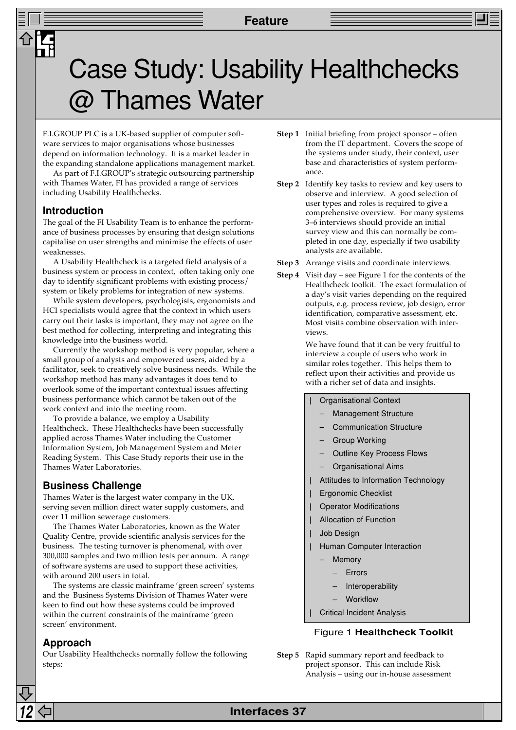# Case Study: Usability Healthchecks @ Thames Water

F.I.GROUP PLC is a UK-based supplier of computer software services to major organisations whose businesses depend on information technology. It is a market leader in the expanding standalone applications management market.

As part of F.I.GROUP's strategic outsourcing partnership with Thames Water, FI has provided a range of services including Usability Healthchecks.

## Introduction

The goal of the FI Usability Team is to enhance the performance of business processes by ensuring that design solutions capitalise on user strengths and minimise the effects of user weaknesses.

A Usability Healthcheck is a targeted field analysis of a business system or process in context, often taking only one day to identify significant problems with existing process/system or likely problems for integration of new systems.

While system developers, psychologists, ergonomists and HCI specialists would agree that the context in which users carry out their tasks is important, they may not agree on the best method for collecting, interpreting and integrating this knowledge into the business world.

Currently the workshop method is very popular, where a small group of analysts and empowered users, aided by a facilitator, seek to creatively solve business needs. While the workshop method has many advantages it does tend to overlook some of the important contextual issues affecting business performance which cannot be taken out of the work context and into the meeting room.

To provide a balance, we employ a Usability Healthcheck. These Healthchecks have been successfully applied across Thames Water including the Customer Information System, Job Management System and Meter Reading System. This Case Study reports their use in the Thames Water Laboratories.

## Business Challenge

Thames Water is the largest water company in the UK, serving seven million direct water supply customers, and over 11 million sewerage customers.

The Thames Water Laboratories, known as the Water Quality Centre, provide scientific analysis services for the business. The testing turnover is phenomenal, with over 300,000 samples and two million tests per annum. A range of software systems are used to support these activities, with around 200 users in total.

The systems are classic mainframe 'green screen' systems and the Business Systems Division of Thames Water were keen to find out how these systems could be improved within the current constraints of the mainframe 'green screen' environment.

## Approach

Our Usability Healthchecks normally follow the following steps:

**Step 1** Initial briefing from project sponsor – often from the IT department. Covers the scope of the systems under study, their context, user base and characteristics of system performance.

**Step 2** Identify key tasks to review and key users to observe and interview. A good selection of user types and roles is required to give a comprehensive overview. For many systems 3–6 interviews should provide an initial survey view and this can normally be completed in one day, especially if two usability analysts are available.

**Step 3** Arrange visits and coordinate interviews.

**Step 4** Visit day – see Figure 1 for the contents of the Healthcheck toolkit. The exact formulation of a day's visit varies depending on the required outputs, e.g. process review, job design, error identification, comparative assessment, etc. Most visits combine observation with interviews.

We have found that it can be very fruitful to interview a couple of users who work in similar roles together. This helps them to reflect upon their activities and provide us with a richer set of data and insights.

- Organisational Context
  - Management Structure
  - Communication Structure
  - Group Working
  - Outline Key Process Flows
  - Organisational Aims
- Attitudes to Information Technology
- Ergonomic Checklist
- Operator Modifications
- Allocation of Function
- Job Design
- Human Computer Interaction
  - Memory
    - Errors
    - Interoperability
    - Workflow
- Critical Incident Analysis

Figure 1 **Healthcheck Toolkit**

**Step 5** Rapid summary report and feedback to project sponsor. This can include Risk Analysis – using our in-house assessment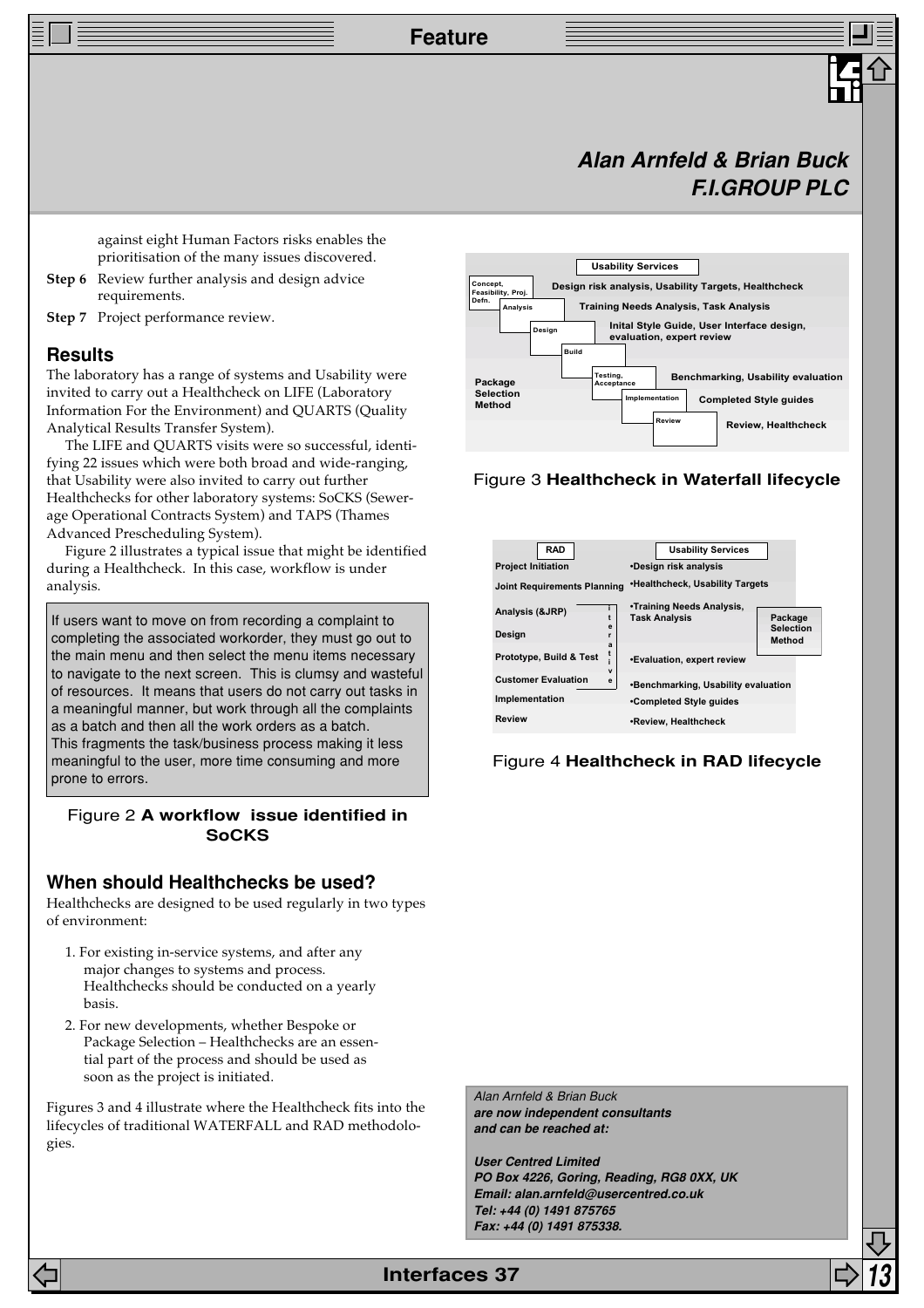## Alan Arnfeld & Brian Buck
## F.I.GROUP PLC

against eight Human Factors risks enables the prioritisation of the many issues discovered.

**Step 6** Review further analysis and design advice requirements.

**Step 7** Project performance review.

## Results

The laboratory has a range of systems and Usability were invited to carry out a Healthcheck on LIFE (Laboratory Information For the Environment) and QUARTS (Quality Analytical Results Transfer System).

The LIFE and QUARTS visits were so successful, identifying 22 issues which were both broad and wide-ranging, that Usability were also invited to carry out further Healthchecks for other laboratory systems: SoCKS (Sewerage Operational Contracts System) and TAPS (Thames Advanced Prescheduling System).

Figure 2 illustrates a typical issue that might be identified during a Healthcheck. In this case, workflow is under analysis.

> If users want to move on from recording a complaint to completing the associated workorder, they must go out to the main menu and then select the menu items necessary to navigate to the next screen. This is clumsy and wasteful of resources. It means that users do not carry out tasks in a meaningful manner, but work through all the complaints as a batch and then all the work orders as a batch. This fragments the task/business process making it less meaningful to the user, more time consuming and more prone to errors.

Figure 2 **A workflow issue identified in SoCKS**

## When should Healthchecks be used?

Healthchecks are designed to be used regularly in two types of environment:

1. For existing in-service systems, and after any major changes to systems and process. Healthchecks should be conducted on a yearly basis.
2. For new developments, whether Bespoke or Package Selection – Healthchecks are an essential part of the process and should be used as soon as the project is initiated.

Figures 3 and 4 illustrate where the Healthcheck fits into the lifecycles of traditional WATERFALL and RAD methodologies.

| Waterfall stage | Usability Services |
|---|---|
| Concept, Feasibility, Proj. Defn. | Design risk analysis, Usability Targets, Healthcheck |
| Analysis | Training Needs Analysis, Task Analysis |
| Design | Inital Style Guide, User Interface design, evaluation, expert review |
| Build | |
| Testing, Acceptance | Benchmarking, Usability evaluation |
| Implementation | Completed Style guides |
| Review | Review, Healthcheck |

Package Selection Method

Figure 3 **Healthcheck in Waterfall lifecycle**

| RAD | Usability Services |
|---|---|
| Project Initiation | •Design risk analysis |
| Joint Requirements Planning | •Healthcheck, Usability Targets |
| Analysis (&JRP) | •Training Needs Analysis, Task Analysis |
| Design | |
| Prototype, Build & Test | •Evaluation, expert review |
| Customer Evaluation | •Benchmarking, Usability evaluation |
| Implementation | •Completed Style guides |
| Review | •Review, Healthcheck |

(Analysis through Customer Evaluation: iterative; Package Selection Method)

Figure 4 **Healthcheck in RAD lifecycle**

*Alan Arnfeld & Brian Buck*
***are now independent consultants and can be reached at:***

***User Centred Limited***
***PO Box 4226, Goring, Reading, RG8 0XX, UK***
***Email: alan.arnfeld@usercentred.co.uk***
***Tel: +44 (0) 1491 875765***
***Fax: +44 (0) 1491 875338.***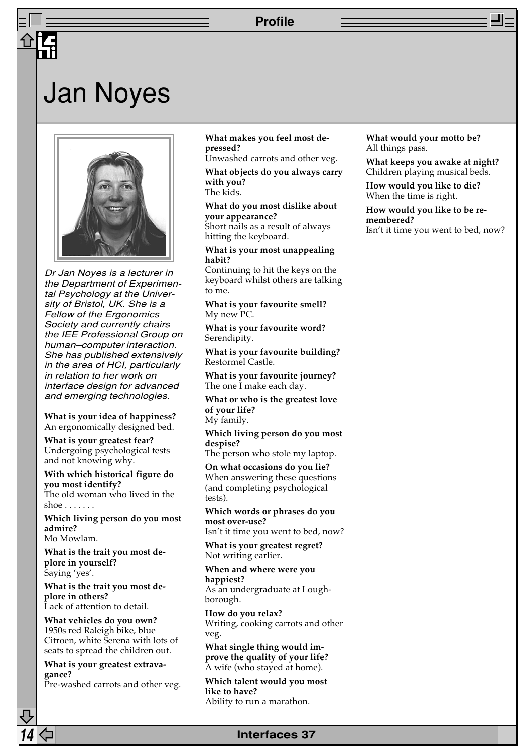# Jan Noyes

*Dr Jan Noyes is a lecturer in the Department of Experimental Psychology at the University of Bristol, UK. She is a Fellow of the Ergonomics Society and currently chairs the IEE Professional Group on human–computer interaction. She has published extensively in the area of HCI, particularly in relation to her work on interface design for advanced and emerging technologies.*

**What is your idea of happiness?**
An ergonomically designed bed.

**What is your greatest fear?**
Undergoing psychological tests and not knowing why.

**With which historical figure do you most identify?**
The old woman who lived in the shoe . . . . . . .

**Which living person do you most admire?**
Mo Mowlam.

**What is the trait you most deplore in yourself?**
Saying 'yes'.

**What is the trait you most deplore in others?**
Lack of attention to detail.

**What vehicles do you own?**
1950s red Raleigh bike, blue Citroen, white Serena with lots of seats to spread the children out.

**What is your greatest extravagance?**
Pre-washed carrots and other veg.

**What makes you feel most depressed?**
Unwashed carrots and other veg.

**What objects do you always carry with you?**
The kids.

**What do you most dislike about your appearance?**
Short nails as a result of always hitting the keyboard.

**What is your most unappealing habit?**
Continuing to hit the keys on the keyboard whilst others are talking to me.

**What is your favourite smell?**
My new PC.

**What is your favourite word?**
Serendipity.

**What is your favourite building?**
Restormel Castle.

**What is your favourite journey?**
The one I make each day.

**What or who is the greatest love of your life?**
My family.

**Which living person do you most despise?**
The person who stole my laptop.

**On what occasions do you lie?**
When answering these questions (and completing psychological tests).

**Which words or phrases do you most over-use?**
Isn't it time you went to bed, now?

**What is your greatest regret?**
Not writing earlier.

**When and where were you happiest?**
As an undergraduate at Loughborough.

**How do you relax?**
Writing, cooking carrots and other veg.

**What single thing would improve the quality of your life?**
A wife (who stayed at home).

**Which talent would you most like to have?**
Ability to run a marathon.

**What would your motto be?**
All things pass.

**What keeps you awake at night?**
Children playing musical beds.

**How would you like to die?**
When the time is right.

**How would you like to be remembered?**
Isn't it time you went to bed, now?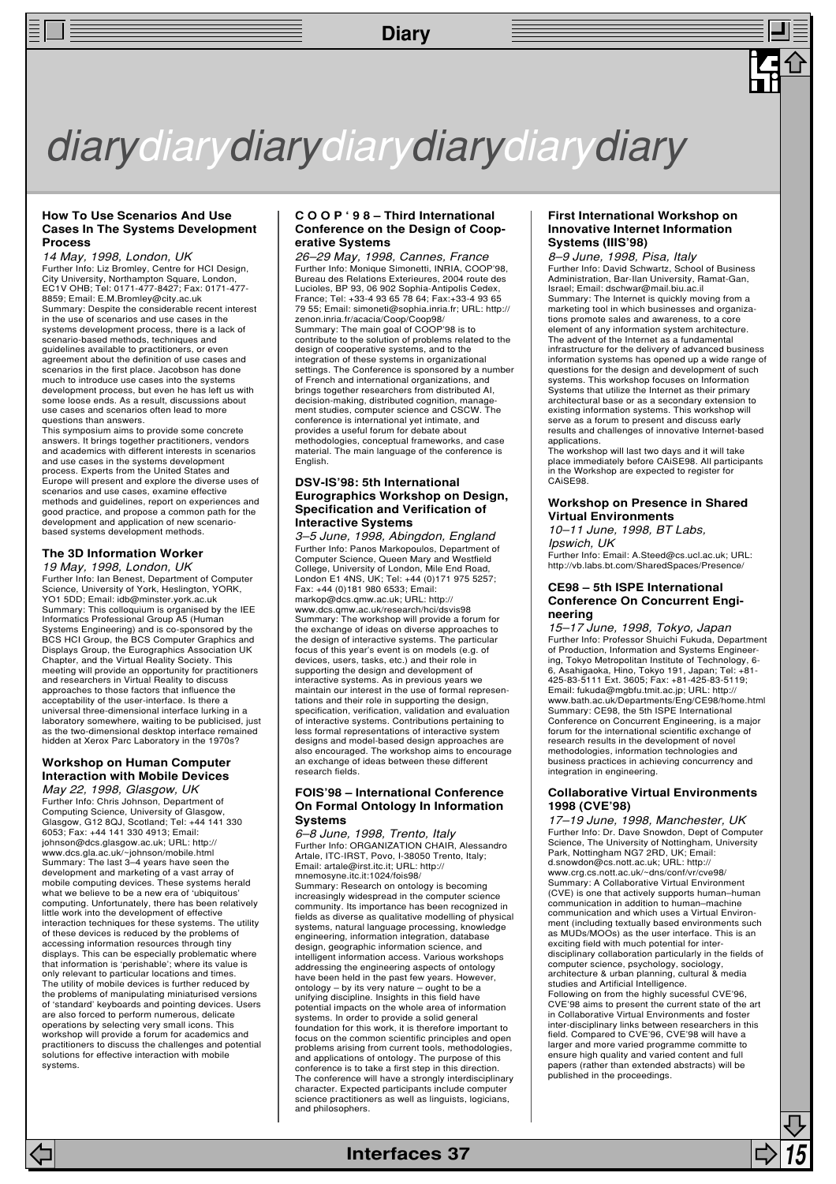# diarydiarydiarydiarydiarydiarydiary

### How To Use Scenarios And Use Cases In The Systems Development Process

*14 May, 1998, London, UK*

Further Info: Liz Bromley, Centre for HCI Design, City University, Northampton Square, London, EC1V OHB; Tel: 0171-477-8427; Fax: 0171-477-8859; Email: E.M.Bromley@city.ac.uk

Summary: Despite the considerable recent interest in the use of scenarios and use cases in the systems development process, there is a lack of scenario-based methods, techniques and guidelines available to practitioners, or even agreement about the definition of use cases and scenarios in the first place. Jacobson has done much to introduce use cases into the systems development process, but even he has left us with some loose ends. As a result, discussions about use cases and scenarios often lead to more questions than answers.

This symposium aims to provide some concrete answers. It brings together practitioners, vendors and academics with different interests in scenarios and use cases in the systems development process. Experts from the United States and Europe will present and explore the diverse uses of scenarios and use cases, examine effective methods and guidelines, report on experiences and good practice, and propose a common path for the development and application of new scenario-based systems development methods.

### The 3D Information Worker

*19 May, 1998, London, UK*

Further Info: Ian Benest, Department of Computer Science, University of York, Heslington, YORK, YO1 5DD; Email: idb@minster.york.ac.uk

Summary: This colloquium is organised by the IEE Informatics Professional Group A5 (Human Systems Engineering) and is co-sponsored by the BCS HCI Group, the BCS Computer Graphics and Displays Group, the Eurographics Association UK Chapter, and the Virtual Reality Society. This meeting will provide an opportunity for practitioners and researchers in Virtual Reality to discuss approaches to those factors that influence the acceptability of the user-interface. Is there a universal three-dimensional interface lurking in a laboratory somewhere, waiting to be publicised, just as the two-dimensional desktop interface remained hidden at Xerox Parc Laboratory in the 1970s?

### Workshop on Human Computer Interaction with Mobile Devices

*May 22, 1998, Glasgow, UK*

Further Info: Chris Johnson, Department of Computing Science, University of Glasgow, Glasgow, G12 8QJ, Scotland; Tel: +44 141 330 6053; Fax: +44 141 330 4913; Email: johnson@dcs.glasgow.ac.uk; URL: http://www.dcs.gla.ac.uk/~johnson/mobile.html

Summary: The last 3–4 years have seen the development and marketing of a vast array of mobile computing devices. These systems herald what we believe to be a new era of 'ubiquitous' computing. Unfortunately, there has been relatively little work into the development of effective interaction techniques for these systems. The utility of these devices is reduced by the problems of accessing information resources through tiny displays. This can be especially problematic where that information is 'perishable'; where its value is only relevant to particular locations and times. The utility of mobile devices is further reduced by the problems of manipulating miniaturised versions of 'standard' keyboards and pointing devices. Users are also forced to perform numerous, delicate operations by selecting very small icons. This workshop will provide a forum for academics and practitioners to discuss the challenges and potential solutions for effective interaction with mobile systems.

### COOP'98 – Third International Conference on the Design of Cooperative Systems

*26–29 May, 1998, Cannes, France*

Further Info: Monique Simonetti, INRIA, COOP'98, Bureau des Relations Exterieures, 2004 route des Lucioles, BP 93, 06 902 Sophia-Antipolis Cedex, France; Tel: +33-4 93 65 78 64; Fax:+33-4 93 65 79 55; Email: simoneti@sophia.inria.fr; URL: http://zenon.inria.fr/acacia/Coop/Coop98/

Summary: The main goal of COOP'98 is to contribute to the solution of problems related to the design of cooperative systems, and to the integration of these systems in organizational settings. The Conference is sponsored by a number of French and international organizations, and brings together researchers from distributed AI, decision-making, distributed cognition, management studies, computer science and CSCW. The conference is international yet intimate, and provides a useful forum for debate about methodologies, conceptual frameworks, and case material. The main language of the conference is English.

### DSV-IS'98: 5th International Eurographics Workshop on Design, Specification and Verification of Interactive Systems

*3–5 June, 1998, Abingdon, England*

Further Info: Panos Markopoulos, Department of Computer Science, Queen Mary and Westfield College, University of London, Mile End Road, London E1 4NS, UK; Tel: +44 (0)171 975 5257; Fax: +44 (0)181 980 6533; Email: markop@dcs.qmw.ac.uk; URL: http://www.dcs.qmw.ac.uk/research/hci/dsvis98

Summary: The workshop will provide a forum for the exchange of ideas on diverse approaches to the design of interactive systems. The particular focus of this year's event is on models (e.g. of devices, users, tasks, etc.) and their role in supporting the design and development of interactive systems. As in previous years we maintain our interest in the use of formal representations and their role in supporting the design, specification, verification, validation and evaluation of interactive systems. Contributions pertaining to less formal representations of interactive system designs and model-based design approaches are also encouraged. The workshop aims to encourage an exchange of ideas between these different research fields.

### FOIS'98 – International Conference On Formal Ontology In Information Systems

*6–8 June, 1998, Trento, Italy*

Further Info: ORGANIZATION CHAIR, Alessandro Artale, ITC-IRST, Povo, I-38050 Trento, Italy; Email: artale@irst.itc.it; URL: http://mnemosyne.itc.it:1024/fois98/

Summary: Research on ontology is becoming increasingly widespread in the computer science community. Its importance has been recognized in fields as diverse as qualitative modelling of physical systems, natural language processing, knowledge engineering, information integration, database design, geographic information science, and intelligent information access. Various workshops addressing the engineering aspects of ontology have been held in the past few years. However, ontology – by its very nature – ought to be a unifying discipline. Insights in this field have potential impacts on the whole area of information systems. In order to provide a solid general foundation for this work, it is therefore important to focus on the common scientific principles and open problems arising from current tools, methodologies, and applications of ontology. The purpose of this conference is to take a first step in this direction. The conference will have a strongly interdisciplinary character. Expected participants include computer science practitioners as well as linguists, logicians, and philosophers.

### First International Workshop on Innovative Internet Information Systems (IIIS'98)

*8–9 June, 1998, Pisa, Italy*

Further Info: David Schwartz, School of Business Administration, Bar-Ilan University, Ramat-Gan, Israel; Email: dschwar@mail.biu.ac.il

Summary: The Internet is quickly moving from a marketing tool in which businesses and organizations promote sales and awareness, to a core element of any information system architecture. The advent of the Internet as a fundamental infrastructure for the delivery of advanced business information systems has opened up a wide range of questions for the design and development of such systems. This workshop focuses on Information Systems that utilize the Internet as their primary architectural base or as a secondary extension to existing information systems. This workshop will serve as a forum to present and discuss early results and challenges of innovative Internet-based applications.

The workshop will last two days and it will take place immediately before CAiSE98. All participants in the Workshop are expected to register for CAiSE98.

### Workshop on Presence in Shared Virtual Environments

*10–11 June, 1998, BT Labs, Ipswich, UK*

Further Info: Email: A.Steed@cs.ucl.ac.uk; URL: http://vb.labs.bt.com/SharedSpaces/Presence/

### CE98 – 5th ISPE International Conference On Concurrent Engineering

*15–17 June, 1998, Tokyo, Japan*

Further Info: Professor Shuichi Fukuda, Department of Production, Information and Systems Engineering, Tokyo Metropolitan Institute of Technology, 6-6, Asahigaoka, Hino, Tokyo 191, Japan; Tel: +81-425-83-5111 Ext. 3605; Fax: +81-425-83-5119; Email: fukuda@mgbfu.tmit.ac.jp; URL: http://www.bath.ac.uk/Departments/Eng/CE98/home.html

Summary: CE98, the 5th ISPE International Conference on Concurrent Engineering, is a major forum for the international scientific exchange of research results in the development of novel methodologies, information technologies and business practices in achieving concurrency and integration in engineering.

### Collaborative Virtual Environments 1998 (CVE'98)

*17–19 June, 1998, Manchester, UK*

Further Info: Dr. Dave Snowdon, Dept of Computer Science, The University of Nottingham, University Park, Nottingham NG7 2RD, UK; Email: d.snowdon@cs.nott.ac.uk; URL: http://www.crg.cs.nott.ac.uk/~dns/conf/vr/cve98/

Summary: A Collaborative Virtual Environment (CVE) is one that actively supports human–human communication in addition to human–machine communication and which uses a Virtual Environment (including textually based environments such as MUDs/MOOs) as the user interface. This is an exciting field with much potential for inter-disciplinary collaboration particularly in the fields of computer science, psychology, sociology, architecture & urban planning, cultural & media studies and Artificial Intelligence.

Following on from the highly sucessful CVE'96, CVE'98 aims to present the current state of the art in Collaborative Virtual Environments and foster inter-disciplinary links between researchers in this field. Compared to CVE'96, CVE'98 will have a larger and more varied programme committe to ensure high quality and varied content and full papers (rather than extended abstracts) will be published in the proceedings.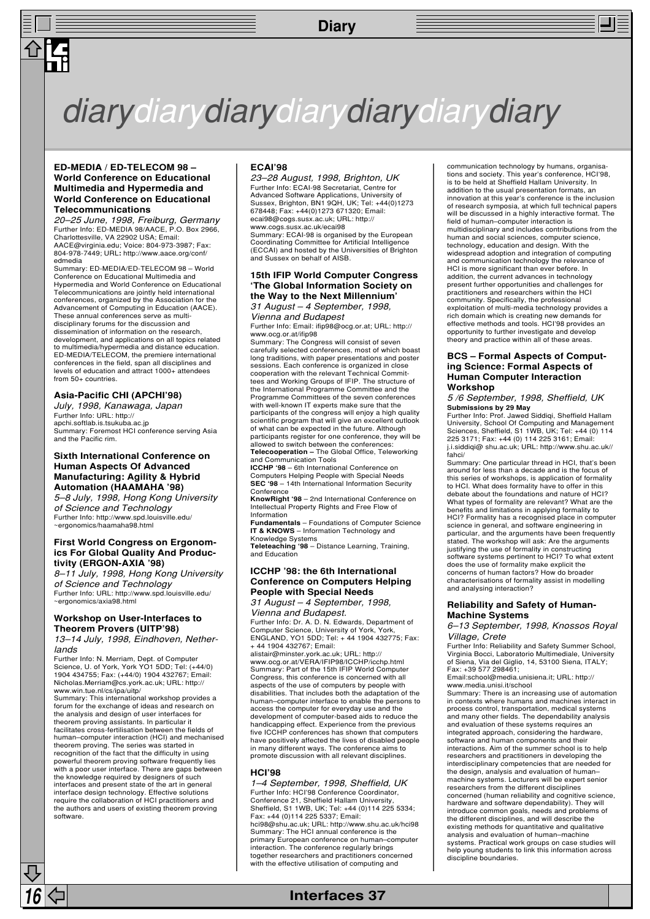# diarydiarydiarydiarydiarydiarydiary

### ED-MEDIA / ED-TELECOM 98 – World Conference on Educational Multimedia and Hypermedia and World Conference on Educational Telecommunications

*20–25 June, 1998, Freiburg, Germany*

Further Info: ED-MEDIA 98/AACE, P.O. Box 2966, Charlottesville, VA 22902 USA; Email: AACE@virginia.edu; Voice: 804-973-3987; Fax: 804-978-7449; URL: http://www.aace.org/conf/edmedia

Summary: ED-MEDIA/ED-TELECOM 98 – World Conference on Educational Multimedia and Hypermedia and World Conference on Educational Telecommunications are jointly held international conferences, organized by the Association for the Advancement of Computing in Education (AACE). These annual conferences serve as multi-disciplinary forums for the discussion and dissemination of information on the research, development, and applications on all topics related to multimedia/hypermedia and distance education. ED-MEDIA/TELECOM, the premiere international conferences in the field, span all disciplines and levels of education and attract 1000+ attendees from 50+ countries.

### Asia-Pacific CHI (APCHI'98)

*July, 1998, Kanawaga, Japan*

Further Info: URL: http://apchi.softlab.is.tsukuba.ac.jp

Summary: Foremost HCI conference serving Asia and the Pacific rim.

### Sixth International Conference on Human Aspects Of Advanced Manufacturing: Agility & Hybrid Automation (HAAMAHA '98)

*5–8 July, 1998, Hong Kong University of Science and Technology*

Further Info: http://www.spd.louisville.edu/~ergonomics/haamaha98.html

### First World Congress on Ergonomics For Global Quality And Productivity (ERGON-AXIA '98)

*8–11 July, 1998, Hong Kong University of Science and Technology*

Further Info: URL: http://www.spd.louisville.edu/~ergonomics/axia98.html

### Workshop on User-Interfaces to Theorem Provers (UITP'98)

*13–14 July, 1998, Eindhoven, Netherlands*

Further Info: N. Merriam, Dept. of Computer Science, U. of York, York YO1 5DD; Tel: (+44/0) 1904 434755; Fax: (+44/0) 1904 432767; Email: Nicholas.Merriam@cs.york.ac.uk; URL: http://www.win.tue.nl/cs/ipa/uitp/

Summary: This international workshop provides a forum for the exchange of ideas and research on the analysis and design of user interfaces for theorem proving assistants. In particular it facilitates cross-fertilisation between the fields of human–computer interaction (HCI) and mechanised theorem proving. The series was started in recognition of the fact that the difficulty in using powerful theorem proving software frequently lies with a poor user interface. There are gaps between the knowledge required by designers of such interfaces and present state of the art in general interface design technology. Effective solutions require the collaboration of HCI practitioners and the authors and users of existing theorem proving software.

### ECAI'98

*23–28 August, 1998, Brighton, UK*

Further Info: ECAI-98 Secretariat, Centre for Advanced Software Applications, University of Sussex, Brighton, BN1 9QH, UK; Tel: +44(0)1273 678448; Fax: +44(0)1273 671320; Email: ecai98@cogs.susx.ac.uk; URL: http://www.cogs.susx.ac.uk/ecai98

Summary: ECAI-98 is organised by the European Coordinating Committee for Artificial Intelligence (ECCAI) and hosted by the Universities of Brighton and Sussex on behalf of AISB.

### 15th IFIP World Computer Congress 'The Global Information Society on the Way to the Next Millennium'

*31 August – 4 September, 1998, Vienna and Budapest*

Further Info: Email: ifip98@ocg.or.at; URL: http://www.ocg.or.at/ifip98

Summary: The Congress will consist of seven carefully selected conferences, most of which boast long traditions, with paper presentations and poster sessions. Each conference is organized in close cooperation with the relevant Technical Committees and Working Groups of IFIP. The structure of the International Programme Committee and the Programme Committees of the seven conferences with well-known IT experts make sure that the participants of the congress will enjoy a high quality scientific program that will give an excellent outlook of what can be expected in the future. Although participants register for one conference, they will be allowed to switch between the conferences:

**Telecooperation –** The Global Office, Teleworking and Communication Tools
**ICCHP '98** – 6th International Conference on Computers Helping People with Special Needs
**SEC '98** – 14th International Information Security Conference
**KnowRight '98** – 2nd International Conference on Intellectual Property Rights and Free Flow of Information
**Fundamentals** – Foundations of Computer Science
**IT & KNOWS** – Information Technology and Knowledge Systems
**Teleteaching '98** – Distance Learning, Training, and Education

### ICCHP '98: the 6th International Conference on Computers Helping People with Special Needs

*31 August – 4 September, 1998, Vienna and Budapest.*

Further Info: Dr. A. D. N. Edwards, Department of Computer Science, University of York, York, ENGLAND, YO1 5DD; Tel: + 44 1904 432775; Fax: + 44 1904 432767; Email: alistair@minster.york.ac.uk; URL: http://www.ocg.or.at/VERA/IFIP98/ICCHP/icchp.html

Summary: Part of the 15th IFIP World Computer Congress, this conference is concerned with all aspects of the use of computers by people with disabilities. That includes both the adaptation of the human–computer interface to enable the persons to access the computer for everyday use and the development of computer-based aids to reduce the handicapping effect. Experience from the previous five ICCHP conferences has shown that computers have positively affected the lives of disabled people in many different ways. The conference aims to promote discussion with all relevant disciplines.

### HCI'98

*1–4 September, 1998, Sheffield, UK*

Further Info: HCI'98 Conference Coordinator, Conference 21, Sheffield Hallam University, Sheffield, S1 1WB, UK; Tel: +44 (0)114 225 5334; Fax: +44 (0)114 225 5337; Email: hci98@shu.ac.uk; URL: http://www.shu.ac.uk/hci98

Summary: The HCI annual conference is the primary European conference on human–computer interaction. The conference regularly brings together researchers and practitioners concerned with the effective utilisation of computing and communication technology by humans, organisations and society. This year's conference, HCI'98, is to be held at Sheffield Hallam University. In addition to the usual presentation formats, an innovation at this year's conference is the inclusion of research symposia, at which full technical papers will be discussed in a highly interactive format. The field of human–computer interaction is multidisciplinary and includes contributions from the human and social sciences, computer science, technology, education and design. With the widespread adoption and integration of computing and communication technology the relevance of HCI is more significant than ever before. In addition, the current advances in technology present further opportunities and challenges for practitioners and researchers within the HCI community. Specifically, the professional exploitation of multi-media technology provides a rich domain which is creating new demands for effective methods and tools. HCI'98 provides an opportunity to further investigate and develop theory and practice within all of these areas.

### BCS – Formal Aspects of Computing Science: Formal Aspects of Human Computer Interaction Workshop

*5 /6 September, 1998, Sheffield, UK*

**Submissions by 29 May**

Further Info: Prof. Jawed Siddiqi, Sheffield Hallam University, School Of Computing and Management Sciences, Sheffield, S1 1WB, UK; Tel: +44 (0) 114 225 3171; Fax: +44 (0) 114 225 3161; Email: j.i.siddiqi@ shu.ac.uk; URL: http://www.shu.ac.uk//fahci/

Summary: One particular thread in HCI, that's been around for less than a decade and is the focus of this series of workshops, is application of formality to HCI. What does formality have to offer in this debate about the foundations and nature of HCI? What types of formality are relevant? What are the benefits and limitations in applying formality to HCI? Formality has a recognised place in computer science in general, and software engineering in particular, and the arguments have been frequently stated. The workshop will ask: Are the arguments justifying the use of formality in constructing software systems pertinent to HCI? To what extent does the use of formality make explicit the concerns of human factors? How do broader characterisations of formality assist in modelling and analysing interaction?

### Reliability and Safety of Human-Machine Systems

*6–13 September, 1998, Knossos Royal Village, Crete*

Further Info: Reliability and Safety Summer School, Virginia Bocci, Laboratorio Multimediale, University of Siena, Via del Giglio, 14, 53100 Siena, ITALY; Fax: +39 577 298461; Email:school@media.unisiena.it; URL: http://www.media.unisi.it/school

Summary: There is an increasing use of automation in contexts where humans and machines interact in process control, transportation, medical systems and many other fields. The dependability analysis and evaluation of these systems requires an integrated approach, considering the hardware, software and human components and their interactions. Aim of the summer school is to help researchers and practitioners in developing the interdisciplinary competencies that are needed for the design, analysis and evaluation of human–machine systems. Lecturers will be expert senior researchers from the different disciplines concerned (human reliability and cognitive science, hardware and software dependability). They will introduce common goals, needs and problems of the different disciplines, and will describe the existing methods for quantitative and qualitative analysis and evaluation of human–machine systems. Practical work groups on case studies will help young students to link this information across discipline boundaries.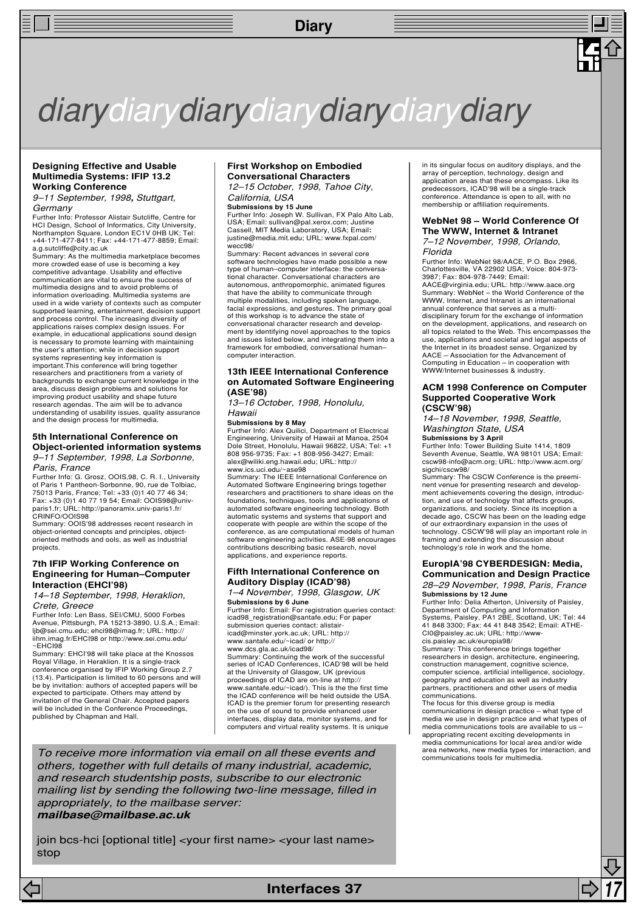# diarydiarydiarydiarydiarydiarydiary

### Designing Effective and Usable Multimedia Systems: IFIP 13.2 Working Conference

*9–11 September, 1998, Stuttgart, Germany*

Further Info: Professor Alistair Sutcliffe, Centre for HCI Design, School of Informatics, City University, Northampton Square, London EC1V 0HB UK; Tel: +44-171-477-8411; Fax: +44-171-477-8859; Email: a.g.sutcliffe@city.ac.uk

Summary: As the multimedia marketplace becomes more crowded ease of use is becoming a key competitive advantage. Usability and effective communication are vital to ensure the success of multimedia designs and to avoid problems of information overloading. Multimedia systems are used in a wide variety of contexts such as computer supported learning, entertainment, decision support and process control. The increasing diversity of applications raises complex design issues. For example, in educational applications sound design is necessary to promote learning with maintaining the user's attention; while in decision support systems representing key information is important.This conference will bring together researchers and practitioners from a variety of backgrounds to exchange current knowledge in the area, discuss design problems and solutions for improving product usability and shape future research agendas. The aim will be to advance understanding of usability issues, quality assurance and the design process for multimedia.

### 5th International Conference on Object-oriented information systems

*9–11 September, 1998, La Sorbonne, Paris, France*

Further Info: G. Grosz, OOIS,98, C. R. I., University of Paris 1 Pantheon-Sorbonne, 90, rue de Tolbiac, 75013 Paris, France; Tel: +33 (0)1 40 77 46 34; Fax: +33 (0)1 40 77 19 54; Email: OOIS98@univ-paris1.fr; URL: http://panoramix.univ-paris1.fr/CRINFO/OOIS98

Summary: OOIS'98 addresses recent research in object-oriented concepts and principles, object-oriented methods and ools, as well as industrial projects.

### 7th IFIP Working Conference on Engineering for Human–Computer Interaction (EHCI'98)

*14–18 September, 1998, Heraklion, Crete, Greece*

Further Info: Len Bass, SEI/CMU, 5000 Forbes Avenue, Pittsburgh, PA 15213-3890, U.S.A.; Email: ljb@sei.cmu.edu; ehci98@imag.fr; URL: http://iihm.imag.fr/EHCI98 or http://www.sei.cmu.edu/~EHCI98

Summary: EHCI'98 will take place at the Knossos Royal Village, in Heraklion. It is a single-track conference organised by IFIP Working Group 2.7 (13.4). Participation is limited to 60 persons and will be by invitation: authors of accepted papers will be expected to participate. Others may attend by invitation of the General Chair. Accepted papers will be included in the Conference Proceedings, published by Chapman and Hall.

### First Workshop on Embodied Conversational Characters

*12–15 October, 1998, Tahoe City, California, USA*

**Submissions by 15 June**

Further Info: Joseph W. Sullivan, FX Palo Alto Lab, USA; Email: sullivan@pal.xerox.com; Justine Cassell, MIT Media Laboratory, USA; Email: justine@media.mit.edu; URL: www.fxpal.com/wecc98/

Summary: Recent advances in several core software technologies have made possible a new type of human–computer interface: the conversational character. Conversational characters are autonomous, anthropomorphic, animated figures that have the ability to communicate through multiple modalities, including spoken language, facial expressions, and gestures. The primary goal of this workshop is to advance the state of conversational character research and development by identifying novel approaches to the topics and issues listed below, and integrating them into a framework for embodied, conversational human–computer interaction.

### 13th IEEE International Conference on Automated Software Engineering (ASE'98)

*13–16 October, 1998, Honolulu, Hawaii*

**Submissions by 8 May**

Further Info: Alex Quilici, Department of Electrical Engineering, University of Hawaii at Manoa, 2504 Dole Street, Honolulu, Hawaii 96822, USA; Tel: +1 808 956-9735; Fax: +1 808-956-3427; Email: alex@wiliki.eng.hawaii.edu; URL: http://www.ics.uci.edu/~ase98

Summary: The IEEE International Conference on Automated Software Engineering brings together researchers and practitioners to share ideas on the foundations, techniques, tools and applications of automated software engineering technology. Both automatic systems and systems that support and cooperate with people are within the scope of the conference, as are computational models of human software engineering activities. ASE-98 encourages contributions describing basic research, novel applications, and experience reports.

### Fifth International Conference on Auditory Display (ICAD'98)

*1–4 November, 1998, Glasgow, UK*

**Submissions by 6 June**

Further Info: Email: For registration queries contact: icad98_registration@santafe.edu; For paper submission queries contact: alistair-icad@minster.york.ac.uk; URL: http://www.santafe.edu/~icad/ or http://www.dcs.gla.ac.uk/icad98/

Summary: Continuing the work of the successful series of ICAD Conferences, ICAD'98 will be held at the University of Glasgow, UK (previous proceedings of ICAD are on-line at http://www.santafe.edu/~icad/). This is the the first time the ICAD conference will be held outside the USA. ICAD is the premier forum for presenting research on the use of sound to provide enhanced user interfaces, display data, monitor systems, and for computers and virtual reality systems. It is unique in its singular focus on auditory displays, and the array of perception, technology, design and application areas that these encompass. Like its predecessors, ICAD'98 will be a single-track conference. Attendance is open to all, with no membership or affiliation requirements.

### WebNet 98 – World Conference Of The WWW, Internet & Intranet

*7–12 November, 1998, Orlando, Florida*

Further Info: WebNet 98/AACE, P.O. Box 2966, Charlottesville, VA 22902 USA; Voice: 804-973-3987; Fax: 804-978-7449; Email: AACE@virginia.edu; URL: http://www.aace.org

Summary: WebNet – the World Conference of the WWW, Internet, and Intranet is an international annual conference that serves as a multi-disciplinary forum for the exchange of information on the development, applications, and research on all topics related to the Web. This encompasses the use, applications and societal and legal aspects of the Internet in its broadest sense. Organized by AACE – Association for the Advancement of Computing in Education – in cooperation with WWW/Internet businesses & industry.

### ACM 1998 Conference on Computer Supported Cooperative Work (CSCW'98)

*14–18 November, 1998, Seattle, Washington State, USA*

**Submissions by 3 April**

Further Info: Tower Building Suite 1414, 1809 Seventh Avenue, Seattle, WA 98101 USA; Email: cscw98-info@acm.org; URL: http://www.acm.org/sigchi/cscw98/

Summary: The CSCW Conference is the preeminent venue for presenting research and development achievements covering the design, introduction, and use of technology that affects groups, organizations, and society. Since its inception a decade ago, CSCW has been on the leading edge of our extraordinary expansion in the uses of technology. CSCW'98 will play an important role in framing and extending the discussion about technology's role in work and the home.

### EuropIA'98 CYBERDESIGN: Media, Communication and Design Practice

*28–29 November, 1998, Paris, France*

**Submissions by 12 June**

Further Info: Delia Atherton, University of Paisley, Department of Computing and Information Systems, Paisley, PA1 2BE, Scotland, UK; Tel: 44 41 848 3300; Fax: 44 41 848 3542; Email: ATHE-CI0@paisley.ac.uk; URL: http://www-cis.paisley.ac.uk/europia98/

Summary: This conference brings together researchers in design, architecture, engineering, construction management, cognitive science, computer science, artificial intelligence, sociology, geography and education as well as industry partners, practitioners and other users of media communications.

The focus for this diverse group is media communications in design practice – what type of media we use in design practice and what types of media communications tools are available to us – appropriating recent exciting developments in media communications for local area and/or wide area networks, new media types for interaction, and communications tools for multimedia.

*To receive more information via email on all these events and others, together with full details of many industrial, academic, and research studentship posts, subscribe to our electronic mailing list by sending the following two-line message, filled in appropriately, to the mailbase server:* ***mailbase@mailbase.ac.uk***

join bcs-hci [optional title] <your first name> <your last name>
stop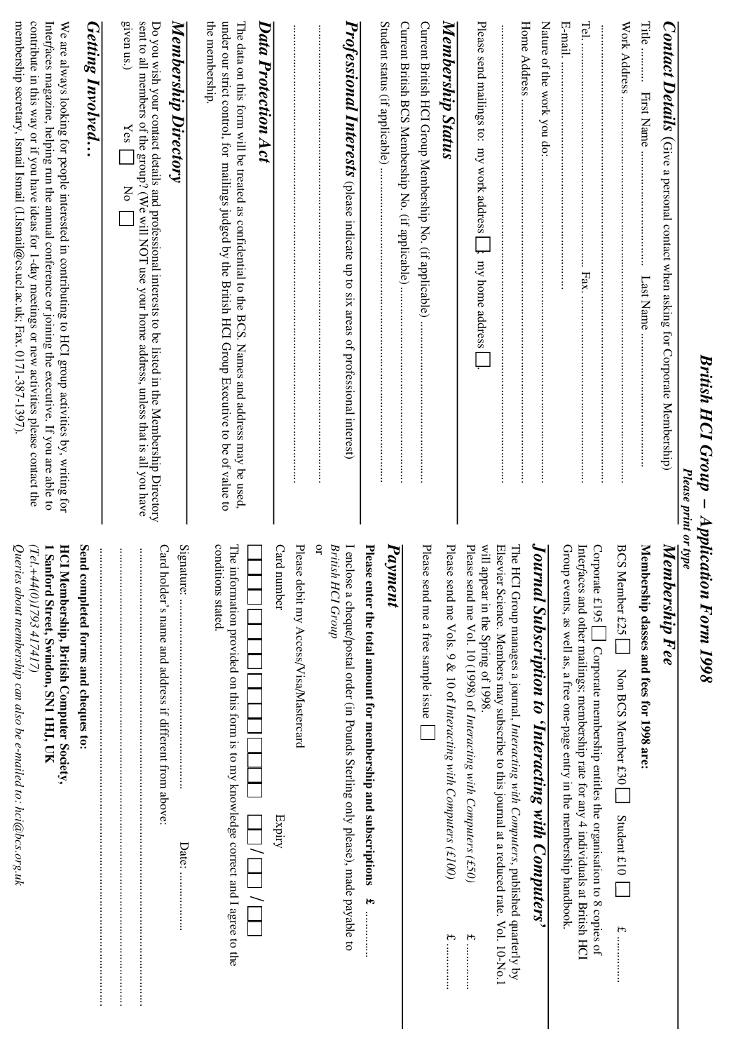# British HCI Group – Application Form 1998

*Please print or type*

## Contact Details (Give a personal contact when asking for Corporate Membership)

Title ........ First Name .......................... Last Name ..............................

Work Address...............................................................................

..........................................................................................

Tel. ............................................ Fax. ........................................

E-mail. ...........................................

Nature of the work you do:..................................................................

Home Address ............................................................................

..........................................................................................

Please send mailings to: my work address ☐; my home address ☐.

## Membership Status

Current British HCI Group Membership No. (if applicable) .........................

Current British BCS Membership No. (if applicable).................................

Student status (if applicable)...............................................................

## Professional Interests (please indicate up to six areas of professional interest)

..........................................................................................

..........................................................................................

## Data Protection Act

The data on this form will be treated as confidential to the BCS. Names and address may be used, under our strict control, for mailings judged by the British HCI Group Executive to be of value to the membership.

## Membership Directory

Do you wish your contact details and professional interests to be listed in the Membership Directory sent to all members of the group? (We will NOT use your home address, unless that is all you have given us.) Yes ☐ No ☐

## Getting Involved…

We are always looking for people interested in contributing to HCI group activities by, writing for *Interfaces* magazine, helping run the annual conference or joining the executive. If you are able to contribute in this way or if you have ideas for 1-day meetings or new activities please contact the membership secretary, Ismail Ismail (I.Ismail@cs.ucl.ac.uk; Fax. 0171-387-1397).

## Membership Fee

**Membership classes and fees for 1998 are:**

BCS Member £25 ☐ Non BCS Member £30 ☐ Student £10 ☐ £ ............

Corporate £195 ☐ Corporate membership entitles the organisation to 8 copies of *Interfaces* and other mailings; membership rate for any 4 individuals at British HCI Group events, as well as, a free one-page entry in the membership handbook.

## Journal Subscription to 'Interacting with Computers'

The HCI Group manages a journal, *Interacting with Computers*, published quarterly by Elsevier Science. Members may subscribe to this journal at a reduced rate. Vol. 10-No.1 will appear in the Spring of 1998.

Please send me Vol. 10 (1998) of *Interacting with Computers (£50)* £ ............

Please send me Vols. 9 & 10 of *Interacting with Computers (£100)* £ ............

Please send me a free sample issue ☐

## Payment

**Please enter the total amount for membership and subscriptions £ ............**

I enclose a cheque/postal order (in Pounds Sterling only please), made payable to *British HCI Group*

or

Please debit my Access/Visa/Mastercard

Card number ☐☐☐☐ ☐☐☐☐ ☐☐☐☐ ☐☐☐☐ Expiry ☐☐/☐☐/☐☐

The information provided on this form is to my knowledge correct and I agree to the conditions stated.

Signature: .......................................... Date: ..............

Card holder's name and address if different from above:

..........................................................................................

..........................................................................................

..........................................................................................

**Send completed forms and cheques to:**

**HCI Membership, British Computer Society,**
**1 Sanford Street, Swindon, SN1 1HJ, UK**
*(Tel.+44(0)1793 417417)*

*Queries about membership can also be e-mailed to: hci@bcs.org.uk*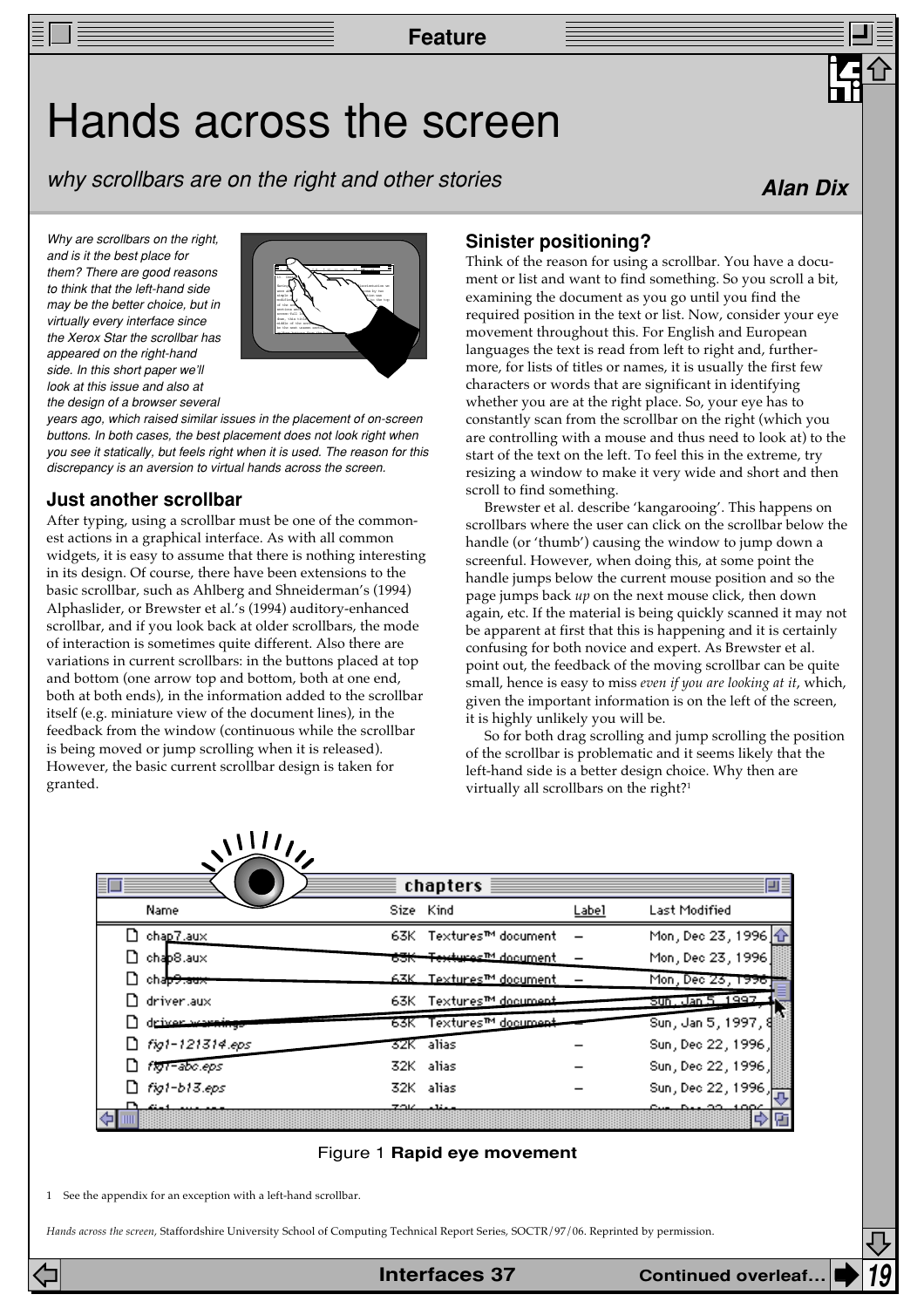# Hands across the screen

*why scrollbars are on the right and other stories*

***Alan Dix***

*Why are scrollbars on the right, and is it the best place for them? There are good reasons to think that the left-hand side may be the better choice, but in virtually every interface since the Xerox Star the scrollbar has appeared on the right-hand side. In this short paper we'll look at this issue and also at the design of a browser several years ago, which raised similar issues in the placement of on-screen buttons. In both cases, the best placement does not look right when you see it statically, but feels right when it is used. The reason for this discrepancy is an aversion to virtual hands across the screen.*

## Just another scrollbar

After typing, using a scrollbar must be one of the commonest actions in a graphical interface. As with all common widgets, it is easy to assume that there is nothing interesting in its design. Of course, there have been extensions to the basic scrollbar, such as Ahlberg and Shneiderman's (1994) Alphaslider, or Brewster et al.'s (1994) auditory-enhanced scrollbar, and if you look back at older scrollbars, the mode of interaction is sometimes quite different. Also there are variations in current scrollbars: in the buttons placed at top and bottom (one arrow top and bottom, both at one end, both at both ends), in the information added to the scrollbar itself (e.g. miniature view of the document lines), in the feedback from the window (continuous while the scrollbar is being moved or jump scrolling when it is released). However, the basic current scrollbar design is taken for granted.

## Sinister positioning?

Think of the reason for using a scrollbar. You have a document or list and want to find something. So you scroll a bit, examining the document as you go until you find the required position in the text or list. Now, consider your eye movement throughout this. For English and European languages the text is read from left to right and, furthermore, for lists of titles or names, it is usually the first few characters or words that are significant in identifying whether you are at the right place. So, your eye has to constantly scan from the scrollbar on the right (which you are controlling with a mouse and thus need to look at) to the start of the text on the left. To feel this in the extreme, try resizing a window to make it very wide and short and then scroll to find something.

Brewster et al. describe 'kangarooing'. This happens on scrollbars where the user can click on the scrollbar below the handle (or 'thumb') causing the window to jump down a screenful. However, when doing this, at some point the handle jumps below the current mouse position and so the page jumps back *up* on the next mouse click, then down again, etc. If the material is being quickly scanned it may not be apparent at first that this is happening and it is certainly confusing for both novice and expert. As Brewster et al. point out, the feedback of the moving scrollbar can be quite small, hence is easy to miss *even if you are looking at it*, which, given the important information is on the left of the screen, it is highly unlikely you will be.

So for both drag scrolling and jump scrolling the position of the scrollbar is problematic and it seems likely that the left-hand side is a better design choice. Why then are virtually all scrollbars on the right?[1]

Figure 1 **Rapid eye movement**

1 See the appendix for an exception with a left-hand scrollbar.

*Hands across the screen*, Staffordshire University School of Computing Technical Report Series, SOCTR/97/06. Reprinted by permission.

Continued overleaf…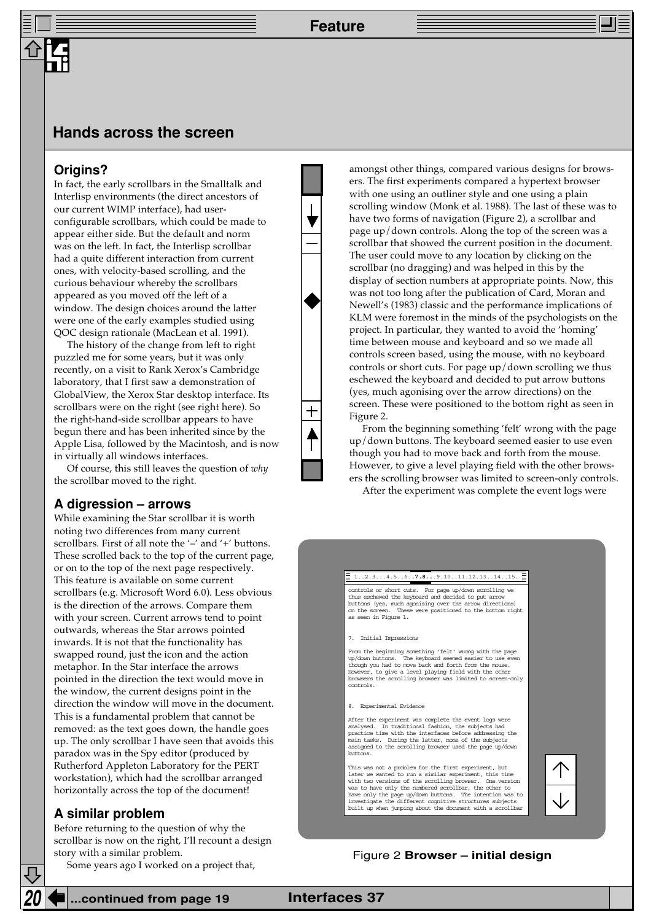## Hands across the screen

### Origins?

In fact, the early scrollbars in the Smalltalk and Interlisp environments (the direct ancestors of our current WIMP interface), had user-configurable scrollbars, which could be made to appear either side. But the default and norm was on the left. In fact, the Interlisp scrollbar had a quite different interaction from current ones, with velocity-based scrolling, and the curious behaviour whereby the scrollbars appeared as you moved off the left of a window. The design choices around the latter were one of the early examples studied using QOC design rationale (MacLean et al. 1991).

The history of the change from left to right puzzled me for some years, but it was only recently, on a visit to Rank Xerox's Cambridge laboratory, that I first saw a demonstration of GlobalView, the Xerox Star desktop interface. Its scrollbars were on the right (see right here). So the right-hand-side scrollbar appears to have begun there and has been inherited since by the Apple Lisa, followed by the Macintosh, and is now in virtually all windows interfaces.

Of course, this still leaves the question of *why* the scrollbar moved to the right.

### A digression – arrows

While examining the Star scrollbar it is worth noting two differences from many current scrollbars. First of all note the '–' and '+' buttons. These scrolled back to the top of the current page, or on to the top of the next page respectively. This feature is available on some current scrollbars (e.g. Microsoft Word 6.0). Less obvious is the direction of the arrows. Compare them with your screen. Current arrows tend to point outwards, whereas the Star arrows pointed inwards. It is not that the functionality has swapped round, just the icon and the action metaphor. In the Star interface the arrows pointed in the direction the text would move in the window, the current designs point in the direction the window will move in the document. This is a fundamental problem that cannot be removed: as the text goes down, the handle goes up. The only scrollbar I have seen that avoids this paradox was in the Spy editor (produced by Rutherford Appleton Laboratory for the PERT workstation), which had the scrollbar arranged horizontally across the top of the document!

### A similar problem

Before returning to the question of why the scrollbar is now on the right, I'll recount a design story with a similar problem.

Some years ago I worked on a project that, amongst other things, compared various designs for browsers. The first experiments compared a hypertext browser with one using an outliner style and one using a plain scrolling window (Monk et al. 1988). The last of these was to have two forms of navigation (Figure 2), a scrollbar and page up/down controls. Along the top of the screen was a scrollbar that showed the current position in the document. The user could move to any location by clicking on the scrollbar (no dragging) and was helped in this by the display of section numbers at appropriate points. Now, this was not too long after the publication of Card, Moran and Newell's (1983) classic and the performance implications of KLM were foremost in the minds of the psychologists on the project. In particular, they wanted to avoid the 'homing' time between mouse and keyboard and so we made all controls screen based, using the mouse, with no keyboard controls or short cuts. For page up/down scrolling we thus eschewed the keyboard and decided to put arrow buttons (yes, much agonising over the arrow directions) on the screen. These were positioned to the bottom right as seen in Figure 2.

From the beginning something 'felt' wrong with the page up/down buttons. The keyboard seemed easier to use even though you had to move back and forth from the mouse. However, to give a level playing field with the other browsers the scrolling browser was limited to screen-only controls.

After the experiment was complete the event logs were

```
1..2.3...4.5..6..7.8...9.10..11.12.13..14..15.

controls or short cuts.  For page up/down scrolling we
thus eschewed the keyboard and decided to put arrow
buttons (yes, much agonising over the arrow directions)
on the screen.  These were positioned to the bottom right
as seen in Figure 1.

7.  Initial Impressions

From the beginning something 'felt' wrong with the page
up/down buttons.  The keyboard seemed easier to use even
though you had to move back and forth from the mouse.
However, to give a level playing field with the other
browsers the scrolling browser was limited to screen-only
controls.

8.  Experimental Evidence

After the experiment was complete the event logs were
analysed.  In traditional fashion, the subjects had
practice time with the interfaces before addressing the
main tasks.  During the latter, none of the subjects
assigned to the scrolling browser used the page up/down
buttons.

This was not a problem for the first experiment, but
later we wanted to run a similar experiment, this time
with two versions of the scrolling browser.  One version
was to have only the numbered scrollbar, the other to
have only the page up/down buttons.  The intention was to
investigate the different cognitive structures subjects
built up when jumping about the document with a scrollbar
```

Figure 2 **Browser – initial design**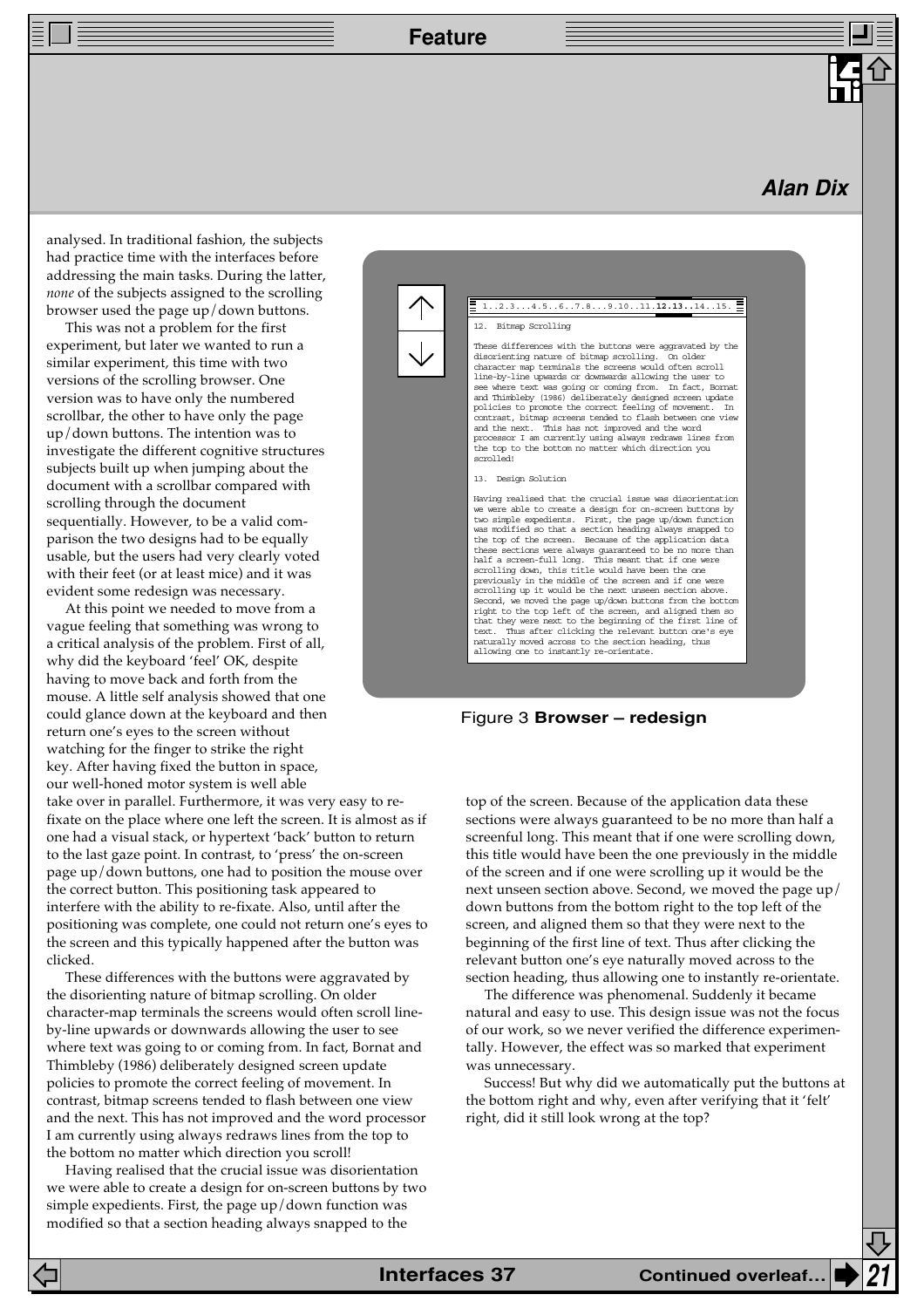analysed. In traditional fashion, the subjects had practice time with the interfaces before addressing the main tasks. During the latter, *none* of the subjects assigned to the scrolling browser used the page up/down buttons.

This was not a problem for the first experiment, but later we wanted to run a similar experiment, this time with two versions of the scrolling browser. One version was to have only the numbered scrollbar, the other to have only the page up/down buttons. The intention was to investigate the different cognitive structures subjects built up when jumping about the document with a scrollbar compared with scrolling through the document sequentially. However, to be a valid comparison the two designs had to be equally usable, but the users had very clearly voted with their feet (or at least mice) and it was evident some redesign was necessary.

At this point we needed to move from a vague feeling that something was wrong to a critical analysis of the problem. First of all, why did the keyboard 'feel' OK, despite having to move back and forth from the mouse. A little self analysis showed that one could glance down at the keyboard and then return one's eyes to the screen without watching for the finger to strike the right key. After having fixed the button in space, our well-honed motor system is well able take over in parallel. Furthermore, it was very easy to re-fixate on the place where one left the screen. It is almost as if one had a visual stack, or hypertext 'back' button to return to the last gaze point. In contrast, to 'press' the on-screen page up/down buttons, one had to position the mouse over the correct button. This positioning task appeared to interfere with the ability to re-fixate. Also, until after the positioning was complete, one could not return one's eyes to the screen and this typically happened after the button was clicked.

These differences with the buttons were aggravated by the disorienting nature of bitmap scrolling. On older character-map terminals the screens would often scroll line-by-line upwards or downwards allowing the user to see where text was going to or coming from. In fact, Bornat and Thimbleby (1986) deliberately designed screen update policies to promote the correct feeling of movement. In contrast, bitmap screens tended to flash between one view and the next. This has not improved and the word processor I am currently using always redraws lines from the top to the bottom no matter which direction you scroll!

Having realised that the crucial issue was disorientation we were able to create a design for on-screen buttons by two simple expedients. First, the page up/down function was modified so that a section heading always snapped to the top of the screen. Because of the application data these sections were always guaranteed to be no more than half a screenful long. This meant that if one were scrolling down, this title would have been the one previously in the middle of the screen and if one were scrolling up it would be the next unseen section above. Second, we moved the page up/down buttons from the bottom right to the top left of the screen, and aligned them so that they were next to the beginning of the first line of text. Thus after clicking the relevant button one's eye naturally moved across to the section heading, thus allowing one to instantly re-orientate.

Figure 3 **Browser – redesign**

The difference was phenomenal. Suddenly it became natural and easy to use. This design issue was not the focus of our work, so we never verified the difference experimentally. However, the effect was so marked that experiment was unnecessary.

Success! But why did we automatically put the buttons at the bottom right and why, even after verifying that it 'felt' right, did it still look wrong at the top?

Continued overleaf…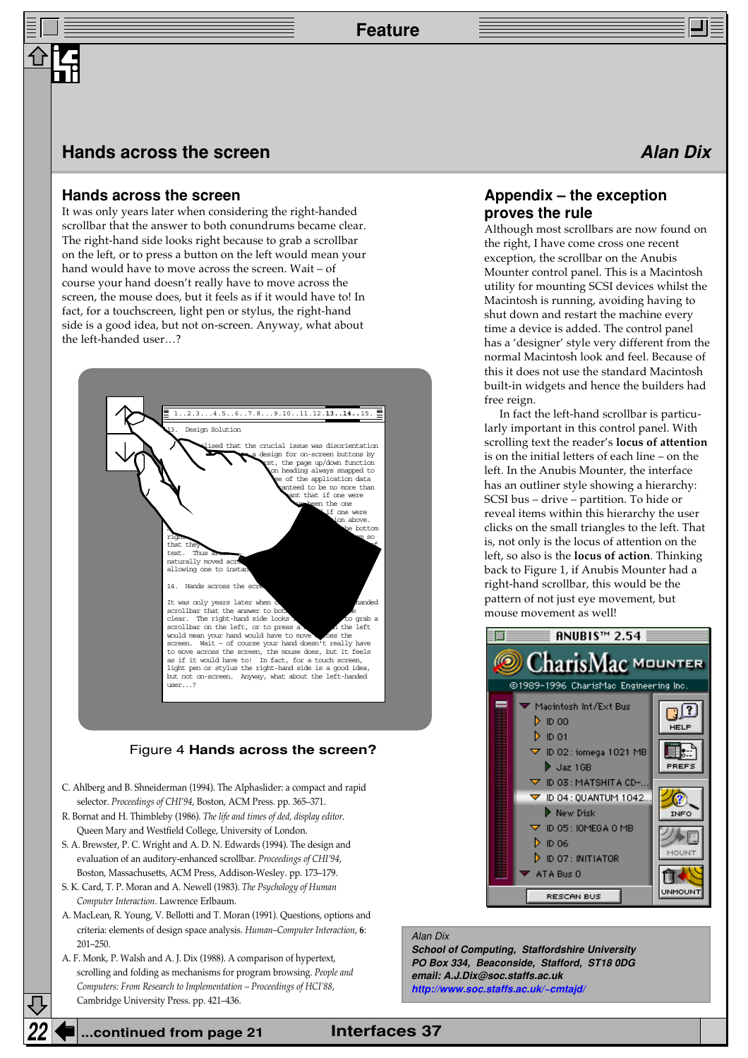# Hands across the screen

Alan Dix

## Hands across the screen

It was only years later when considering the right-handed scrollbar that the answer to both conundrums became clear. The right-hand side looks right because to grab a scrollbar on the left, or to press a button on the left would mean your hand would have to move across the screen. Wait – of course your hand doesn't really have to move across the screen, the mouse does, but it feels as if it would have to! In fact, for a touchscreen, light pen or stylus, the right-hand side is a good idea, but not on-screen. Anyway, what about the left-handed user…?

Figure 4 **Hands across the screen?**

C. Ahlberg and B. Shneiderman (1994). The Alphaslider: a compact and rapid selector. *Proceedings of CHI'94*, Boston, ACM Press. pp. 365–371.

R. Bornat and H. Thimbleby (1986). *The life and times of ded, display editor*. Queen Mary and Westfield College, University of London.

S. A. Brewster, P. C. Wright and A. D. N. Edwards (1994). The design and evaluation of an auditory-enhanced scrollbar. *Proceedings of CHI'94*, Boston, Massachusetts, ACM Press, Addison-Wesley. pp. 173–179.

S. K. Card, T. P. Moran and A. Newell (1983). *The Psychology of Human Computer Interaction*. Lawrence Erlbaum.

A. MacLean, R. Young, V. Bellotti and T. Moran (1991). Questions, options and criteria: elements of design space analysis. *Human–Computer Interaction*, **6**: 201–250.

A. F. Monk, P. Walsh and A. J. Dix (1988). A comparison of hypertext, scrolling and folding as mechanisms for program browsing. *People and Computers: From Research to Implementation – Proceedings of HCI'88*, Cambridge University Press. pp. 421–436.

## Appendix – the exception proves the rule

Although most scrollbars are now found on the right, I have come cross one recent exception, the scrollbar on the Anubis Mounter control panel. This is a Macintosh utility for mounting SCSI devices whilst the Macintosh is running, avoiding having to shut down and restart the machine every time a device is added. The control panel has a 'designer' style very different from the normal Macintosh look and feel. Because of this it does not use the standard Macintosh built-in widgets and hence the builders had free reign.

In fact the left-hand scrollbar is particularly important in this control panel. With scrolling text the reader's **locus of attention** is on the initial letters of each line – on the left. In the Anubis Mounter, the interface has an outliner style showing a hierarchy: SCSI bus – drive – partition. To hide or reveal items within this hierarchy the user clicks on the small triangles to the left. That is, not only is the locus of attention on the left, so also is the **locus of action**. Thinking back to Figure 1, if Anubis Mounter had a right-hand scrollbar, this would be the pattern of not just eye movement, but mouse movement as well!

*Alan Dix*
***School of Computing, Staffordshire University***
***PO Box 334, Beaconside, Stafford, ST18 0DG***
***email: A.J.Dix@soc.staffs.ac.uk***
***http://www.soc.staffs.ac.uk/~cmtajd/***

**...continued from page 21**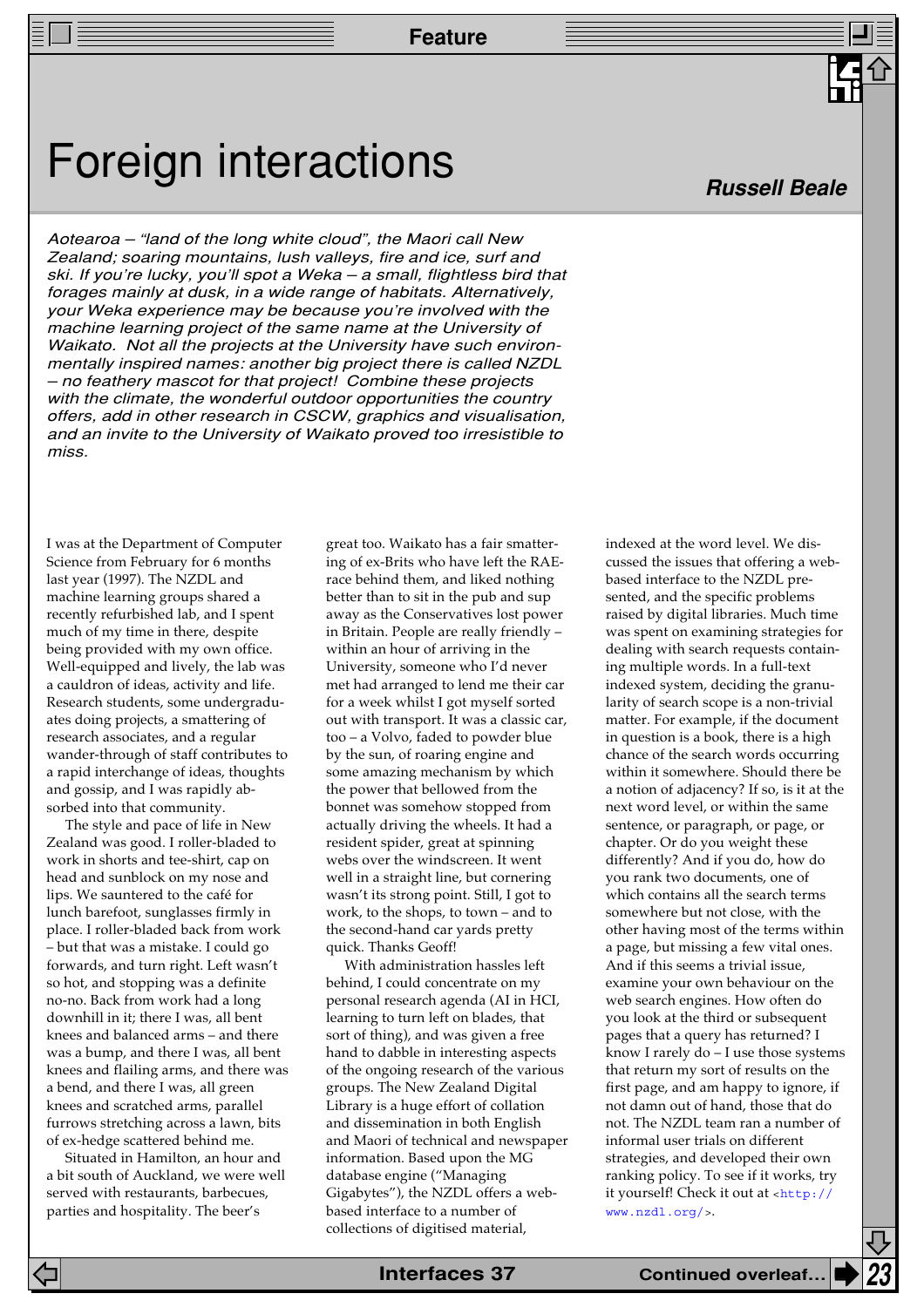# Foreign interactions

**_Russell Beale_**

*Aotearoa – "land of the long white cloud", the Maori call New Zealand; soaring mountains, lush valleys, fire and ice, surf and ski. If you're lucky, you'll spot a Weka – a small, flightless bird that forages mainly at dusk, in a wide range of habitats. Alternatively, your Weka experience may be because you're involved with the machine learning project of the same name at the University of Waikato. Not all the projects at the University have such environmentally inspired names: another big project there is called NZDL – no feathery mascot for that project! Combine these projects with the climate, the wonderful outdoor opportunities the country offers, add in other research in CSCW, graphics and visualisation, and an invite to the University of Waikato proved too irresistible to miss.*

I was at the Department of Computer Science from February for 6 months last year (1997). The NZDL and machine learning groups shared a recently refurbished lab, and I spent much of my time in there, despite being provided with my own office. Well-equipped and lively, the lab was a cauldron of ideas, activity and life. Research students, some undergraduates doing projects, a smattering of research associates, and a regular wander-through of staff contributes to a rapid interchange of ideas, thoughts and gossip, and I was rapidly absorbed into that community.

The style and pace of life in New Zealand was good. I roller-bladed to work in shorts and tee-shirt, cap on head and sunblock on my nose and lips. We sauntered to the café for lunch barefoot, sunglasses firmly in place. I roller-bladed back from work – but that was a mistake. I could go forwards, and turn right. Left wasn't so hot, and stopping was a definite no-no. Back from work had a long downhill in it; there I was, all bent knees and balanced arms – and there was a bump, and there I was, all bent knees and flailing arms, and there was a bend, and there I was, all green knees and scratched arms, parallel furrows stretching across a lawn, bits of ex-hedge scattered behind me.

Situated in Hamilton, an hour and a bit south of Auckland, we were well served with restaurants, barbecues, parties and hospitality. The beer's great too. Waikato has a fair smattering of ex-Brits who have left the RAE-race behind them, and liked nothing better than to sit in the pub and sup away as the Conservatives lost power in Britain. People are really friendly – within an hour of arriving in the University, someone who I'd never met had arranged to lend me their car for a week whilst I got myself sorted out with transport. It was a classic car, too – a Volvo, faded to powder blue by the sun, of roaring engine and some amazing mechanism by which the power that bellowed from the bonnet was somehow stopped from actually driving the wheels. It had a resident spider, great at spinning webs over the windscreen. It went well in a straight line, but cornering wasn't its strong point. Still, I got to work, to the shops, to town – and to the second-hand car yards pretty quick. Thanks Geoff!

With administration hassles left behind, I could concentrate on my personal research agenda (AI in HCI, learning to turn left on blades, that sort of thing), and was given a free hand to dabble in interesting aspects of the ongoing research of the various groups. The New Zealand Digital Library is a huge effort of collation and dissemination in both English and Maori of technical and newspaper information. Based upon the MG database engine ("Managing Gigabytes"), the NZDL offers a web-based interface to a number of collections of digitised material, indexed at the word level. We discussed the issues that offering a web-based interface to the NZDL presented, and the specific problems raised by digital libraries. Much time was spent on examining strategies for dealing with search requests containing multiple words. In a full-text indexed system, deciding the granularity of search scope is a non-trivial matter. For example, if the document in question is a book, there is a high chance of the search words occurring within it somewhere. Should there be a notion of adjacency? If so, is it at the next word level, or within the same sentence, or paragraph, or page, or chapter. Or do you weight these differently? And if you do, how do you rank two documents, one of which contains all the search terms somewhere but not close, with the other having most of the terms within a page, but missing a few vital ones. And if this seems a trivial issue, examine your own behaviour on the web search engines. How often do you look at the third or subsequent pages that a query has returned? I know I rarely do – I use those systems that return my sort of results on the first page, and am happy to ignore, if not damn out of hand, those that do not. The NZDL team ran a number of informal user trials on different strategies, and developed their own ranking policy. To see if it works, try it yourself! Check it out at <http://www.nzdl.org/>.

Continued overleaf…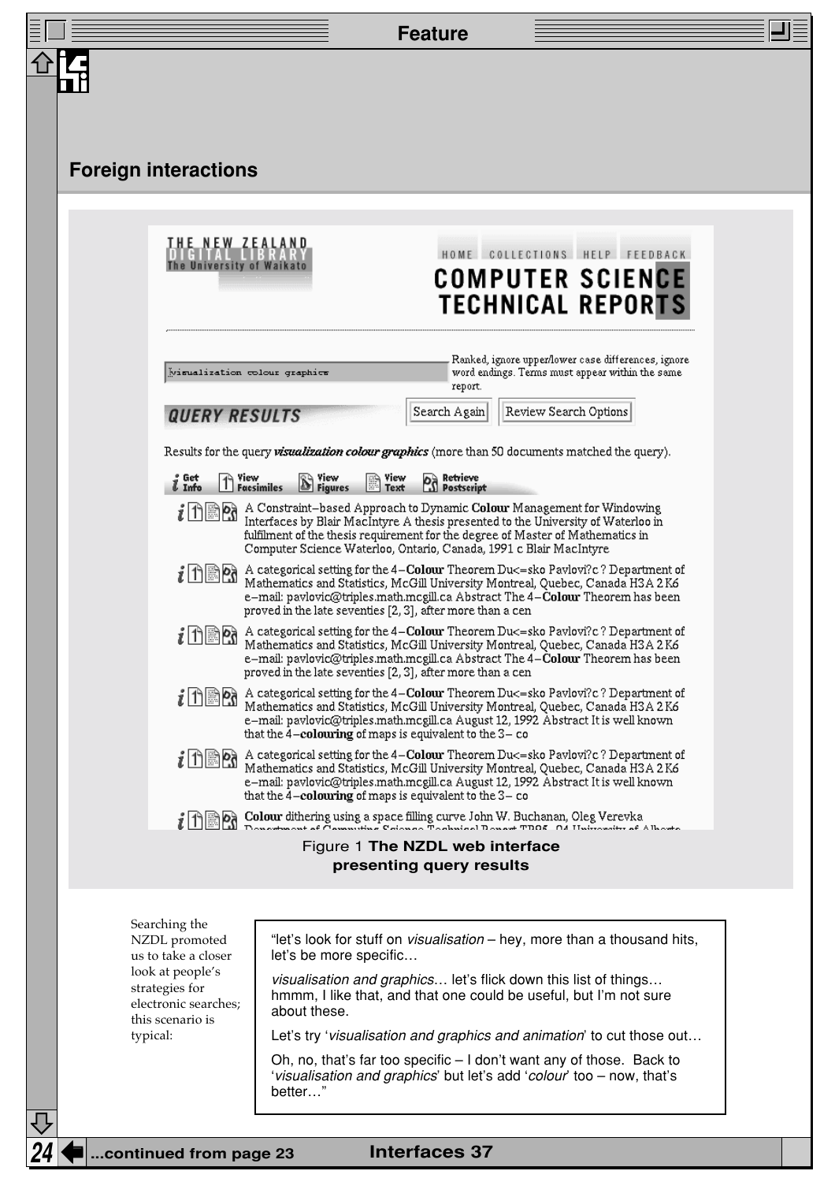## Foreign interactions

Figure 1 **The NZDL web interface presenting query results**

Searching the NZDL promoted us to take a closer look at people's strategies for electronic searches; this scenario is typical:

> "let's look for stuff on *visualisation* – hey, more than a thousand hits, let's be more specific…
>
> *visualisation and graphics*… let's flick down this list of things… hmmm, I like that, and that one could be useful, but I'm not sure about these.
>
> Let's try '*visualisation and graphics and animation*' to cut those out…
>
> Oh, no, that's far too specific – I don't want any of those. Back to '*visualisation and graphics*' but let's add '*colour*' too – now, that's better…"

…continued from page 23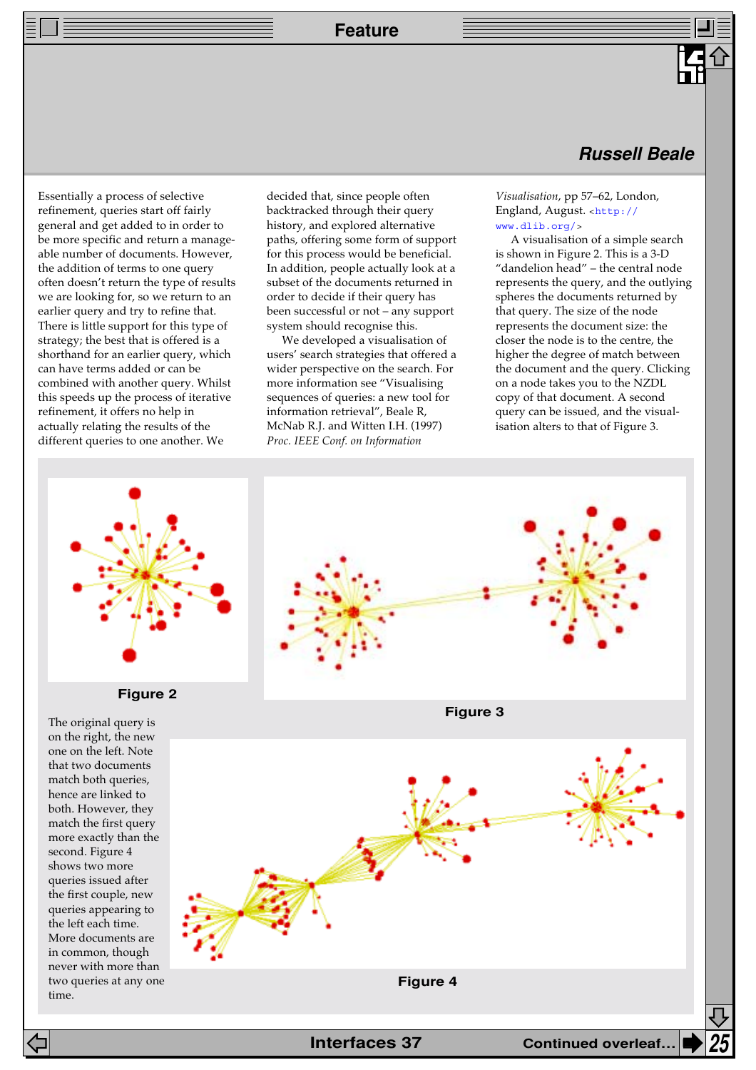Russell Beale

Essentially a process of selective refinement, queries start off fairly general and get added to in order to be more specific and return a manageable number of documents. However, the addition of terms to one query often doesn't return the type of results we are looking for, so we return to an earlier query and try to refine that. There is little support for this type of strategy; the best that is offered is a shorthand for an earlier query, which can have terms added or can be combined with another query. Whilst this speeds up the process of iterative refinement, it offers no help in actually relating the results of the different queries to one another. We decided that, since people often backtracked through their query history, and explored alternative paths, offering some form of support for this process would be beneficial. In addition, people actually look at a subset of the documents returned in order to decide if their query has been successful or not – any support system should recognise this.

We developed a visualisation of users' search strategies that offered a wider perspective on the search. For more information see "Visualising sequences of queries: a new tool for information retrieval", Beale R, McNab R.J. and Witten I.H. (1997) *Proc. IEEE Conf. on Information Visualisation*, pp 57–62, London, England, August. <http://www.dlib.org/>

A visualisation of a simple search is shown in Figure 2. This is a 3-D "dandelion head" – the central node represents the query, and the outlying spheres the documents returned by that query. The size of the node represents the document size: the closer the node is to the centre, the higher the degree of match between the document and the query. Clicking on a node takes you to the NZDL copy of that document. A second query can be issued, and the visualisation alters to that of Figure 3.

**Figure 2**

**Figure 3**

The original query is on the right, the new one on the left. Note that two documents match both queries, hence are linked to both. However, they match the first query more exactly than the second. Figure 4 shows two more queries issued after the first couple, new queries appearing to the left each time. More documents are in common, though never with more than two queries at any one time.

**Figure 4**

Continued overleaf…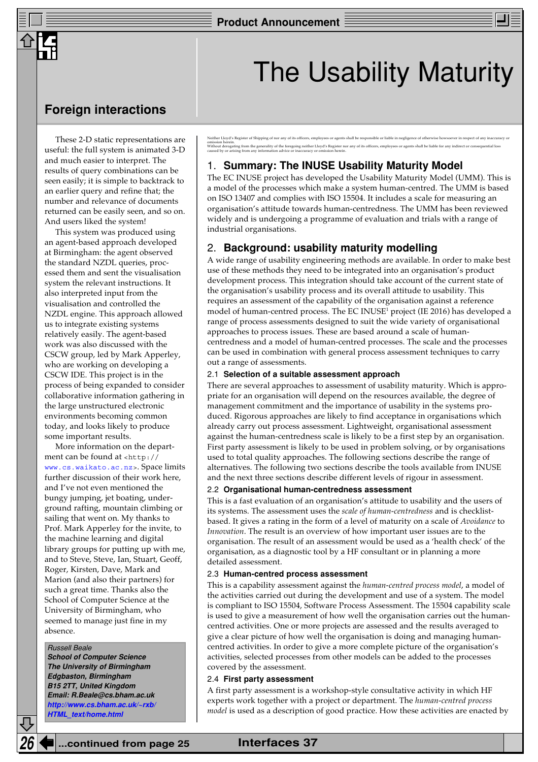## Foreign interactions

These 2-D static representations are useful: the full system is animated 3-D and much easier to interpret. The results of query combinations can be seen easily; it is simple to backtrack to an earlier query and refine that; the number and relevance of documents returned can be easily seen, and so on. And users liked the system!

This system was produced using an agent-based approach developed at Birmingham: the agent observed the standard NZDL queries, processed them and sent the visualisation system the relevant instructions. It also interpreted input from the visualisation and controlled the NZDL engine. This approach allowed us to integrate existing systems relatively easily. The agent-based work was also discussed with the CSCW group, led by Mark Apperley, who are working on developing a CSCW IDE. This project is in the process of being expanded to consider collaborative information gathering in the large unstructured electronic environments becoming common today, and looks likely to produce some important results.

More information on the department can be found at <http://www.cs.waikato.ac.nz>. Space limits further discussion of their work here, and I've not even mentioned the bungy jumping, jet boating, underground rafting, mountain climbing or sailing that went on. My thanks to Prof. Mark Apperley for the invite, to the machine learning and digital library groups for putting up with me, and to Steve, Steve, Ian, Stuart, Geoff, Roger, Kirsten, Dave, Mark and Marion (and also their partners) for such a great time. Thanks also the School of Computer Science at the University of Birmingham, who seemed to manage just fine in my absence.

*Russell Beale*
***School of Computer Science***
***The University of Birmingham***
***Edgbaston, Birmingham***
***B15 2TT, United Kingdom***
***Email: R.Beale@cs.bham.ac.uk***
***http://www.cs.bham.ac.uk/~rxb/HTML_text/home.html***

# The Usability Maturity

Neither Lloyd's Register of Shipping of nor any of its officers, employees or agents shall be responsible or liable in negligence of otherwise howsoever in respect of any inaccuracy or omission herein.
Without derogating from the generality of the foregoing neither Lloyd's Register nor any of its officers, employees or agents shall be liable for any indirect or consequential loss caused by or arising from any information advice or inaccuracy or omission herein.

## 1. Summary: The INUSE Usability Maturity Model

The EC INUSE project has developed the Usability Maturity Model (UMM). This is a model of the processes which make a system human-centred. The UMM is based on ISO 13407 and complies with ISO 15504. It includes a scale for measuring an organisation's attitude towards human-centredness. The UMM has been reviewed widely and is undergoing a programme of evaluation and trials with a range of industrial organisations.

## 2. Background: usability maturity modelling

A wide range of usability engineering methods are available. In order to make best use of these methods they need to be integrated into an organisation's product development process. This integration should take account of the current state of the organisation's usability process and its overall attitude to usability. This requires an assessment of the capability of the organisation against a reference model of human-centred process. The EC INUSE[1] project (IE 2016) has developed a range of process assessments designed to suit the wide variety of organisational approaches to process issues. These are based around a scale of human-centredness and a model of human-centred processes. The scale and the processes can be used in combination with general process assessment techniques to carry out a range of assessments.

### 2.1 Selection of a suitable assessment approach

There are several approaches to assessment of usability maturity. Which is appropriate for an organisation will depend on the resources available, the degree of management commitment and the importance of usability in the systems produced. Rigorous approaches are likely to find acceptance in organisations which already carry out process assessment. Lightweight, organisational assessment against the human-centredness scale is likely to be a first step by an organisation. First party assessment is likely to be used in problem solving, or by organisations used to total quality approaches. The following sections describe the range of alternatives. The following two sections describe the tools available from INUSE and the next three sections describe different levels of rigour in assessment.

### 2.2 Organisational human-centredness assessment

This is a fast evaluation of an organisation's attitude to usability and the users of its systems. The assessment uses the *scale of human-centredness* and is checklist-based. It gives a rating in the form of a level of maturity on a scale of *Avoidance* to *Innovation*. The result is an overview of how important user issues are to the organisation. The result of an assessment would be used as a 'health check' of the organisation, as a diagnostic tool by a HF consultant or in planning a more detailed assessment.

### 2.3 Human-centred process assessment

This is a capability assessment against the *human-centred process model*, a model of the activities carried out during the development and use of a system. The model is compliant to ISO 15504, Software Process Assessment. The 15504 capability scale is used to give a measurement of how well the organisation carries out the human-centred activities. One or more projects are assessed and the results averaged to give a clear picture of how well the organisation is doing and managing human-centred activities. In order to give a more complete picture of the organisation's activities, selected processes from other models can be added to the processes covered by the assessment.

### 2.4 First party assessment

A first party assessment is a workshop-style consultative activity in which HF experts work together with a project or department. The *human-centred process model* is used as a description of good practice. How these activities are enacted by

...continued from page 25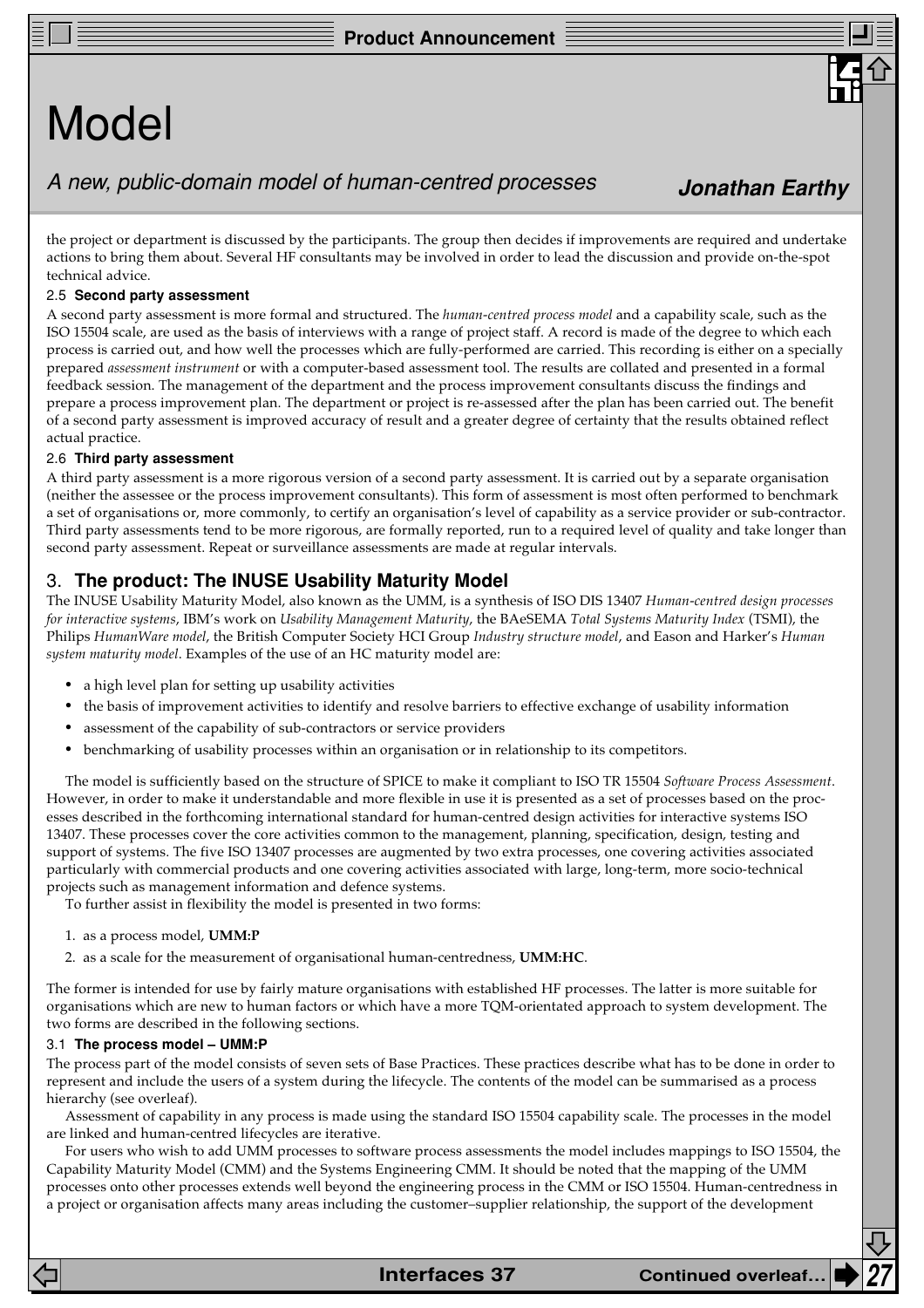# Model

*A new, public-domain model of human-centred processes*

**Jonathan Earthy**

the project or department is discussed by the participants. The group then decides if improvements are required and undertake actions to bring them about. Several HF consultants may be involved in order to lead the discussion and provide on-the-spot technical advice.

### 2.5 Second party assessment

A second party assessment is more formal and structured. The *human-centred process model* and a capability scale, such as the ISO 15504 scale, are used as the basis of interviews with a range of project staff. A record is made of the degree to which each process is carried out, and how well the processes which are fully-performed are carried. This recording is either on a specially prepared *assessment instrument* or with a computer-based assessment tool. The results are collated and presented in a formal feedback session. The management of the department and the process improvement consultants discuss the findings and prepare a process improvement plan. The department or project is re-assessed after the plan has been carried out. The benefit of a second party assessment is improved accuracy of result and a greater degree of certainty that the results obtained reflect actual practice.

### 2.6 Third party assessment

A third party assessment is a more rigorous version of a second party assessment. It is carried out by a separate organisation (neither the assessee or the process improvement consultants). This form of assessment is most often performed to benchmark a set of organisations or, more commonly, to certify an organisation's level of capability as a service provider or sub-contractor. Third party assessments tend to be more rigorous, are formally reported, run to a required level of quality and take longer than second party assessment. Repeat or surveillance assessments are made at regular intervals.

## 3. The product: The INUSE Usability Maturity Model

The INUSE Usability Maturity Model, also known as the UMM, is a synthesis of ISO DIS 13407 *Human-centred design processes for interactive systems*, IBM's work on *Usability Management Maturity*, the BAeSEMA *Total Systems Maturity Index* (TSMI), the Philips *HumanWare model*, the British Computer Society HCI Group *Industry structure model*, and Eason and Harker's *Human system maturity model*. Examples of the use of an HC maturity model are:

- a high level plan for setting up usability activities
- the basis of improvement activities to identify and resolve barriers to effective exchange of usability information
- assessment of the capability of sub-contractors or service providers
- benchmarking of usability processes within an organisation or in relationship to its competitors.

The model is sufficiently based on the structure of SPICE to make it compliant to ISO TR 15504 *Software Process Assessment*. However, in order to make it understandable and more flexible in use it is presented as a set of processes based on the processes described in the forthcoming international standard for human-centred design activities for interactive systems ISO 13407. These processes cover the core activities common to the management, planning, specification, design, testing and support of systems. The five ISO 13407 processes are augmented by two extra processes, one covering activities associated particularly with commercial products and one covering activities associated with large, long-term, more socio-technical projects such as management information and defence systems.

To further assist in flexibility the model is presented in two forms:

1. as a process model, **UMM:P**
2. as a scale for the measurement of organisational human-centredness, **UMM:HC**.

The former is intended for use by fairly mature organisations with established HF processes. The latter is more suitable for organisations which are new to human factors or which have a more TQM-orientated approach to system development. The two forms are described in the following sections.

### 3.1 The process model – UMM:P

The process part of the model consists of seven sets of Base Practices. These practices describe what has to be done in order to represent and include the users of a system during the lifecycle. The contents of the model can be summarised as a process hierarchy (see overleaf).

Assessment of capability in any process is made using the standard ISO 15504 capability scale. The processes in the model are linked and human-centred lifecycles are iterative.

For users who wish to add UMM processes to software process assessments the model includes mappings to ISO 15504, the Capability Maturity Model (CMM) and the Systems Engineering CMM. It should be noted that the mapping of the UMM processes onto other processes extends well beyond the engineering process in the CMM or ISO 15504. Human-centredness in a project or organisation affects many areas including the customer–supplier relationship, the support of the development

Continued overleaf…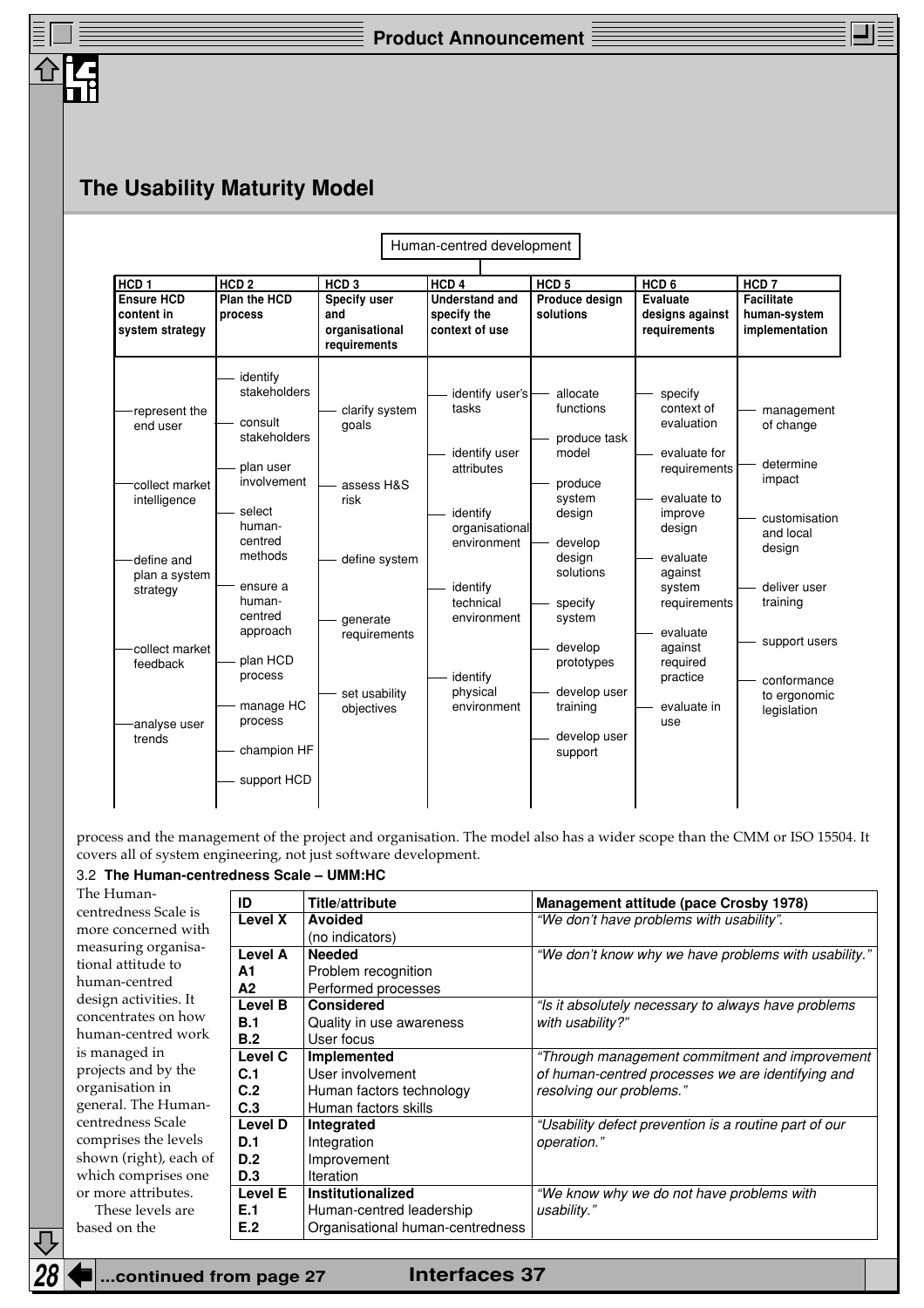## The Usability Maturity Model

Human-centred development

| HCD 1 Ensure HCD content in system strategy | HCD 2 Plan the HCD process | HCD 3 Specify user and organisational requirements | HCD 4 Understand and specify the context of use | HCD 5 Produce design solutions | HCD 6 Evaluate designs against requirements | HCD 7 Facilitate human-system implementation |
|---|---|---|---|---|---|---|
| represent the end user | identify stakeholders | clarify system goals | identify user's tasks | allocate functions | specify context of evaluation | management of change |
| collect market intelligence | consult stakeholders | assess H&S risk | identify user attributes | produce task model | evaluate for requirements | determine impact |
| define and plan a system strategy | plan user involvement | define system | identify organisational environment | produce system design | evaluate to improve design | customisation and local design |
| collect market feedback | select human-centred methods | generate requirements | identify technical environment | develop design solutions | evaluate against system requirements | deliver user training |
| analyse user trends | ensure a human-centred approach | set usability objectives | identify physical environment | specify system | evaluate against required practice | support users |
| | plan HCD process | | | develop prototypes | evaluate in use | conformance to ergonomic legislation |
| | manage HC process | | | develop user training | | |
| | champion HF | | | develop user support | | |
| | support HCD | | | | | |

process and the management of the project and organisation. The model also has a wider scope than the CMM or ISO 15504. It covers all of system engineering, not just software development.

### 3.2 The Human-centredness Scale – UMM:HC

The Human-centredness Scale is more concerned with measuring organisational attitude to human-centred design activities. It concentrates on how human-centred work is managed in projects and by the organisation in general. The Human-centredness Scale comprises the levels shown (right), each of which comprises one or more attributes.

These levels are based on the

| ID | Title/attribute | Management attitude (pace Crosby 1978) |
|---|---|---|
| **Level X** | **Avoided** (no indicators) | *"We don't have problems with usability".* |
| **Level A** | **Needed** | *"We don't know why we have problems with usability."* |
| **A1** | Problem recognition | |
| **A2** | Performed processes | |
| **Level B** | **Considered** | *"Is it absolutely necessary to always have problems with usability?"* |
| **B.1** | Quality in use awareness | |
| **B.2** | User focus | |
| **Level C** | **Implemented** | *"Through management commitment and improvement of human-centred processes we are identifying and resolving our problems."* |
| **C.1** | User involvement | |
| **C.2** | Human factors technology | |
| **C.3** | Human factors skills | |
| **Level D** | **Integrated** | *"Usability defect prevention is a routine part of our operation."* |
| **D.1** | Integration | |
| **D.2** | Improvement | |
| **D.3** | Iteration | |
| **Level E** | **Institutionalized** | *"We know why we do not have problems with usability."* |
| **E.1** | Human-centred leadership | |
| **E.2** | Organisational human-centredness | |

...continued from page 27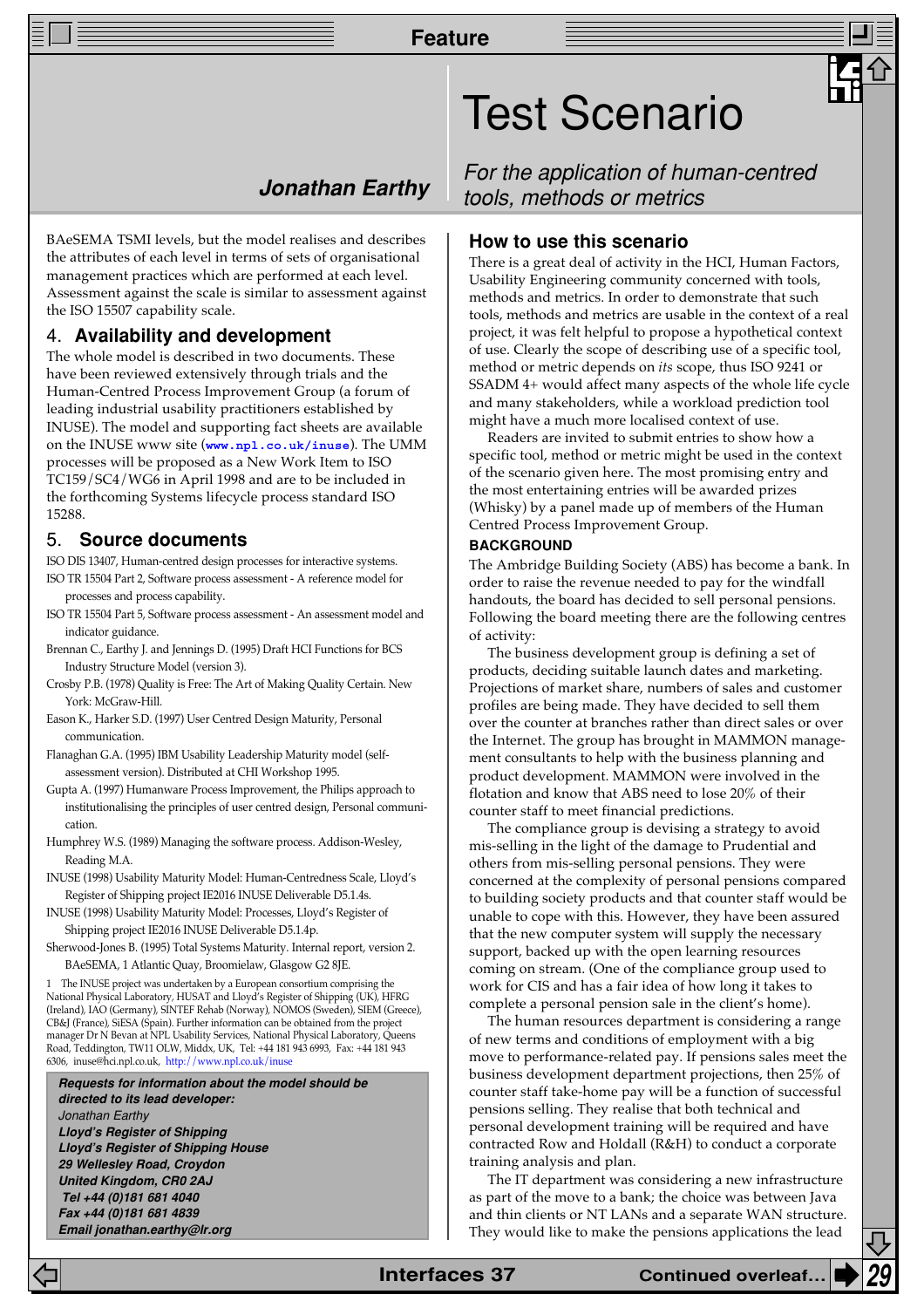BAeSEMA TSMI levels, but the model realises and describes the attributes of each level in terms of sets of organisational management practices which are performed at each level. Assessment against the scale is similar to assessment against the ISO 15507 capability scale.

## 4. Availability and development

The whole model is described in two documents. These have been reviewed extensively through trials and the Human-Centred Process Improvement Group (a forum of leading industrial usability practitioners established by INUSE). The model and supporting fact sheets are available on the INUSE www site (www.npl.co.uk/inuse). The UMM processes will be proposed as a New Work Item to ISO TC159/SC4/WG6 in April 1998 and are to be included in the forthcoming Systems lifecycle process standard ISO 15288.

## 5. Source documents

ISO DIS 13407, Human-centred design processes for interactive systems.

ISO TR 15504 Part 2, Software process assessment - A reference model for processes and process capability.

ISO TR 15504 Part 5, Software process assessment - An assessment model and indicator guidance.

Brennan C., Earthy J. and Jennings D. (1995) Draft HCI Functions for BCS Industry Structure Model (version 3).

Crosby P.B. (1978) Quality is Free: The Art of Making Quality Certain. New York: McGraw-Hill.

Eason K., Harker S.D. (1997) User Centred Design Maturity, Personal communication.

Flanaghan G.A. (1995) IBM Usability Leadership Maturity model (self-assessment version). Distributed at CHI Workshop 1995.

Gupta A. (1997) Humanware Process Improvement, the Philips approach to institutionalising the principles of user centred design, Personal communication.

Humphrey W.S. (1989) Managing the software process. Addison-Wesley, Reading M.A.

INUSE (1998) Usability Maturity Model: Human-Centredness Scale, Lloyd's Register of Shipping project IE2016 INUSE Deliverable D5.1.4s.

INUSE (1998) Usability Maturity Model: Processes, Lloyd's Register of Shipping project IE2016 INUSE Deliverable D5.1.4p.

Sherwood-Jones B. (1995) Total Systems Maturity. Internal report, version 2. BAeSEMA, 1 Atlantic Quay, Broomielaw, Glasgow G2 8JE.

[1] The INUSE project was undertaken by a European consortium comprising the National Physical Laboratory, HUSAT and Lloyd's Register of Shipping (UK), HFRG (Ireland), IAO (Germany), SINTEF Rehab (Norway), NOMOS (Sweden), SIEM (Greece), CB&J (France), SiESA (Spain). Further information can be obtained from the project manager Dr N Bevan at NPL Usability Services, National Physical Laboratory, Queens Road, Teddington, TW11 OLW, Middx, UK, Tel: +44 181 943 6993, Fax: +44 181 943 6306, inuse@hci.npl.co.uk, http://www.npl.co.uk/inuse

**Requests for information about the model should be directed to its lead developer:**
*Jonathan Earthy*
**Lloyd's Register of Shipping**
**Lloyd's Register of Shipping House**
**29 Wellesley Road, Croydon**
**United Kingdom, CR0 2AJ**
**Tel +44 (0)181 681 4040**
**Fax +44 (0)181 681 4839**
**Email jonathan.earthy@lr.org**

# Test Scenario

## *For the application of human-centred tools, methods or metrics*

**Jonathan Earthy**

## How to use this scenario

There is a great deal of activity in the HCI, Human Factors, Usability Engineering community concerned with tools, methods and metrics. In order to demonstrate that such tools, methods and metrics are usable in the context of a real project, it was felt helpful to propose a hypothetical context of use. Clearly the scope of describing use of a specific tool, method or metric depends on *its* scope, thus ISO 9241 or SSADM 4+ would affect many aspects of the whole life cycle and many stakeholders, while a workload prediction tool might have a much more localised context of use.

Readers are invited to submit entries to show how a specific tool, method or metric might be used in the context of the scenario given here. The most promising entry and the most entertaining entries will be awarded prizes (Whisky) by a panel made up of members of the Human Centred Process Improvement Group.

### BACKGROUND

The Ambridge Building Society (ABS) has become a bank. In order to raise the revenue needed to pay for the windfall handouts, the board has decided to sell personal pensions. Following the board meeting there are the following centres of activity:

The business development group is defining a set of products, deciding suitable launch dates and marketing. Projections of market share, numbers of sales and customer profiles are being made. They have decided to sell them over the counter at branches rather than direct sales or over the Internet. The group has brought in MAMMON management consultants to help with the business planning and product development. MAMMON were involved in the flotation and know that ABS need to lose 20% of their counter staff to meet financial predictions.

The compliance group is devising a strategy to avoid mis-selling in the light of the damage to Prudential and others from mis-selling personal pensions. They were concerned at the complexity of personal pensions compared to building society products and that counter staff would be unable to cope with this. However, they have been assured that the new computer system will supply the necessary support, backed up with the open learning resources coming on stream. (One of the compliance group used to work for CIS and has a fair idea of how long it takes to complete a personal pension sale in the client's home).

The human resources department is considering a range of new terms and conditions of employment with a big move to performance-related pay. If pensions sales meet the business development department projections, then 25% of counter staff take-home pay will be a function of successful pensions selling. They realise that both technical and personal development training will be required and have contracted Row and Holdall (R&H) to conduct a corporate training analysis and plan.

The IT department was considering a new infrastructure as part of the move to a bank; the choice was between Java and thin clients or NT LANs and a separate WAN structure. They would like to make the pensions applications the lead

Continued overleaf...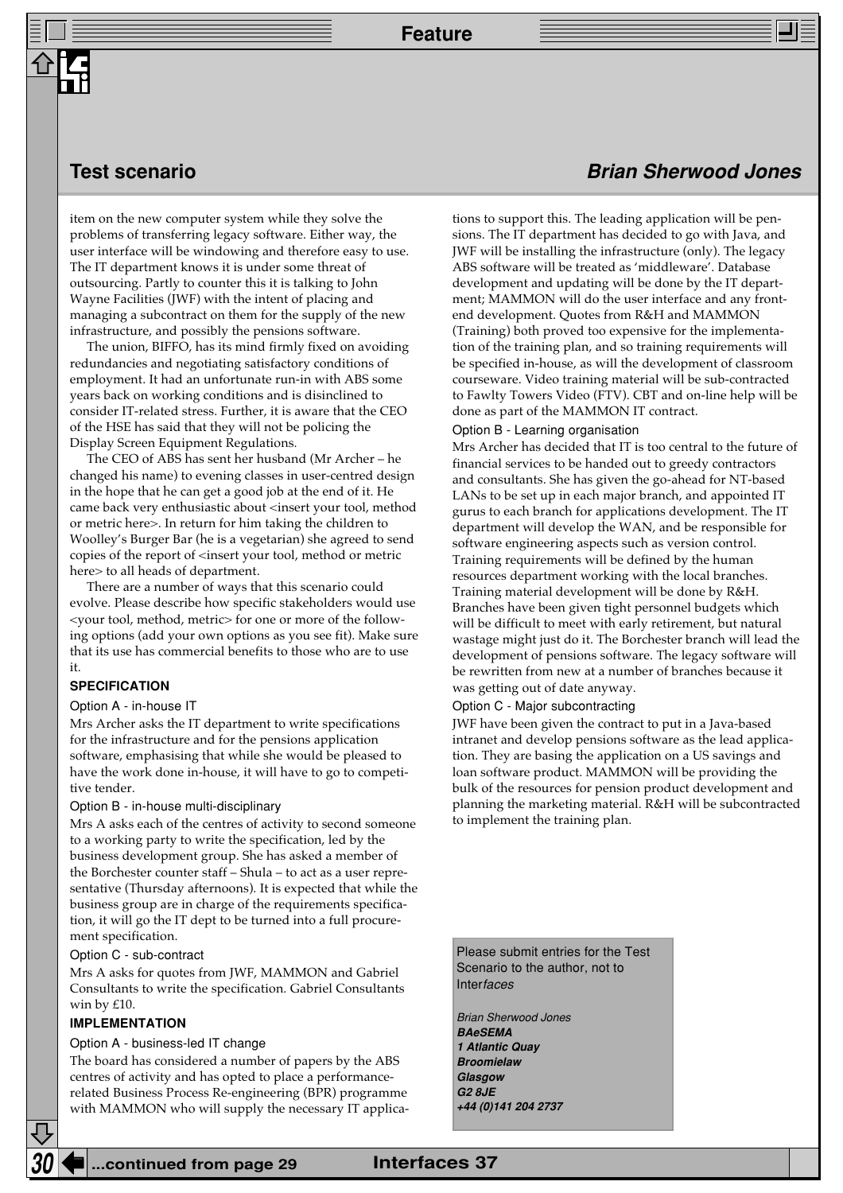## Test scenario

*Brian Sherwood Jones*

item on the new computer system while they solve the problems of transferring legacy software. Either way, the user interface will be windowing and therefore easy to use. The IT department knows it is under some threat of outsourcing. Partly to counter this it is talking to John Wayne Facilities (JWF) with the intent of placing and managing a subcontract on them for the supply of the new infrastructure, and possibly the pensions software.

The union, BIFFO, has its mind firmly fixed on avoiding redundancies and negotiating satisfactory conditions of employment. It had an unfortunate run-in with ABS some years back on working conditions and is disinclined to consider IT-related stress. Further, it is aware that the CEO of the HSE has said that they will not be policing the Display Screen Equipment Regulations.

The CEO of ABS has sent her husband (Mr Archer – he changed his name) to evening classes in user-centred design in the hope that he can get a good job at the end of it. He came back very enthusiastic about <insert your tool, method or metric here>. In return for him taking the children to Woolley's Burger Bar (he is a vegetarian) she agreed to send copies of the report of <insert your tool, method or metric here> to all heads of department.

There are a number of ways that this scenario could evolve. Please describe how specific stakeholders would use <your tool, method, metric> for one or more of the following options (add your own options as you see fit). Make sure that its use has commercial benefits to those who are to use it.

### SPECIFICATION

#### Option A - in-house IT

Mrs Archer asks the IT department to write specifications for the infrastructure and for the pensions application software, emphasising that while she would be pleased to have the work done in-house, it will have to go to competitive tender.

#### Option B - in-house multi-disciplinary

Mrs A asks each of the centres of activity to second someone to a working party to write the specification, led by the business development group. She has asked a member of the Borchester counter staff – Shula – to act as a user representative (Thursday afternoons). It is expected that while the business group are in charge of the requirements specification, it will go the IT dept to be turned into a full procurement specification.

#### Option C - sub-contract

Mrs A asks for quotes from JWF, MAMMON and Gabriel Consultants to write the specification. Gabriel Consultants win by £10.

### IMPLEMENTATION

#### Option A - business-led IT change

The board has considered a number of papers by the ABS centres of activity and has opted to place a performance-related Business Process Re-engineering (BPR) programme with MAMMON who will supply the necessary IT applications to support this. The leading application will be pensions. The IT department has decided to go with Java, and JWF will be installing the infrastructure (only). The legacy ABS software will be treated as 'middleware'. Database development and updating will be done by the IT department; MAMMON will do the user interface and any front-end development. Quotes from R&H and MAMMON (Training) both proved too expensive for the implementation of the training plan, and so training requirements will be specified in-house, as will the development of classroom courseware. Video training material will be sub-contracted to Fawlty Towers Video (FTV). CBT and on-line help will be done as part of the MAMMON IT contract.

#### Option B - Learning organisation

Mrs Archer has decided that IT is too central to the future of financial services to be handed out to greedy contractors and consultants. She has given the go-ahead for NT-based LANs to be set up in each major branch, and appointed IT gurus to each branch for applications development. The IT department will develop the WAN, and be responsible for software engineering aspects such as version control. Training requirements will be defined by the human resources department working with the local branches. Training material development will be done by R&H. Branches have been given tight personnel budgets which will be difficult to meet with early retirement, but natural wastage might just do it. The Borchester branch will lead the development of pensions software. The legacy software will be rewritten from new at a number of branches because it was getting out of date anyway.

#### Option C - Major subcontracting

JWF have been given the contract to put in a Java-based intranet and develop pensions software as the lead application. They are basing the application on a US savings and loan software product. MAMMON will be providing the bulk of the resources for pension product development and planning the marketing material. R&H will be subcontracted to implement the training plan.

Please submit entries for the Test Scenario to the author, not to Inter*faces*

*Brian Sherwood Jones*
***BAeSEMA***
***1 Atlantic Quay***
***Broomielaw***
***Glasgow***
***G2 8JE***
***+44 (0)141 204 2737***

...continued from page 29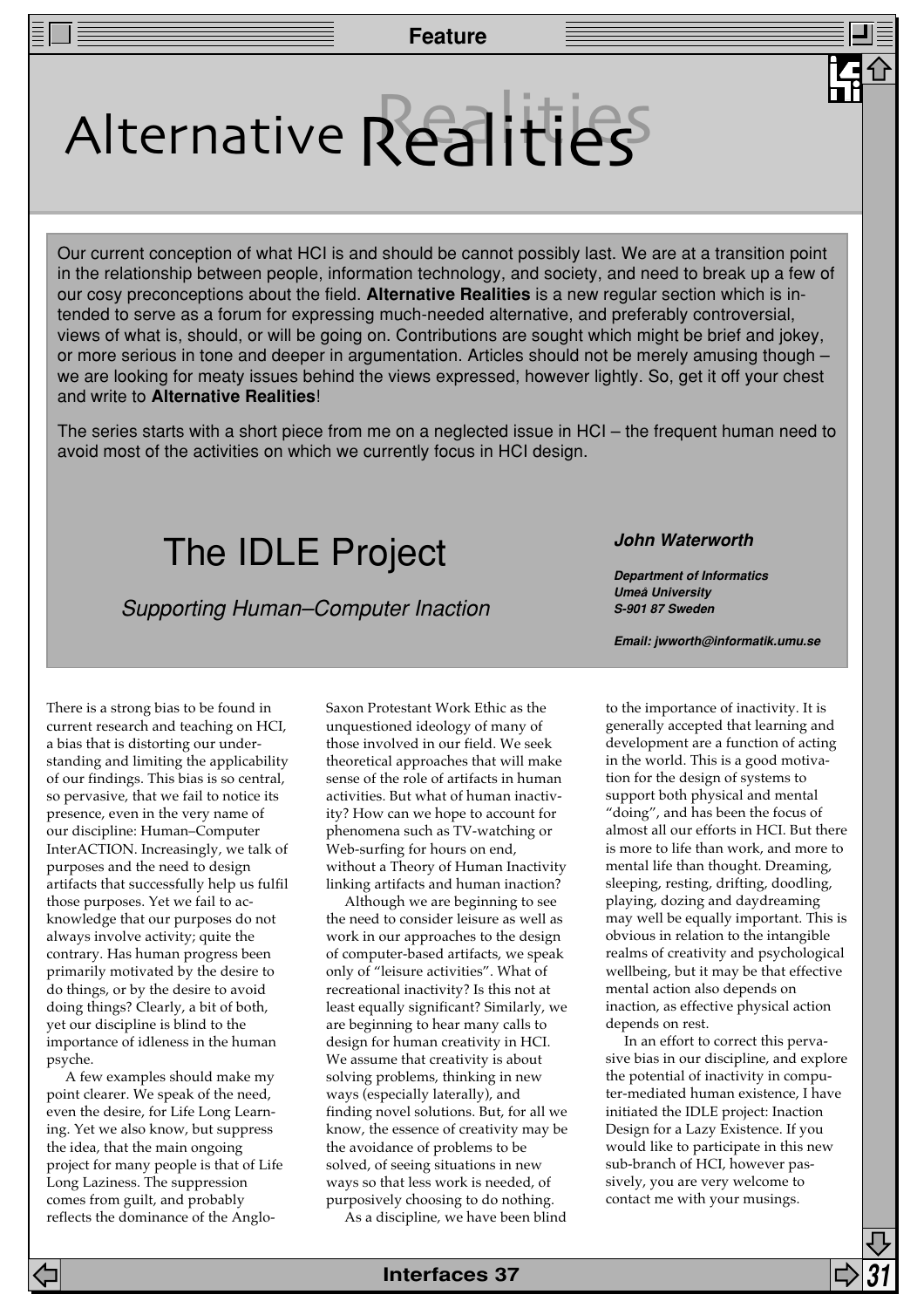# Alternative Realities

Our current conception of what HCI is and should be cannot possibly last. We are at a transition point in the relationship between people, information technology, and society, and need to break up a few of our cosy preconceptions about the field. **Alternative Realities** is a new regular section which is intended to serve as a forum for expressing much-needed alternative, and preferably controversial, views of what is, should, or will be going on. Contributions are sought which might be brief and jokey, or more serious in tone and deeper in argumentation. Articles should not be merely amusing though – we are looking for meaty issues behind the views expressed, however lightly. So, get it off your chest and write to **Alternative Realities**!

The series starts with a short piece from me on a neglected issue in HCI – the frequent human need to avoid most of the activities on which we currently focus in HCI design.

## The IDLE Project

*Supporting Human–Computer Inaction*

***John Waterworth***

***Department of Informatics***
***Umeå University***
***S-901 87 Sweden***

***Email: jwworth@informatik.umu.se***

There is a strong bias to be found in current research and teaching on HCI, a bias that is distorting our understanding and limiting the applicability of our findings. This bias is so central, so pervasive, that we fail to notice its presence, even in the very name of our discipline: Human–Computer InterACTION. Increasingly, we talk of purposes and the need to design artifacts that successfully help us fulfil those purposes. Yet we fail to acknowledge that our purposes do not always involve activity; quite the contrary. Has human progress been primarily motivated by the desire to do things, or by the desire to avoid doing things? Clearly, a bit of both, yet our discipline is blind to the importance of idleness in the human psyche.

A few examples should make my point clearer. We speak of the need, even the desire, for Life Long Learning. Yet we also know, but suppress the idea, that the main ongoing project for many people is that of Life Long Laziness. The suppression comes from guilt, and probably reflects the dominance of the Anglo-Saxon Protestant Work Ethic as the unquestioned ideology of many of those involved in our field. We seek theoretical approaches that will make sense of the role of artifacts in human activities. But what of human inactivity? How can we hope to account for phenomena such as TV-watching or Web-surfing for hours on end, without a Theory of Human Inactivity linking artifacts and human inaction?

Although we are beginning to see the need to consider leisure as well as work in our approaches to the design of computer-based artifacts, we speak only of "leisure activities". What of recreational inactivity? Is this not at least equally significant? Similarly, we are beginning to hear many calls to design for human creativity in HCI. We assume that creativity is about solving problems, thinking in new ways (especially laterally), and finding novel solutions. But, for all we know, the essence of creativity may be the avoidance of problems to be solved, of seeing situations in new ways so that less work is needed, of purposively choosing to do nothing.

As a discipline, we have been blind to the importance of inactivity. It is generally accepted that learning and development are a function of acting in the world. This is a good motivation for the design of systems to support both physical and mental "doing", and has been the focus of almost all our efforts in HCI. But there is more to life than work, and more to mental life than thought. Dreaming, sleeping, resting, drifting, doodling, playing, dozing and daydreaming may well be equally important. This is obvious in relation to the intangible realms of creativity and psychological wellbeing, but it may be that effective mental action also depends on inaction, as effective physical action depends on rest.

In an effort to correct this pervasive bias in our discipline, and explore the potential of inactivity in computer-mediated human existence, I have initiated the IDLE project: Inaction Design for a Lazy Existence. If you would like to participate in this new sub-branch of HCI, however passively, you are very welcome to contact me with your musings.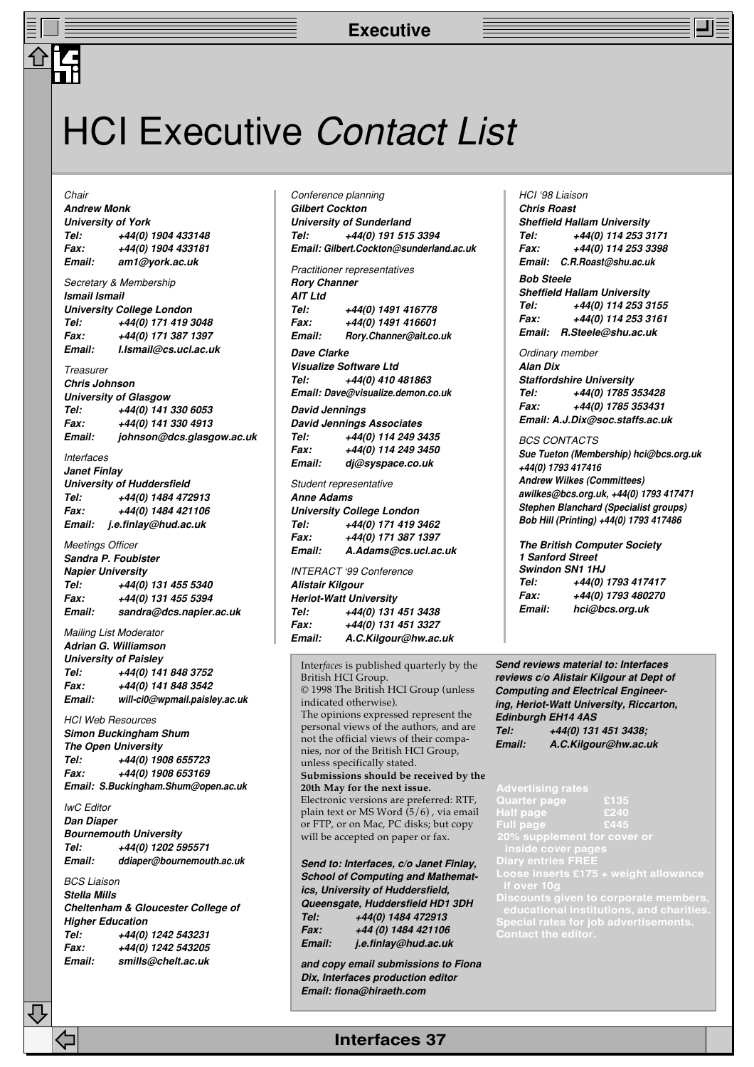# HCI Executive *Contact List*

*Chair*
**Andrew Monk**
**University of York**
**Tel: +44(0) 1904 433148**
**Fax: +44(0) 1904 433181**
**Email: am1@york.ac.uk**

*Secretary & Membership*
**Ismail Ismail**
**University College London**
**Tel: +44(0) 171 419 3048**
**Fax: +44(0) 171 387 1397**
**Email: I.Ismail@cs.ucl.ac.uk**

*Treasurer*
**Chris Johnson**
**University of Glasgow**
**Tel: +44(0) 141 330 6053**
**Fax: +44(0) 141 330 4913**
**Email: johnson@dcs.glasgow.ac.uk**

*Interfaces*
**Janet Finlay**
**University of Huddersfield**
**Tel: +44(0) 1484 472913**
**Fax: +44(0) 1484 421106**
**Email: j.e.finlay@hud.ac.uk**

*Meetings Officer*
**Sandra P. Foubister**
**Napier University**
**Tel: +44(0) 131 455 5340**
**Fax: +44(0) 131 455 5394**
**Email: sandra@dcs.napier.ac.uk**

*Mailing List Moderator*
**Adrian G. Williamson**
**University of Paisley**
**Tel: +44(0) 141 848 3752**
**Fax: +44(0) 141 848 3542**
**Email: will-ci0@wpmail.paisley.ac.uk**

*HCI Web Resources*
**Simon Buckingham Shum**
**The Open University**
**Tel: +44(0) 1908 655723**
**Fax: +44(0) 1908 653169**
**Email: S.Buckingham.Shum@open.ac.uk**

*IwC Editor*
**Dan Diaper**
**Bournemouth University**
**Tel: +44(0) 1202 595571**
**Email: ddiaper@bournemouth.ac.uk**

*BCS Liaison*
**Stella Mills**
**Cheltenham & Gloucester College of Higher Education**
**Tel: +44(0) 1242 543231**
**Fax: +44(0) 1242 543205**
**Email: smills@chelt.ac.uk**

*Conference planning*
**Gilbert Cockton**
**University of Sunderland**
**Tel: +44(0) 191 515 3394**
**Email: Gilbert.Cockton@sunderland.ac.uk**

*Practitioner representatives*
**Rory Channer**
**AIT Ltd**
**Tel: +44(0) 1491 416778**
**Fax: +44(0) 1491 416601**
**Email: Rory.Channer@ait.co.uk**

**Dave Clarke**
**Visualize Software Ltd**
**Tel: +44(0) 410 481863**
**Email: Dave@visualize.demon.co.uk**

**David Jennings**
**David Jennings Associates**
**Tel: +44(0) 114 249 3435**
**Fax: +44(0) 114 249 3450**
**Email: dj@syspace.co.uk**

*Student representative*
**Anne Adams**
**University College London**
**Tel: +44(0) 171 419 3462**
**Fax: +44(0) 171 387 1397**
**Email: A.Adams@cs.ucl.ac.uk**

*INTERACT '99 Conference*
**Alistair Kilgour**
**Heriot-Watt University**
**Tel: +44(0) 131 451 3438**
**Fax: +44(0) 131 451 3327**
**Email: A.C.Kilgour@hw.ac.uk**

*HCI '98 Liaison*
**Chris Roast**
**Sheffield Hallam University**
**Tel: +44(0) 114 253 3171**
**Fax: +44(0) 114 253 3398**
**Email: C.R.Roast@shu.ac.uk**

**Bob Steele**
**Sheffield Hallam University**
**Tel: +44(0) 114 253 3155**
**Fax: +44(0) 114 253 3161**
**Email: R.Steele@shu.ac.uk**

*Ordinary member*
**Alan Dix**
**Staffordshire University**
**Tel: +44(0) 1785 353428**
**Fax: +44(0) 1785 353431**
**Email: A.J.Dix@soc.staffs.ac.uk**

*BCS CONTACTS*
**Sue Tueton (Membership) hci@bcs.org.uk +44(0) 1793 417416**
**Andrew Wilkes (Committees) awilkes@bcs.org.uk, +44(0) 1793 417471**
**Stephen Blanchard (Specialist groups)**
**Bob Hill (Printing) +44(0) 1793 417486**

**The British Computer Society**
**1 Sanford Street**
**Swindon SN1 1HJ**
**Tel: +44(0) 1793 417417**
**Fax: +44(0) 1793 480270**
**Email: hci@bcs.org.uk**

Inter*faces* is published quarterly by the British HCI Group.
© 1998 The British HCI Group (unless indicated otherwise).
The opinions expressed represent the personal views of the authors, and are not the official views of their companies, nor of the British HCI Group, unless specifically stated.
**Submissions should be received by the 20th May for the next issue.**
Electronic versions are preferred: RTF, plain text or MS Word (5/6), via email or FTP, or on Mac, PC disks; but copy will be accepted on paper or fax.

***Send to: Interfaces, c/o Janet Finlay, School of Computing and Mathematics, University of Huddersfield, Queensgate, Huddersfield HD1 3DH***
***Tel: +44(0) 1484 472913***
***Fax: +44 (0) 1484 421106***
***Email: j.e.finlay@hud.ac.uk***

***and copy email submissions to Fiona Dix, Interfaces production editor***
***Email: fiona@hiraeth.com***

***Send reviews material to: Interfaces reviews c/o Alistair Kilgour at Dept of Computing and Electrical Engineering, Heriot-Watt University, Riccarton, Edinburgh EH14 4AS***
***Tel: +44(0) 131 451 3438;***
***Email: A.C.Kilgour@hw.ac.uk***

**Advertising rates**
**Quarter page £135**
**Half page £240**
**Full page £445**
**20% supplement for cover or inside cover pages**
**Diary entries FREE**
**Loose inserts £175 + weight allowance if over 10g**
**Discounts given to corporate members, educational institutions, and charities.**
**Special rates for job advertisements.**
**Contact the editor.**